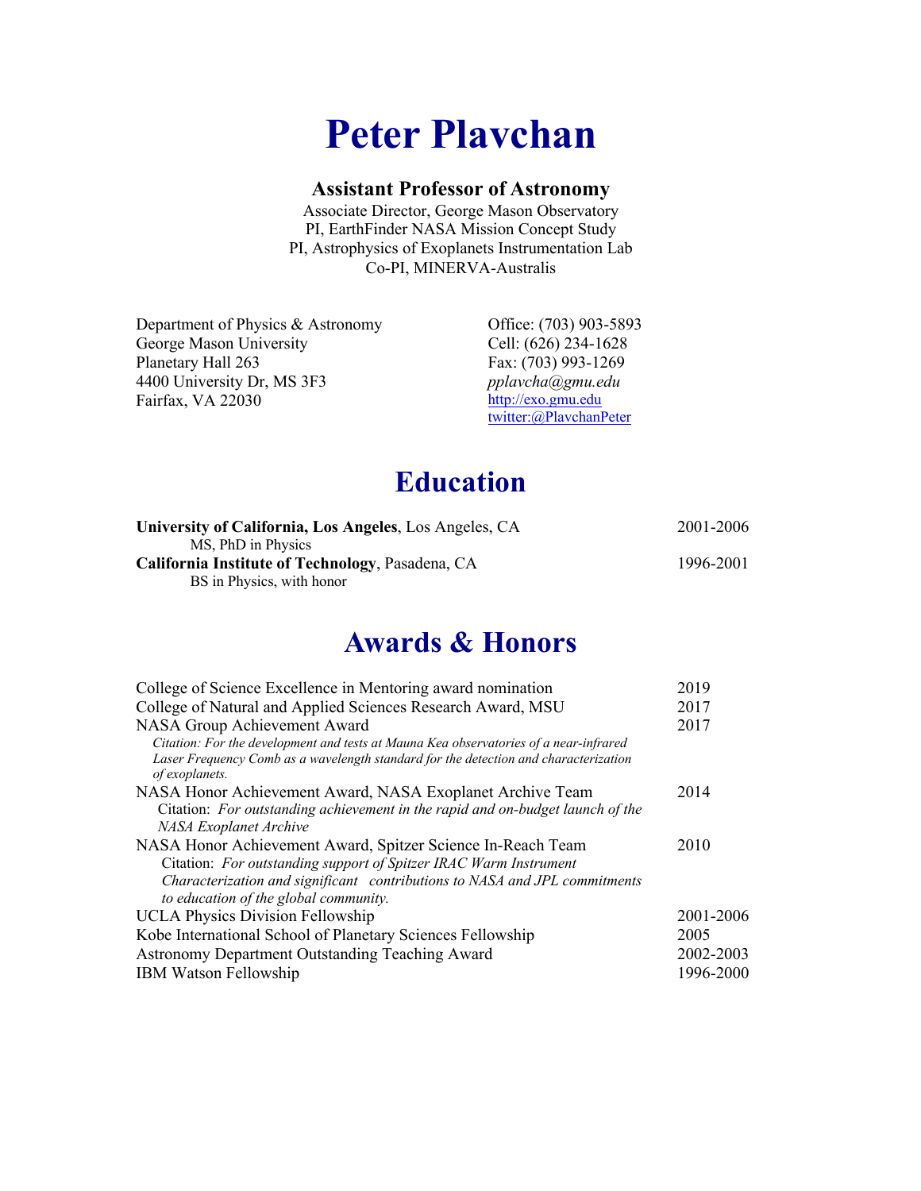# Peter Plavchan

**Assistant Professor of Astronomy**

Associate Director, George Mason Observatory
PI, EarthFinder NASA Mission Concept Study
PI, Astrophysics of Exoplanets Instrumentation Lab
Co-PI, MINERVA-Australis

Department of Physics & Astronomy
George Mason University
Planetary Hall 263
4400 University Dr, MS 3F3
Fairfax, VA 22030

Office: (703) 903-5893
Cell: (626) 234-1628
Fax: (703) 993-1269
*pplavcha@gmu.edu*
http://exo.gmu.edu
twitter:@PlavchanPeter

## Education

**University of California, Los Angeles**, Los Angeles, CA — 2001-2006
MS, PhD in Physics

**California Institute of Technology**, Pasadena, CA — 1996-2001
BS in Physics, with honor

## Awards & Honors

College of Science Excellence in Mentoring award nomination — 2019

College of Natural and Applied Sciences Research Award, MSU — 2017

NASA Group Achievement Award — 2017
*Citation: For the development and tests at Mauna Kea observatories of a near-infrared Laser Frequency Comb as a wavelength standard for the detection and characterization of exoplanets.*

NASA Honor Achievement Award, NASA Exoplanet Archive Team — 2014
Citation: *For outstanding achievement in the rapid and on-budget launch of the NASA Exoplanet Archive*

NASA Honor Achievement Award, Spitzer Science In-Reach Team — 2010
Citation: *For outstanding support of Spitzer IRAC Warm Instrument Characterization and significant contributions to NASA and JPL commitments to education of the global community.*

UCLA Physics Division Fellowship — 2001-2006

Kobe International School of Planetary Sciences Fellowship — 2005

Astronomy Department Outstanding Teaching Award — 2002-2003

IBM Watson Fellowship — 1996-2000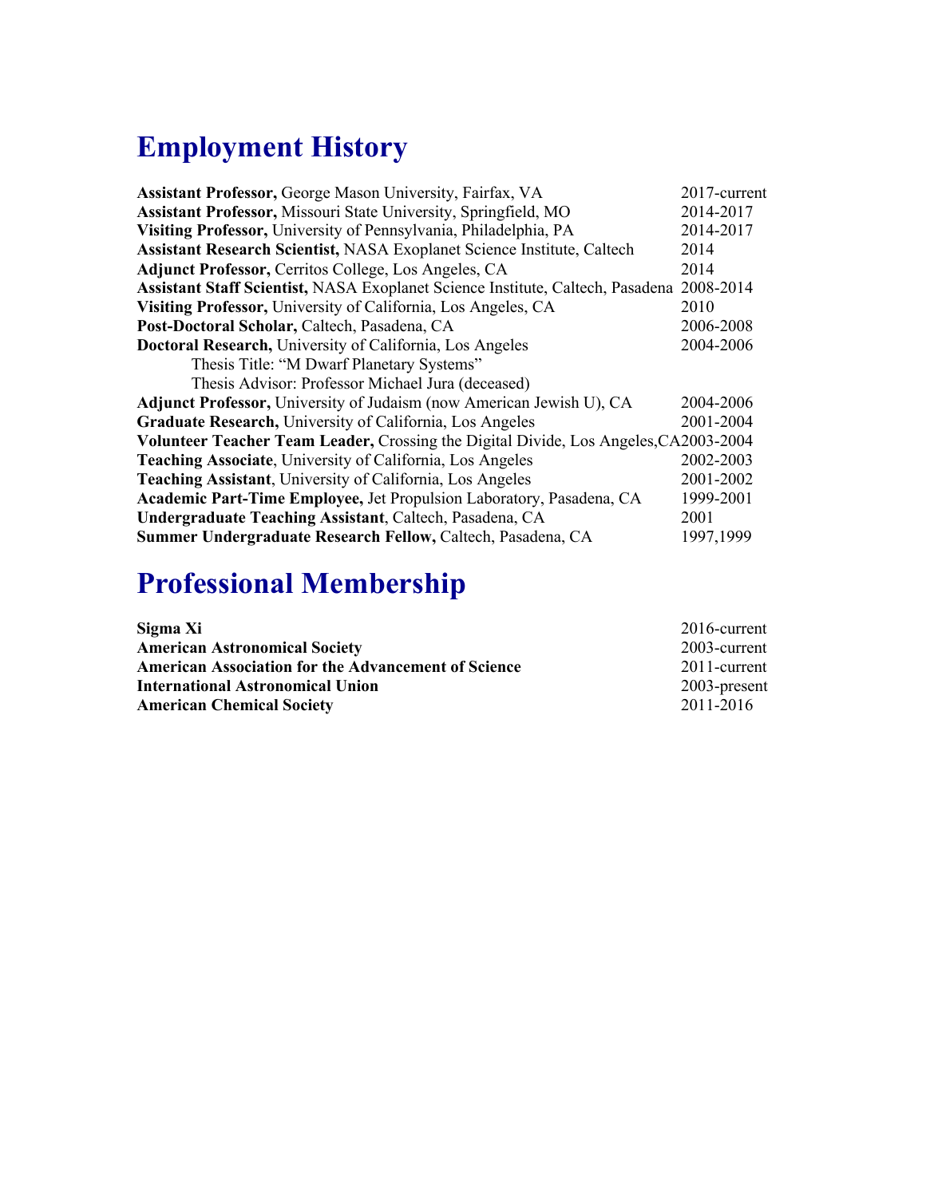# Employment History

| | |
|---|---|
| **Assistant Professor,** George Mason University, Fairfax, VA | 2017-current |
| **Assistant Professor,** Missouri State University, Springfield, MO | 2014-2017 |
| **Visiting Professor,** University of Pennsylvania, Philadelphia, PA | 2014-2017 |
| **Assistant Research Scientist,** NASA Exoplanet Science Institute, Caltech | 2014 |
| **Adjunct Professor,** Cerritos College, Los Angeles, CA | 2014 |
| **Assistant Staff Scientist,** NASA Exoplanet Science Institute, Caltech, Pasadena | 2008-2014 |
| **Visiting Professor,** University of California, Los Angeles, CA | 2010 |
| **Post-Doctoral Scholar,** Caltech, Pasadena, CA | 2006-2008 |
| **Doctoral Research,** University of California, Los Angeles | 2004-2006 |
| Thesis Title: "M Dwarf Planetary Systems" | |
| Thesis Advisor: Professor Michael Jura (deceased) | |
| **Adjunct Professor,** University of Judaism (now American Jewish U), CA | 2004-2006 |
| **Graduate Research,** University of California, Los Angeles | 2001-2004 |
| **Volunteer Teacher Team Leader,** Crossing the Digital Divide, Los Angeles, CA | 2003-2004 |
| **Teaching Associate**, University of California, Los Angeles | 2002-2003 |
| **Teaching Assistant**, University of California, Los Angeles | 2001-2002 |
| **Academic Part-Time Employee,** Jet Propulsion Laboratory, Pasadena, CA | 1999-2001 |
| **Undergraduate Teaching Assistant**, Caltech, Pasadena, CA | 2001 |
| **Summer Undergraduate Research Fellow,** Caltech, Pasadena, CA | 1997,1999 |

# Professional Membership

| | |
|---|---|
| **Sigma Xi** | 2016-current |
| **American Astronomical Society** | 2003-current |
| **American Association for the Advancement of Science** | 2011-current |
| **International Astronomical Union** | 2003-present |
| **American Chemical Society** | 2011-2016 |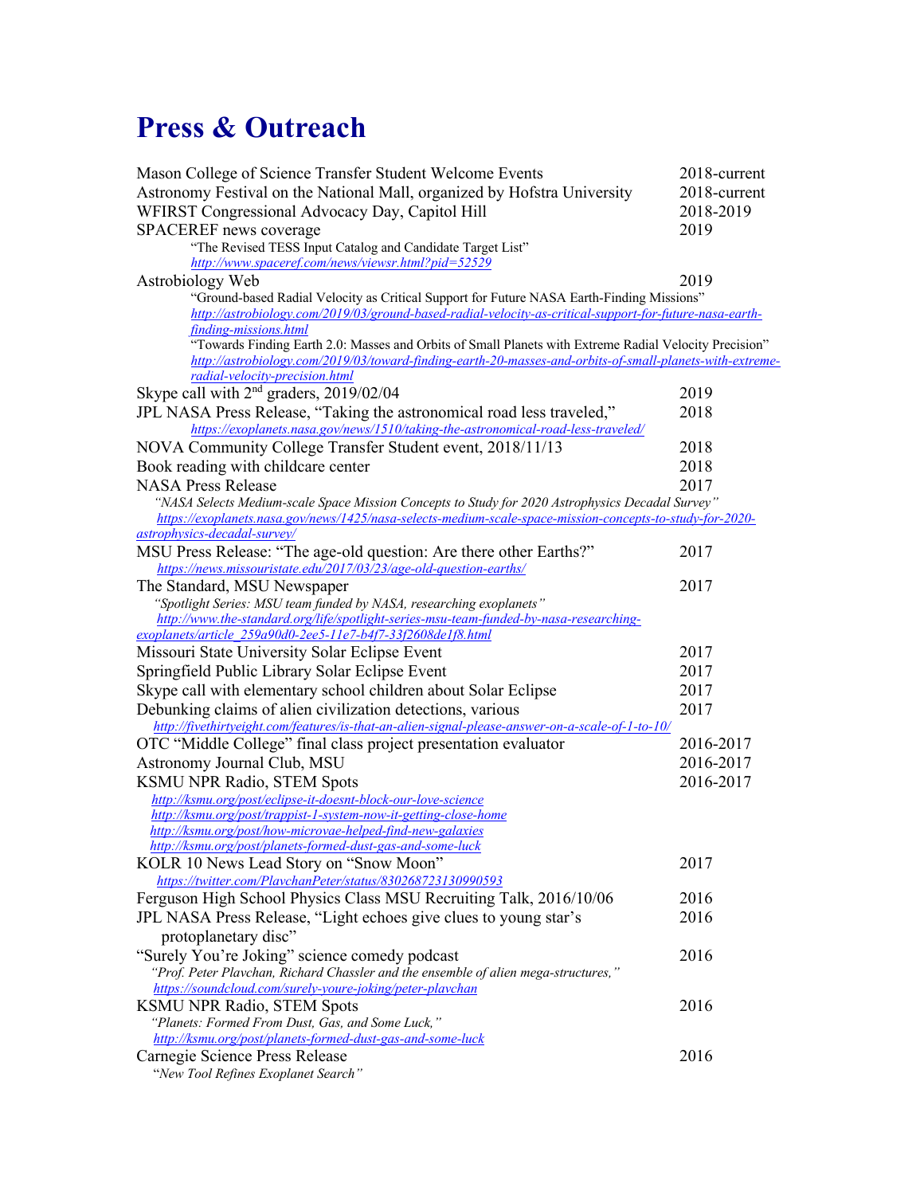# Press & Outreach

Mason College of Science Transfer Student Welcome Events — 2018-current

Astronomy Festival on the National Mall, organized by Hofstra University — 2018-current

WFIRST Congressional Advocacy Day, Capitol Hill — 2018-2019

SPACEREF news coverage — 2019
"The Revised TESS Input Catalog and Candidate Target List"
http://www.spaceref.com/news/viewsr.html?pid=52529

Astrobiology Web — 2019
"Ground-based Radial Velocity as Critical Support for Future NASA Earth-Finding Missions"
http://astrobiology.com/2019/03/ground-based-radial-velocity-as-critical-support-for-future-nasa-earth-finding-missions.html
"Towards Finding Earth 2.0: Masses and Orbits of Small Planets with Extreme Radial Velocity Precision"
http://astrobiology.com/2019/03/toward-finding-earth-20-masses-and-orbits-of-small-planets-with-extreme-radial-velocity-precision.html

Skype call with 2nd graders, 2019/02/04 — 2019

JPL NASA Press Release, "Taking the astronomical road less traveled," — 2018
https://exoplanets.nasa.gov/news/1510/taking-the-astronomical-road-less-traveled/

NOVA Community College Transfer Student event, 2018/11/13 — 2018

Book reading with childcare center — 2018

NASA Press Release — 2017
*"NASA Selects Medium-scale Space Mission Concepts to Study for 2020 Astrophysics Decadal Survey"*
https://exoplanets.nasa.gov/news/1425/nasa-selects-medium-scale-space-mission-concepts-to-study-for-2020-astrophysics-decadal-survey/

MSU Press Release: "The age-old question: Are there other Earths?" — 2017
https://news.missouristate.edu/2017/03/23/age-old-question-earths/

The Standard, MSU Newspaper — 2017
*"Spotlight Series: MSU team funded by NASA, researching exoplanets"*
http://www.the-standard.org/life/spotlight-series-msu-team-funded-by-nasa-researching-exoplanets/article_259a90d0-2ee5-11e7-b4f7-33f2608de1f8.html

Missouri State University Solar Eclipse Event — 2017

Springfield Public Library Solar Eclipse Event — 2017

Skype call with elementary school children about Solar Eclipse — 2017

Debunking claims of alien civilization detections, various — 2017
http://fivethirtyeight.com/features/is-that-an-alien-signal-please-answer-on-a-scale-of-1-to-10/

OTC "Middle College" final class project presentation evaluator — 2016-2017

Astronomy Journal Club, MSU — 2016-2017

KSMU NPR Radio, STEM Spots — 2016-2017
http://ksmu.org/post/eclipse-it-doesnt-block-our-love-science
http://ksmu.org/post/trappist-1-system-now-it-getting-close-home
http://ksmu.org/post/how-microvae-helped-find-new-galaxies
http://ksmu.org/post/planets-formed-dust-gas-and-some-luck

KOLR 10 News Lead Story on "Snow Moon" — 2017
https://twitter.com/PlavchanPeter/status/830268723130990593

Ferguson High School Physics Class MSU Recruiting Talk, 2016/10/06 — 2016

JPL NASA Press Release, "Light echoes give clues to young star's protoplanetary disc" — 2016

"Surely You're Joking" science comedy podcast — 2016
*"Prof. Peter Plavchan, Richard Chassler and the ensemble of alien mega-structures,"*
https://soundcloud.com/surely-youre-joking/peter-plavchan

KSMU NPR Radio, STEM Spots — 2016
*"Planets: Formed From Dust, Gas, and Some Luck,"*
http://ksmu.org/post/planets-formed-dust-gas-and-some-luck

Carnegie Science Press Release — 2016
*"New Tool Refines Exoplanet Search"*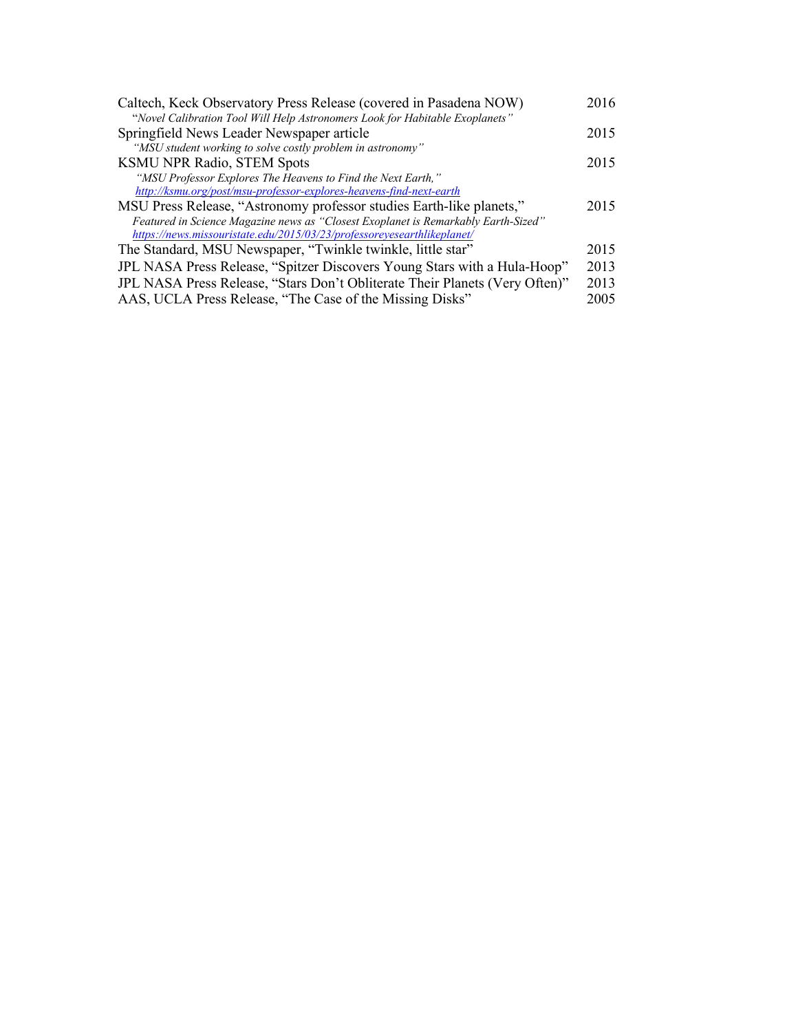Caltech, Keck Observatory Press Release (covered in Pasadena NOW) 2016
*"Novel Calibration Tool Will Help Astronomers Look for Habitable Exoplanets"*

Springfield News Leader Newspaper article 2015
*"MSU student working to solve costly problem in astronomy"*

KSMU NPR Radio, STEM Spots 2015
*"MSU Professor Explores The Heavens to Find the Next Earth,"*
*http://ksmu.org/post/msu-professor-explores-heavens-find-next-earth*

MSU Press Release, "Astronomy professor studies Earth-like planets," 2015
*Featured in Science Magazine news as "Closest Exoplanet is Remarkably Earth-Sized"*
*https://news.missouristate.edu/2015/03/23/professoreyesearthlikeplanet/*

The Standard, MSU Newspaper, "Twinkle twinkle, little star" 2015

JPL NASA Press Release, "Spitzer Discovers Young Stars with a Hula-Hoop" 2013

JPL NASA Press Release, "Stars Don't Obliterate Their Planets (Very Often)" 2013

AAS, UCLA Press Release, "The Case of the Missing Disks" 2005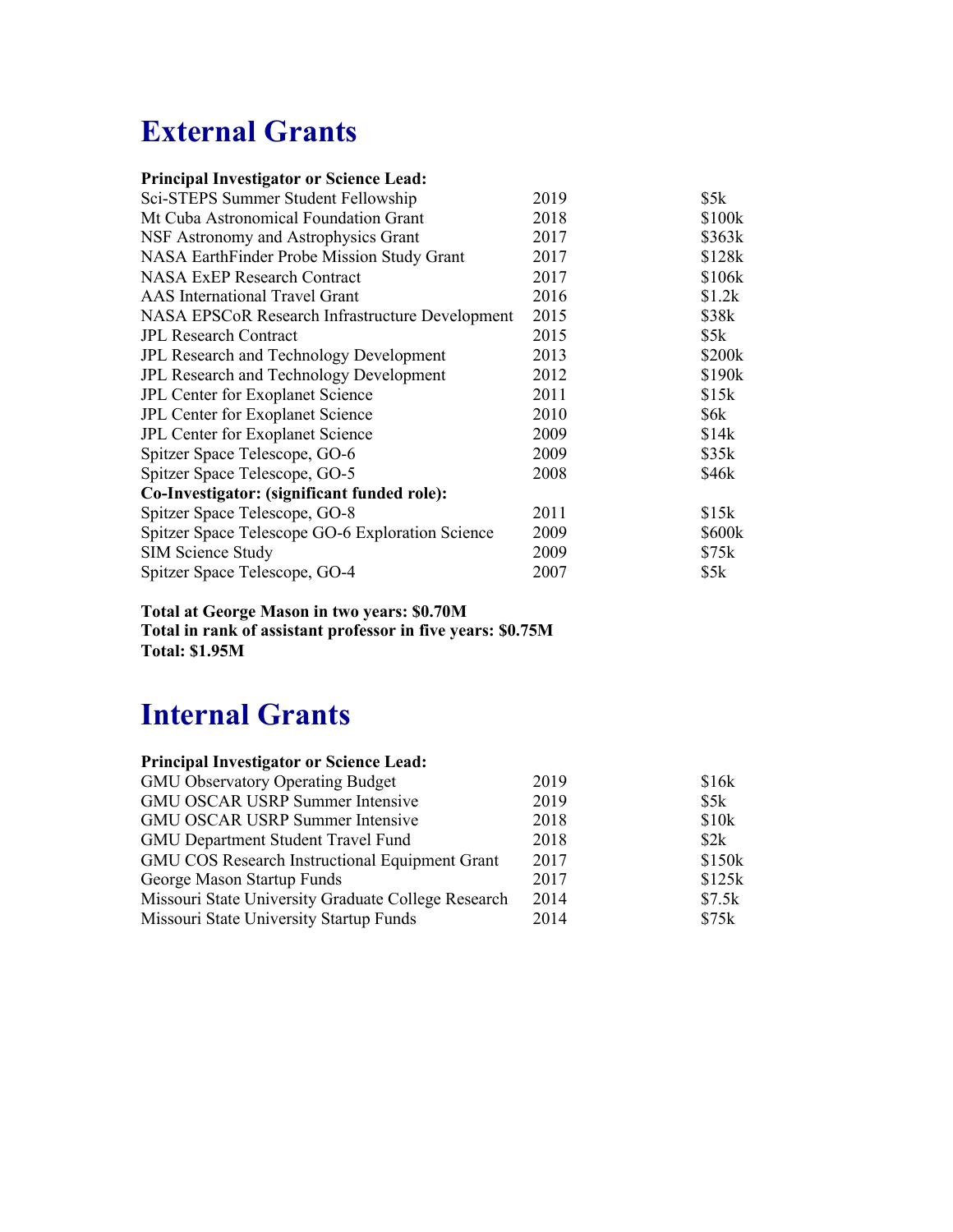# External Grants

| Principal Investigator or Science Lead: | | |
|---|---|---|
| Sci-STEPS Summer Student Fellowship | 2019 | $5k |
| Mt Cuba Astronomical Foundation Grant | 2018 | $100k |
| NSF Astronomy and Astrophysics Grant | 2017 | $363k |
| NASA EarthFinder Probe Mission Study Grant | 2017 | $128k |
| NASA ExEP Research Contract | 2017 | $106k |
| AAS International Travel Grant | 2016 | $1.2k |
| NASA EPSCoR Research Infrastructure Development | 2015 | $38k |
| JPL Research Contract | 2015 | $5k |
| JPL Research and Technology Development | 2013 | $200k |
| JPL Research and Technology Development | 2012 | $190k |
| JPL Center for Exoplanet Science | 2011 | $15k |
| JPL Center for Exoplanet Science | 2010 | $6k |
| JPL Center for Exoplanet Science | 2009 | $14k |
| Spitzer Space Telescope, GO-6 | 2009 | $35k |
| Spitzer Space Telescope, GO-5 | 2008 | $46k |
| **Co-Investigator: (significant funded role):** | | |
| Spitzer Space Telescope, GO-8 | 2011 | $15k |
| Spitzer Space Telescope GO-6 Exploration Science | 2009 | $600k |
| SIM Science Study | 2009 | $75k |
| Spitzer Space Telescope, GO-4 | 2007 | $5k |

**Total at George Mason in two years: $0.70M**
**Total in rank of assistant professor in five years: $0.75M**
**Total: $1.95M**

# Internal Grants

| Principal Investigator or Science Lead: | | |
|---|---|---|
| GMU Observatory Operating Budget | 2019 | $16k |
| GMU OSCAR USRP Summer Intensive | 2019 | $5k |
| GMU OSCAR USRP Summer Intensive | 2018 | $10k |
| GMU Department Student Travel Fund | 2018 | $2k |
| GMU COS Research Instructional Equipment Grant | 2017 | $150k |
| George Mason Startup Funds | 2017 | $125k |
| Missouri State University Graduate College Research | 2014 | $7.5k |
| Missouri State University Startup Funds | 2014 | $75k |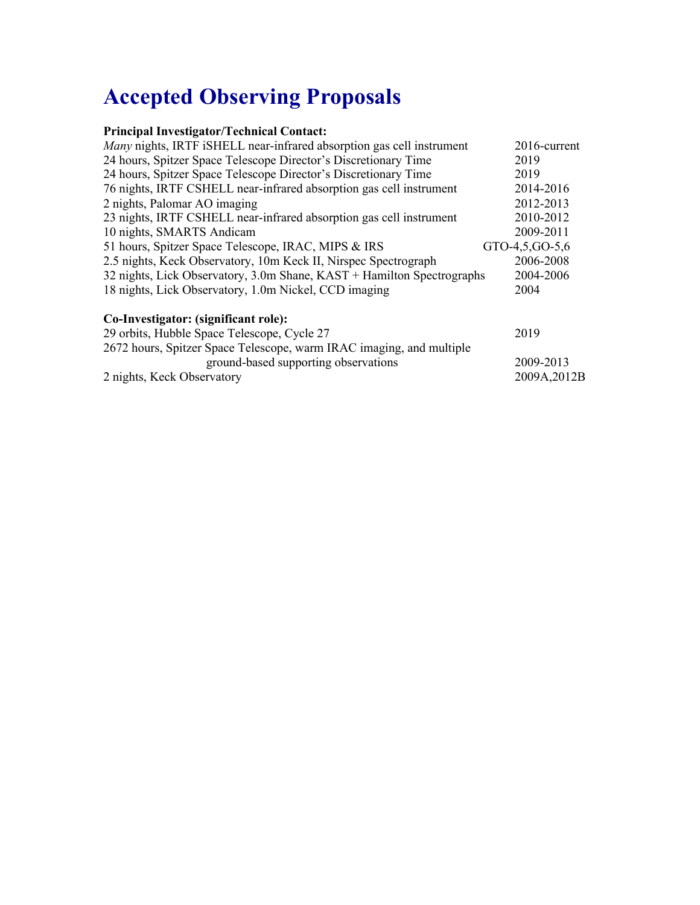# Accepted Observing Proposals

**Principal Investigator/Technical Contact:**

| | |
|---|---|
| *Many* nights, IRTF iSHELL near-infrared absorption gas cell instrument | 2016-current |
| 24 hours, Spitzer Space Telescope Director's Discretionary Time | 2019 |
| 24 hours, Spitzer Space Telescope Director's Discretionary Time | 2019 |
| 76 nights, IRTF CSHELL near-infrared absorption gas cell instrument | 2014-2016 |
| 2 nights, Palomar AO imaging | 2012-2013 |
| 23 nights, IRTF CSHELL near-infrared absorption gas cell instrument | 2010-2012 |
| 10 nights, SMARTS Andicam | 2009-2011 |
| 51 hours, Spitzer Space Telescope, IRAC, MIPS & IRS | GTO-4,5,GO-5,6 |
| 2.5 nights, Keck Observatory, 10m Keck II, Nirspec Spectrograph | 2006-2008 |
| 32 nights, Lick Observatory, 3.0m Shane, KAST + Hamilton Spectrographs | 2004-2006 |
| 18 nights, Lick Observatory, 1.0m Nickel, CCD imaging | 2004 |

**Co-Investigator: (significant role):**

| | |
|---|---|
| 29 orbits, Hubble Space Telescope, Cycle 27 | 2019 |
| 2672 hours, Spitzer Space Telescope, warm IRAC imaging, and multiple ground-based supporting observations | 2009-2013 |
| 2 nights, Keck Observatory | 2009A,2012B |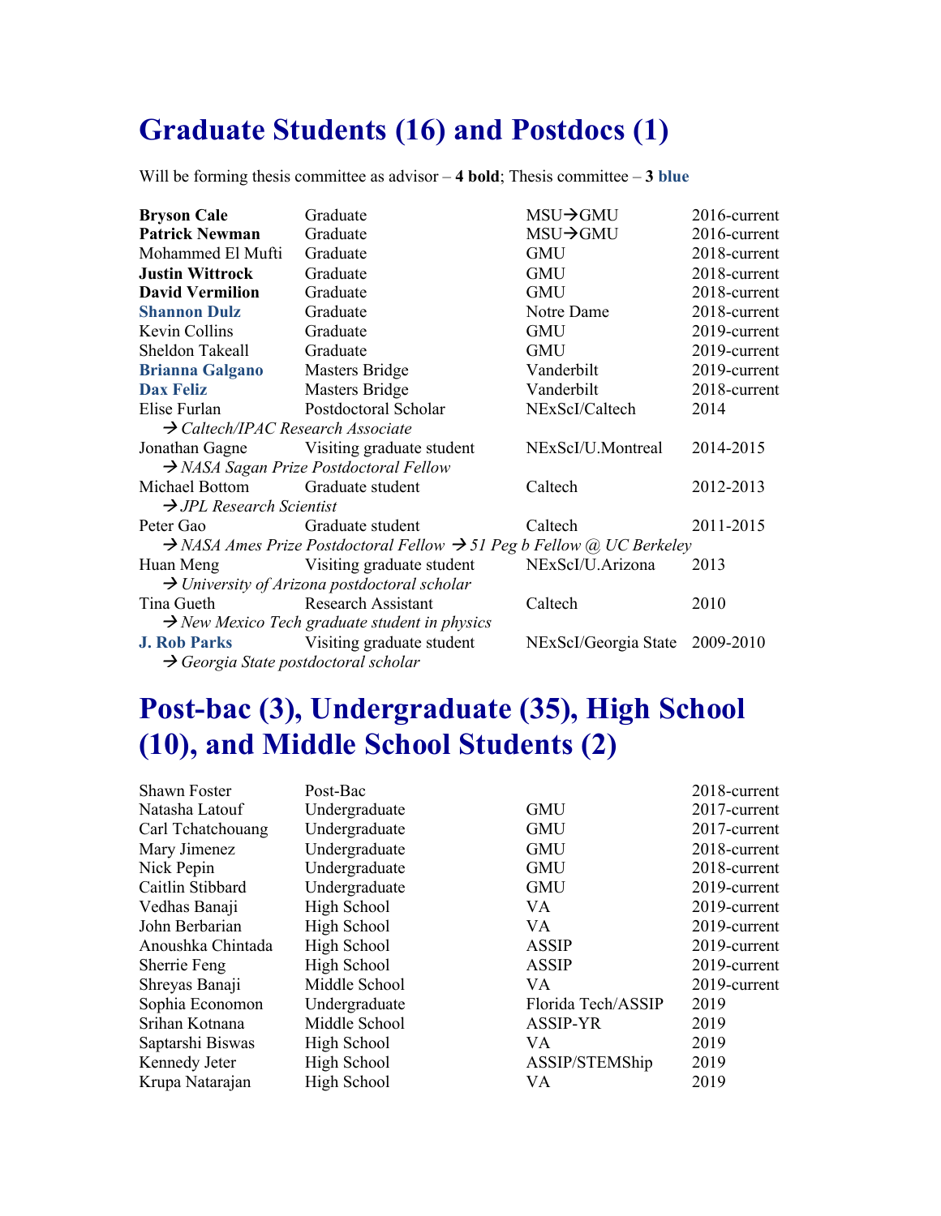# Graduate Students (16) and Postdocs (1)

Will be forming thesis committee as advisor – **4 bold**; Thesis committee – **3 blue**

| | | | |
|---|---|---|---|
| **Bryson Cale** | Graduate | MSU→GMU | 2016-current |
| **Patrick Newman** | Graduate | MSU→GMU | 2016-current |
| Mohammed El Mufti | Graduate | GMU | 2018-current |
| **Justin Wittrock** | Graduate | GMU | 2018-current |
| **David Vermilion** | Graduate | GMU | 2018-current |
| **Shannon Dulz** | Graduate | Notre Dame | 2018-current |
| Kevin Collins | Graduate | GMU | 2019-current |
| Sheldon Takeall | Graduate | GMU | 2019-current |
| **Brianna Galgano** | Masters Bridge | Vanderbilt | 2019-current |
| **Dax Feliz** | Masters Bridge | Vanderbilt | 2018-current |
| Elise Furlan | Postdoctoral Scholar | NExScI/Caltech | 2014 |
| → *Caltech/IPAC Research Associate* | | | |
| Jonathan Gagne | Visiting graduate student | NExScI/U.Montreal | 2014-2015 |
| → *NASA Sagan Prize Postdoctoral Fellow* | | | |
| Michael Bottom | Graduate student | Caltech | 2012-2013 |
| → *JPL Research Scientist* | | | |
| Peter Gao | Graduate student | Caltech | 2011-2015 |
| → *NASA Ames Prize Postdoctoral Fellow* → *51 Peg b Fellow @ UC Berkeley* | | | |
| Huan Meng | Visiting graduate student | NExScI/U.Arizona | 2013 |
| → *University of Arizona postdoctoral scholar* | | | |
| Tina Gueth | Research Assistant | Caltech | 2010 |
| → *New Mexico Tech graduate student in physics* | | | |
| **J. Rob Parks** | Visiting graduate student | NExScI/Georgia State | 2009-2010 |
| → *Georgia State postdoctoral scholar* | | | |

# Post-bac (3), Undergraduate (35), High School (10), and Middle School Students (2)

| | | | |
|---|---|---|---|
| Shawn Foster | Post-Bac | | 2018-current |
| Natasha Latouf | Undergraduate | GMU | 2017-current |
| Carl Tchatchouang | Undergraduate | GMU | 2017-current |
| Mary Jimenez | Undergraduate | GMU | 2018-current |
| Nick Pepin | Undergraduate | GMU | 2018-current |
| Caitlin Stibbard | Undergraduate | GMU | 2019-current |
| Vedhas Banaji | High School | VA | 2019-current |
| John Berbarian | High School | VA | 2019-current |
| Anoushka Chintada | High School | ASSIP | 2019-current |
| Sherrie Feng | High School | ASSIP | 2019-current |
| Shreyas Banaji | Middle School | VA | 2019-current |
| Sophia Economon | Undergraduate | Florida Tech/ASSIP | 2019 |
| Srihan Kotnana | Middle School | ASSIP-YR | 2019 |
| Saptarshi Biswas | High School | VA | 2019 |
| Kennedy Jeter | High School | ASSIP/STEMShip | 2019 |
| Krupa Natarajan | High School | VA | 2019 |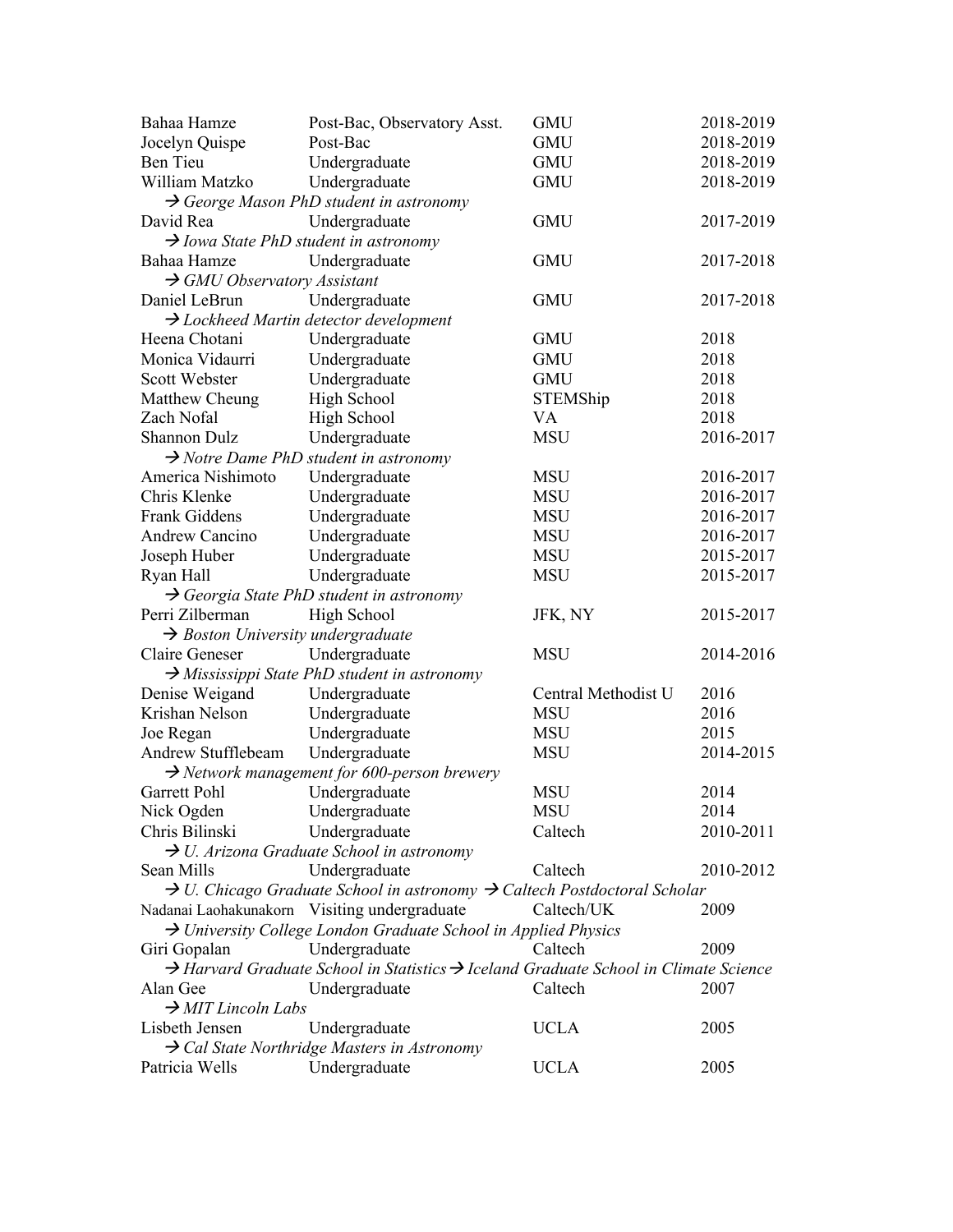Bahaa Hamze Post-Bac, Observatory Asst. GMU 2018-2019
Jocelyn Quispe Post-Bac GMU 2018-2019
Ben Tieu Undergraduate GMU 2018-2019
William Matzko Undergraduate GMU 2018-2019
→ *George Mason PhD student in astronomy*
David Rea Undergraduate GMU 2017-2019
→ *Iowa State PhD student in astronomy*
Bahaa Hamze Undergraduate GMU 2017-2018
→ *GMU Observatory Assistant*
Daniel LeBrun Undergraduate GMU 2017-2018
→ *Lockheed Martin detector development*
Heena Chotani Undergraduate GMU 2018
Monica Vidaurri Undergraduate GMU 2018
Scott Webster Undergraduate GMU 2018
Matthew Cheung High School STEMShip 2018
Zach Nofal High School VA 2018
Shannon Dulz Undergraduate MSU 2016-2017
→ *Notre Dame PhD student in astronomy*
America Nishimoto Undergraduate MSU 2016-2017
Chris Klenke Undergraduate MSU 2016-2017
Frank Giddens Undergraduate MSU 2016-2017
Andrew Cancino Undergraduate MSU 2016-2017
Joseph Huber Undergraduate MSU 2015-2017
Ryan Hall Undergraduate MSU 2015-2017
→ *Georgia State PhD student in astronomy*
Perri Zilberman High School JFK, NY 2015-2017
→ *Boston University undergraduate*
Claire Geneser Undergraduate MSU 2014-2016
→ *Mississippi State PhD student in astronomy*
Denise Weigand Undergraduate Central Methodist U 2016
Krishan Nelson Undergraduate MSU 2016
Joe Regan Undergraduate MSU 2015
Andrew Stufflebeam Undergraduate MSU 2014-2015
→ *Network management for 600-person brewery*
Garrett Pohl Undergraduate MSU 2014
Nick Ogden Undergraduate MSU 2014
Chris Bilinski Undergraduate Caltech 2010-2011
→ *U. Arizona Graduate School in astronomy*
Sean Mills Undergraduate Caltech 2010-2012
→ *U. Chicago Graduate School in astronomy* → *Caltech Postdoctoral Scholar*
Nadanai Laohakunakorn Visiting undergraduate Caltech/UK 2009
→ *University College London Graduate School in Applied Physics*
Giri Gopalan Undergraduate Caltech 2009
→ *Harvard Graduate School in Statistics* → *Iceland Graduate School in Climate Science*
Alan Gee Undergraduate Caltech 2007
→ *MIT Lincoln Labs*
Lisbeth Jensen Undergraduate UCLA 2005
→ *Cal State Northridge Masters in Astronomy*
Patricia Wells Undergraduate UCLA 2005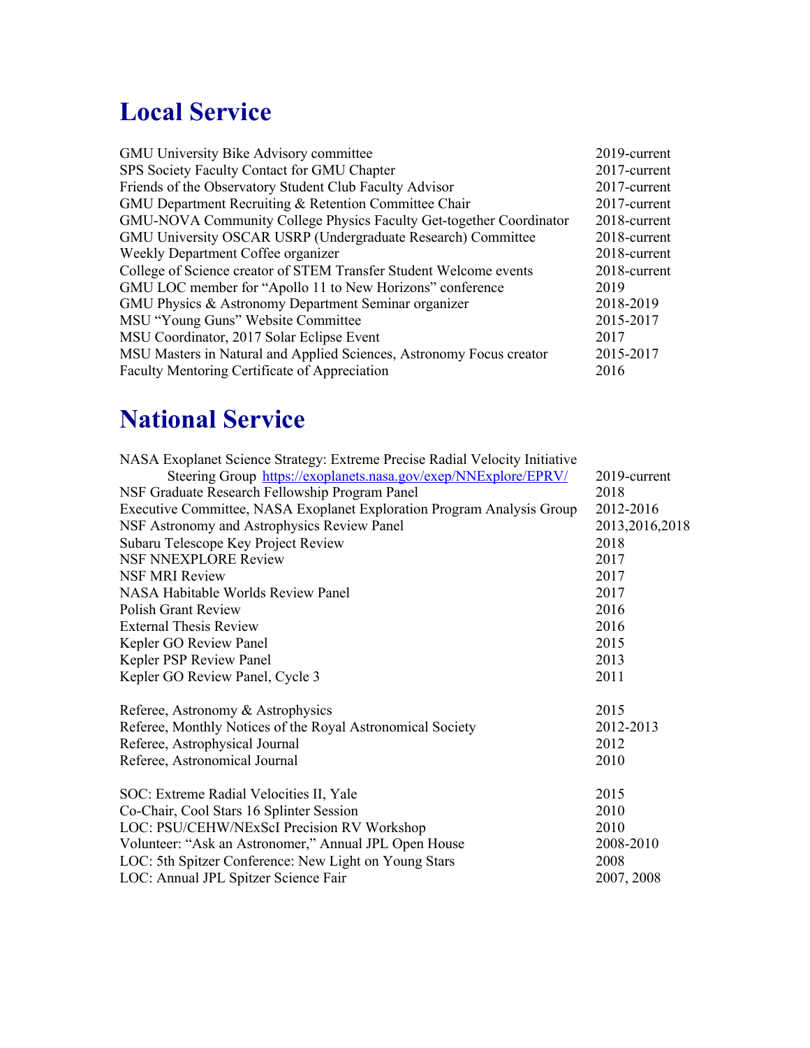# Local Service

| | |
|---|---|
| GMU University Bike Advisory committee | 2019-current |
| SPS Society Faculty Contact for GMU Chapter | 2017-current |
| Friends of the Observatory Student Club Faculty Advisor | 2017-current |
| GMU Department Recruiting & Retention Committee Chair | 2017-current |
| GMU-NOVA Community College Physics Faculty Get-together Coordinator | 2018-current |
| GMU University OSCAR USRP (Undergraduate Research) Committee | 2018-current |
| Weekly Department Coffee organizer | 2018-current |
| College of Science creator of STEM Transfer Student Welcome events | 2018-current |
| GMU LOC member for "Apollo 11 to New Horizons" conference | 2019 |
| GMU Physics & Astronomy Department Seminar organizer | 2018-2019 |
| MSU "Young Guns" Website Committee | 2015-2017 |
| MSU Coordinator, 2017 Solar Eclipse Event | 2017 |
| MSU Masters in Natural and Applied Sciences, Astronomy Focus creator | 2015-2017 |
| Faculty Mentoring Certificate of Appreciation | 2016 |

# National Service

| | |
|---|---|
| NASA Exoplanet Science Strategy: Extreme Precise Radial Velocity Initiative Steering Group https://exoplanets.nasa.gov/exep/NNExplore/EPRV/ | 2019-current |
| NSF Graduate Research Fellowship Program Panel | 2018 |
| Executive Committee, NASA Exoplanet Exploration Program Analysis Group | 2012-2016 |
| NSF Astronomy and Astrophysics Review Panel | 2013,2016,2018 |
| Subaru Telescope Key Project Review | 2018 |
| NSF NNEXPLORE Review | 2017 |
| NSF MRI Review | 2017 |
| NASA Habitable Worlds Review Panel | 2017 |
| Polish Grant Review | 2016 |
| External Thesis Review | 2016 |
| Kepler GO Review Panel | 2015 |
| Kepler PSP Review Panel | 2013 |
| Kepler GO Review Panel, Cycle 3 | 2011 |

| | |
|---|---|
| Referee, Astronomy & Astrophysics | 2015 |
| Referee, Monthly Notices of the Royal Astronomical Society | 2012-2013 |
| Referee, Astrophysical Journal | 2012 |
| Referee, Astronomical Journal | 2010 |

| | |
|---|---|
| SOC: Extreme Radial Velocities II, Yale | 2015 |
| Co-Chair, Cool Stars 16 Splinter Session | 2010 |
| LOC: PSU/CEHW/NExScI Precision RV Workshop | 2010 |
| Volunteer: "Ask an Astronomer," Annual JPL Open House | 2008-2010 |
| LOC: 5th Spitzer Conference: New Light on Young Stars | 2008 |
| LOC: Annual JPL Spitzer Science Fair | 2007, 2008 |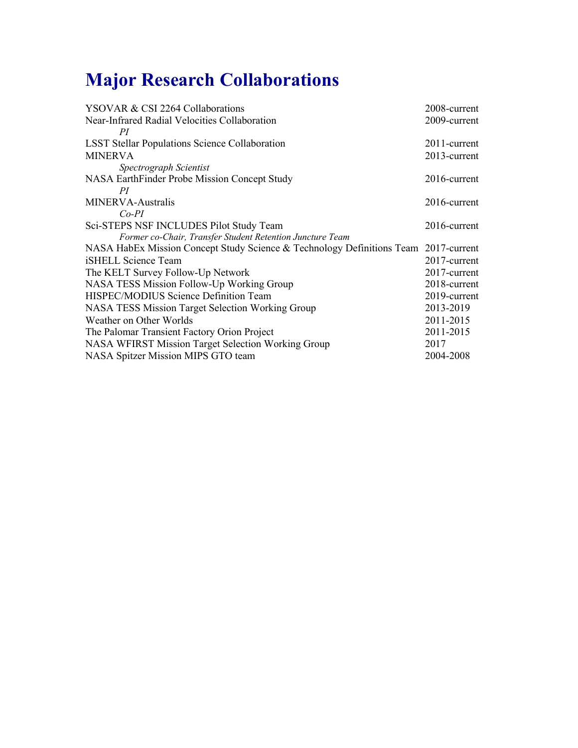# Major Research Collaborations

| | |
|---|---|
| YSOVAR & CSI 2264 Collaborations | 2008-current |
| Near-Infrared Radial Velocities Collaboration<br>*PI* | 2009-current |
| LSST Stellar Populations Science Collaboration | 2011-current |
| MINERVA<br>*Spectrograph Scientist* | 2013-current |
| NASA EarthFinder Probe Mission Concept Study<br>*PI* | 2016-current |
| MINERVA-Australis<br>*Co-PI* | 2016-current |
| Sci-STEPS NSF INCLUDES Pilot Study Team<br>*Former co-Chair, Transfer Student Retention Juncture Team* | 2016-current |
| NASA HabEx Mission Concept Study Science & Technology Definitions Team | 2017-current |
| iSHELL Science Team | 2017-current |
| The KELT Survey Follow-Up Network | 2017-current |
| NASA TESS Mission Follow-Up Working Group | 2018-current |
| HISPEC/MODIUS Science Definition Team | 2019-current |
| NASA TESS Mission Target Selection Working Group | 2013-2019 |
| Weather on Other Worlds | 2011-2015 |
| The Palomar Transient Factory Orion Project | 2011-2015 |
| NASA WFIRST Mission Target Selection Working Group | 2017 |
| NASA Spitzer Mission MIPS GTO team | 2004-2008 |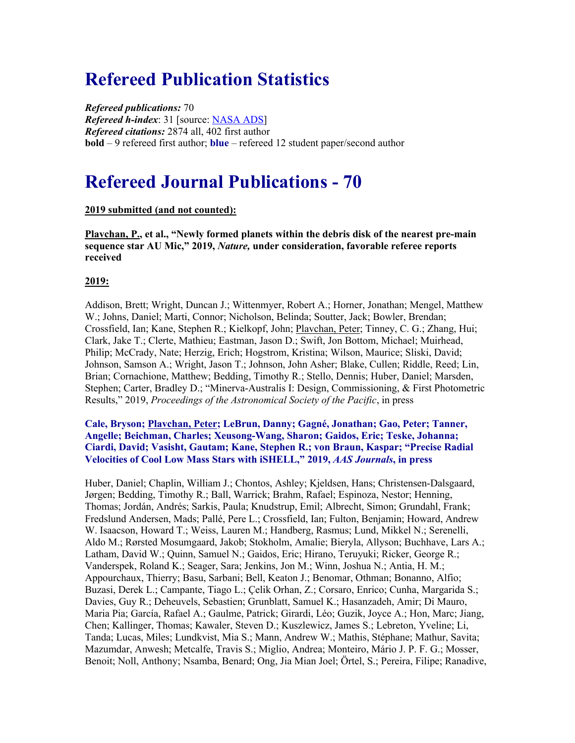# Refereed Publication Statistics

***Refereed publications:*** 70
***Refereed h-index***: 31 [source: NASA ADS]
***Refereed citations:*** 2874 all, 402 first author
**bold** – 9 refereed first author; **blue** – refereed 12 student paper/second author

# Refereed Journal Publications - 70

**2019 submitted (and not counted):**

**Plavchan, P., et al., "Newly formed planets within the debris disk of the nearest pre-main sequence star AU Mic," 2019, *Nature,* under consideration, favorable referee reports received**

**2019:**

Addison, Brett; Wright, Duncan J.; Wittenmyer, Robert A.; Horner, Jonathan; Mengel, Matthew W.; Johns, Daniel; Marti, Connor; Nicholson, Belinda; Soutter, Jack; Bowler, Brendan; Crossfield, Ian; Kane, Stephen R.; Kielkopf, John; Plavchan, Peter; Tinney, C. G.; Zhang, Hui; Clark, Jake T.; Clerte, Mathieu; Eastman, Jason D.; Swift, Jon Bottom, Michael; Muirhead, Philip; McCrady, Nate; Herzig, Erich; Hogstrom, Kristina; Wilson, Maurice; Sliski, David; Johnson, Samson A.; Wright, Jason T.; Johnson, John Asher; Blake, Cullen; Riddle, Reed; Lin, Brian; Cornachione, Matthew; Bedding, Timothy R.; Stello, Dennis; Huber, Daniel; Marsden, Stephen; Carter, Bradley D.; "Minerva-Australis I: Design, Commissioning, & First Photometric Results," 2019, *Proceedings of the Astronomical Society of the Pacific*, in press

**Cale, Bryson; Plavchan, Peter; LeBrun, Danny; Gagné, Jonathan; Gao, Peter; Tanner, Angelle; Beichman, Charles; Xeusong-Wang, Sharon; Gaidos, Eric; Teske, Johanna; Ciardi, David; Vasisht, Gautam; Kane, Stephen R.; von Braun, Kaspar; "Precise Radial Velocities of Cool Low Mass Stars with iSHELL," 2019, *AAS Journals*, in press**

Huber, Daniel; Chaplin, William J.; Chontos, Ashley; Kjeldsen, Hans; Christensen-Dalsgaard, Jørgen; Bedding, Timothy R.; Ball, Warrick; Brahm, Rafael; Espinoza, Nestor; Henning, Thomas; Jordán, Andrés; Sarkis, Paula; Knudstrup, Emil; Albrecht, Simon; Grundahl, Frank; Fredslund Andersen, Mads; Pallé, Pere L.; Crossfield, Ian; Fulton, Benjamin; Howard, Andrew W. Isaacson, Howard T.; Weiss, Lauren M.; Handberg, Rasmus; Lund, Mikkel N.; Serenelli, Aldo M.; Rørsted Mosumgaard, Jakob; Stokholm, Amalie; Bieryla, Allyson; Buchhave, Lars A.; Latham, David W.; Quinn, Samuel N.; Gaidos, Eric; Hirano, Teruyuki; Ricker, George R.; Vanderspek, Roland K.; Seager, Sara; Jenkins, Jon M.; Winn, Joshua N.; Antia, H. M.; Appourchaux, Thierry; Basu, Sarbani; Bell, Keaton J.; Benomar, Othman; Bonanno, Alfio; Buzasi, Derek L.; Campante, Tiago L.; Çelik Orhan, Z.; Corsaro, Enrico; Cunha, Margarida S.; Davies, Guy R.; Deheuvels, Sebastien; Grunblatt, Samuel K.; Hasanzadeh, Amir; Di Mauro, Maria Pia; García, Rafael A.; Gaulme, Patrick; Girardi, Léo; Guzik, Joyce A.; Hon, Marc; Jiang, Chen; Kallinger, Thomas; Kawaler, Steven D.; Kuszlewicz, James S.; Lebreton, Yveline; Li, Tanda; Lucas, Miles; Lundkvist, Mia S.; Mann, Andrew W.; Mathis, Stéphane; Mathur, Savita; Mazumdar, Anwesh; Metcalfe, Travis S.; Miglio, Andrea; Monteiro, Mário J. P. F. G.; Mosser, Benoit; Noll, Anthony; Nsamba, Benard; Ong, Jia Mian Joel; Örtel, S.; Pereira, Filipe; Ranadive,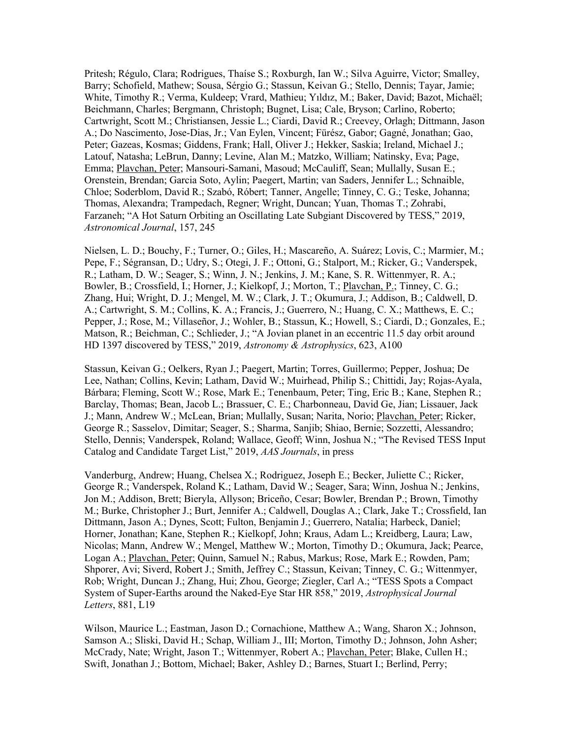Pritesh; Régulo, Clara; Rodrigues, Thaíse S.; Roxburgh, Ian W.; Silva Aguirre, Victor; Smalley, Barry; Schofield, Mathew; Sousa, Sérgio G.; Stassun, Keivan G.; Stello, Dennis; Tayar, Jamie; White, Timothy R.; Verma, Kuldeep; Vrard, Mathieu; Yıldız, M.; Baker, David; Bazot, Michaël; Beichmann, Charles; Bergmann, Christoph; Bugnet, Lisa; Cale, Bryson; Carlino, Roberto; Cartwright, Scott M.; Christiansen, Jessie L.; Ciardi, David R.; Creevey, Orlagh; Dittmann, Jason A.; Do Nascimento, Jose-Dias, Jr.; Van Eylen, Vincent; Fürész, Gabor; Gagné, Jonathan; Gao, Peter; Gazeas, Kosmas; Giddens, Frank; Hall, Oliver J.; Hekker, Saskia; Ireland, Michael J.; Latouf, Natasha; LeBrun, Danny; Levine, Alan M.; Matzko, William; Natinsky, Eva; Page, Emma; Plavchan, Peter; Mansouri-Samani, Masoud; McCauliff, Sean; Mullally, Susan E.; Orenstein, Brendan; Garcia Soto, Aylin; Paegert, Martin; van Saders, Jennifer L.; Schnaible, Chloe; Soderblom, David R.; Szabó, Róbert; Tanner, Angelle; Tinney, C. G.; Teske, Johanna; Thomas, Alexandra; Trampedach, Regner; Wright, Duncan; Yuan, Thomas T.; Zohrabi, Farzaneh; "A Hot Saturn Orbiting an Oscillating Late Subgiant Discovered by TESS," 2019, *Astronomical Journal*, 157, 245

Nielsen, L. D.; Bouchy, F.; Turner, O.; Giles, H.; Mascareño, A. Suárez; Lovis, C.; Marmier, M.; Pepe, F.; Ségransan, D.; Udry, S.; Otegi, J. F.; Ottoni, G.; Stalport, M.; Ricker, G.; Vanderspek, R.; Latham, D. W.; Seager, S.; Winn, J. N.; Jenkins, J. M.; Kane, S. R. Wittenmyer, R. A.; Bowler, B.; Crossfield, I.; Horner, J.; Kielkopf, J.; Morton, T.; Plavchan, P.; Tinney, C. G.; Zhang, Hui; Wright, D. J.; Mengel, M. W.; Clark, J. T.; Okumura, J.; Addison, B.; Caldwell, D. A.; Cartwright, S. M.; Collins, K. A.; Francis, J.; Guerrero, N.; Huang, C. X.; Matthews, E. C.; Pepper, J.; Rose, M.; Villaseñor, J.; Wohler, B.; Stassun, K.; Howell, S.; Ciardi, D.; Gonzales, E.; Matson, R.; Beichman, C.; Schlieder, J.; "A Jovian planet in an eccentric 11.5 day orbit around HD 1397 discovered by TESS," 2019, *Astronomy & Astrophysics*, 623, A100

Stassun, Keivan G.; Oelkers, Ryan J.; Paegert, Martin; Torres, Guillermo; Pepper, Joshua; De Lee, Nathan; Collins, Kevin; Latham, David W.; Muirhead, Philip S.; Chittidi, Jay; Rojas-Ayala, Bárbara; Fleming, Scott W.; Rose, Mark E.; Tenenbaum, Peter; Ting, Eric B.; Kane, Stephen R.; Barclay, Thomas; Bean, Jacob L.; Brassuer, C. E.; Charbonneau, David Ge, Jian; Lissauer, Jack J.; Mann, Andrew W.; McLean, Brian; Mullally, Susan; Narita, Norio; Plavchan, Peter; Ricker, George R.; Sasselov, Dimitar; Seager, S.; Sharma, Sanjib; Shiao, Bernie; Sozzetti, Alessandro; Stello, Dennis; Vanderspek, Roland; Wallace, Geoff; Winn, Joshua N.; "The Revised TESS Input Catalog and Candidate Target List," 2019, *AAS Journals*, in press

Vanderburg, Andrew; Huang, Chelsea X.; Rodriguez, Joseph E.; Becker, Juliette C.; Ricker, George R.; Vanderspek, Roland K.; Latham, David W.; Seager, Sara; Winn, Joshua N.; Jenkins, Jon M.; Addison, Brett; Bieryla, Allyson; Briceño, Cesar; Bowler, Brendan P.; Brown, Timothy M.; Burke, Christopher J.; Burt, Jennifer A.; Caldwell, Douglas A.; Clark, Jake T.; Crossfield, Ian Dittmann, Jason A.; Dynes, Scott; Fulton, Benjamin J.; Guerrero, Natalia; Harbeck, Daniel; Horner, Jonathan; Kane, Stephen R.; Kielkopf, John; Kraus, Adam L.; Kreidberg, Laura; Law, Nicolas; Mann, Andrew W.; Mengel, Matthew W.; Morton, Timothy D.; Okumura, Jack; Pearce, Logan A.; Plavchan, Peter; Quinn, Samuel N.; Rabus, Markus; Rose, Mark E.; Rowden, Pam; Shporer, Avi; Siverd, Robert J.; Smith, Jeffrey C.; Stassun, Keivan; Tinney, C. G.; Wittenmyer, Rob; Wright, Duncan J.; Zhang, Hui; Zhou, George; Ziegler, Carl A.; "TESS Spots a Compact System of Super-Earths around the Naked-Eye Star HR 858," 2019, *Astrophysical Journal Letters*, 881, L19

Wilson, Maurice L.; Eastman, Jason D.; Cornachione, Matthew A.; Wang, Sharon X.; Johnson, Samson A.; Sliski, David H.; Schap, William J., III; Morton, Timothy D.; Johnson, John Asher; McCrady, Nate; Wright, Jason T.; Wittenmyer, Robert A.; Plavchan, Peter; Blake, Cullen H.; Swift, Jonathan J.; Bottom, Michael; Baker, Ashley D.; Barnes, Stuart I.; Berlind, Perry;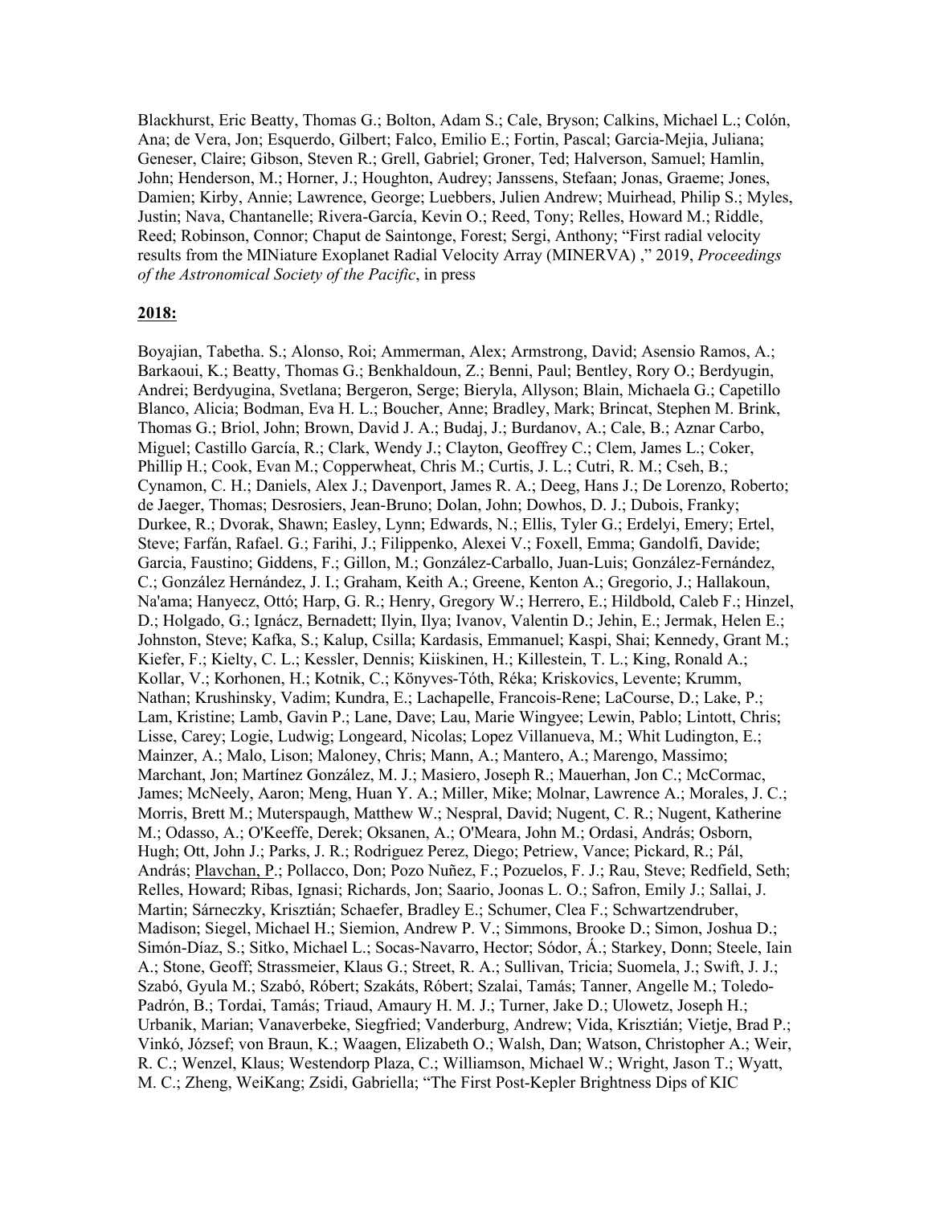Blackhurst, Eric Beatty, Thomas G.; Bolton, Adam S.; Cale, Bryson; Calkins, Michael L.; Colón, Ana; de Vera, Jon; Esquerdo, Gilbert; Falco, Emilio E.; Fortin, Pascal; Garcia-Mejia, Juliana; Geneser, Claire; Gibson, Steven R.; Grell, Gabriel; Groner, Ted; Halverson, Samuel; Hamlin, John; Henderson, M.; Horner, J.; Houghton, Audrey; Janssens, Stefaan; Jonas, Graeme; Jones, Damien; Kirby, Annie; Lawrence, George; Luebbers, Julien Andrew; Muirhead, Philip S.; Myles, Justin; Nava, Chantanelle; Rivera-García, Kevin O.; Reed, Tony; Relles, Howard M.; Riddle, Reed; Robinson, Connor; Chaput de Saintonge, Forest; Sergi, Anthony; "First radial velocity results from the MINiature Exoplanet Radial Velocity Array (MINERVA) ," 2019, *Proceedings of the Astronomical Society of the Pacific*, in press

**2018:**

Boyajian, Tabetha. S.; Alonso, Roi; Ammerman, Alex; Armstrong, David; Asensio Ramos, A.; Barkaoui, K.; Beatty, Thomas G.; Benkhaldoun, Z.; Benni, Paul; Bentley, Rory O.; Berdyugin, Andrei; Berdyugina, Svetlana; Bergeron, Serge; Bieryla, Allyson; Blain, Michaela G.; Capetillo Blanco, Alicia; Bodman, Eva H. L.; Boucher, Anne; Bradley, Mark; Brincat, Stephen M. Brink, Thomas G.; Briol, John; Brown, David J. A.; Budaj, J.; Burdanov, A.; Cale, B.; Aznar Carbo, Miguel; Castillo García, R.; Clark, Wendy J.; Clayton, Geoffrey C.; Clem, James L.; Coker, Phillip H.; Cook, Evan M.; Copperwheat, Chris M.; Curtis, J. L.; Cutri, R. M.; Cseh, B.; Cynamon, C. H.; Daniels, Alex J.; Davenport, James R. A.; Deeg, Hans J.; De Lorenzo, Roberto; de Jaeger, Thomas; Desrosiers, Jean-Bruno; Dolan, John; Dowhos, D. J.; Dubois, Franky; Durkee, R.; Dvorak, Shawn; Easley, Lynn; Edwards, N.; Ellis, Tyler G.; Erdelyi, Emery; Ertel, Steve; Farfán, Rafael. G.; Farihi, J.; Filippenko, Alexei V.; Foxell, Emma; Gandolfi, Davide; Garcia, Faustino; Giddens, F.; Gillon, M.; González-Carballo, Juan-Luis; González-Fernández, C.; González Hernández, J. I.; Graham, Keith A.; Greene, Kenton A.; Gregorio, J.; Hallakoun, Na'ama; Hanyecz, Ottó; Harp, G. R.; Henry, Gregory W.; Herrero, E.; Hildbold, Caleb F.; Hinzel, D.; Holgado, G.; Ignácz, Bernadett; Ilyin, Ilya; Ivanov, Valentin D.; Jehin, E.; Jermak, Helen E.; Johnston, Steve; Kafka, S.; Kalup, Csilla; Kardasis, Emmanuel; Kaspi, Shai; Kennedy, Grant M.; Kiefer, F.; Kielty, C. L.; Kessler, Dennis; Kiiskinen, H.; Killestein, T. L.; King, Ronald A.; Kollar, V.; Korhonen, H.; Kotnik, C.; Könyves-Tóth, Réka; Kriskovics, Levente; Krumm, Nathan; Krushinsky, Vadim; Kundra, E.; Lachapelle, Francois-Rene; LaCourse, D.; Lake, P.; Lam, Kristine; Lamb, Gavin P.; Lane, Dave; Lau, Marie Wingyee; Lewin, Pablo; Lintott, Chris; Lisse, Carey; Logie, Ludwig; Longeard, Nicolas; Lopez Villanueva, M.; Whit Ludington, E.; Mainzer, A.; Malo, Lison; Maloney, Chris; Mann, A.; Mantero, A.; Marengo, Massimo; Marchant, Jon; Martínez González, M. J.; Masiero, Joseph R.; Mauerhan, Jon C.; McCormac, James; McNeely, Aaron; Meng, Huan Y. A.; Miller, Mike; Molnar, Lawrence A.; Morales, J. C.; Morris, Brett M.; Muterspaugh, Matthew W.; Nespral, David; Nugent, C. R.; Nugent, Katherine M.; Odasso, A.; O'Keeffe, Derek; Oksanen, A.; O'Meara, John M.; Ordasi, András; Osborn, Hugh; Ott, John J.; Parks, J. R.; Rodriguez Perez, Diego; Petriew, Vance; Pickard, R.; Pál, András; Plavchan, P.; Pollacco, Don; Pozo Nuñez, F.; Pozuelos, F. J.; Rau, Steve; Redfield, Seth; Relles, Howard; Ribas, Ignasi; Richards, Jon; Saario, Joonas L. O.; Safron, Emily J.; Sallai, J. Martin; Sárneczky, Krisztián; Schaefer, Bradley E.; Schumer, Clea F.; Schwartzendruber, Madison; Siegel, Michael H.; Siemion, Andrew P. V.; Simmons, Brooke D.; Simon, Joshua D.; Simón-Díaz, S.; Sitko, Michael L.; Socas-Navarro, Hector; Sódor, Á.; Starkey, Donn; Steele, Iain A.; Stone, Geoff; Strassmeier, Klaus G.; Street, R. A.; Sullivan, Tricia; Suomela, J.; Swift, J. J.; Szabó, Gyula M.; Szabó, Róbert; Szakáts, Róbert; Szalai, Tamás; Tanner, Angelle M.; Toledo-Padrón, B.; Tordai, Tamás; Triaud, Amaury H. M. J.; Turner, Jake D.; Ulowetz, Joseph H.; Urbanik, Marian; Vanaverbeke, Siegfried; Vanderburg, Andrew; Vida, Krisztián; Vietje, Brad P.; Vinkó, József; von Braun, K.; Waagen, Elizabeth O.; Walsh, Dan; Watson, Christopher A.; Weir, R. C.; Wenzel, Klaus; Westendorp Plaza, C.; Williamson, Michael W.; Wright, Jason T.; Wyatt, M. C.; Zheng, WeiKang; Zsidi, Gabriella; "The First Post-Kepler Brightness Dips of KIC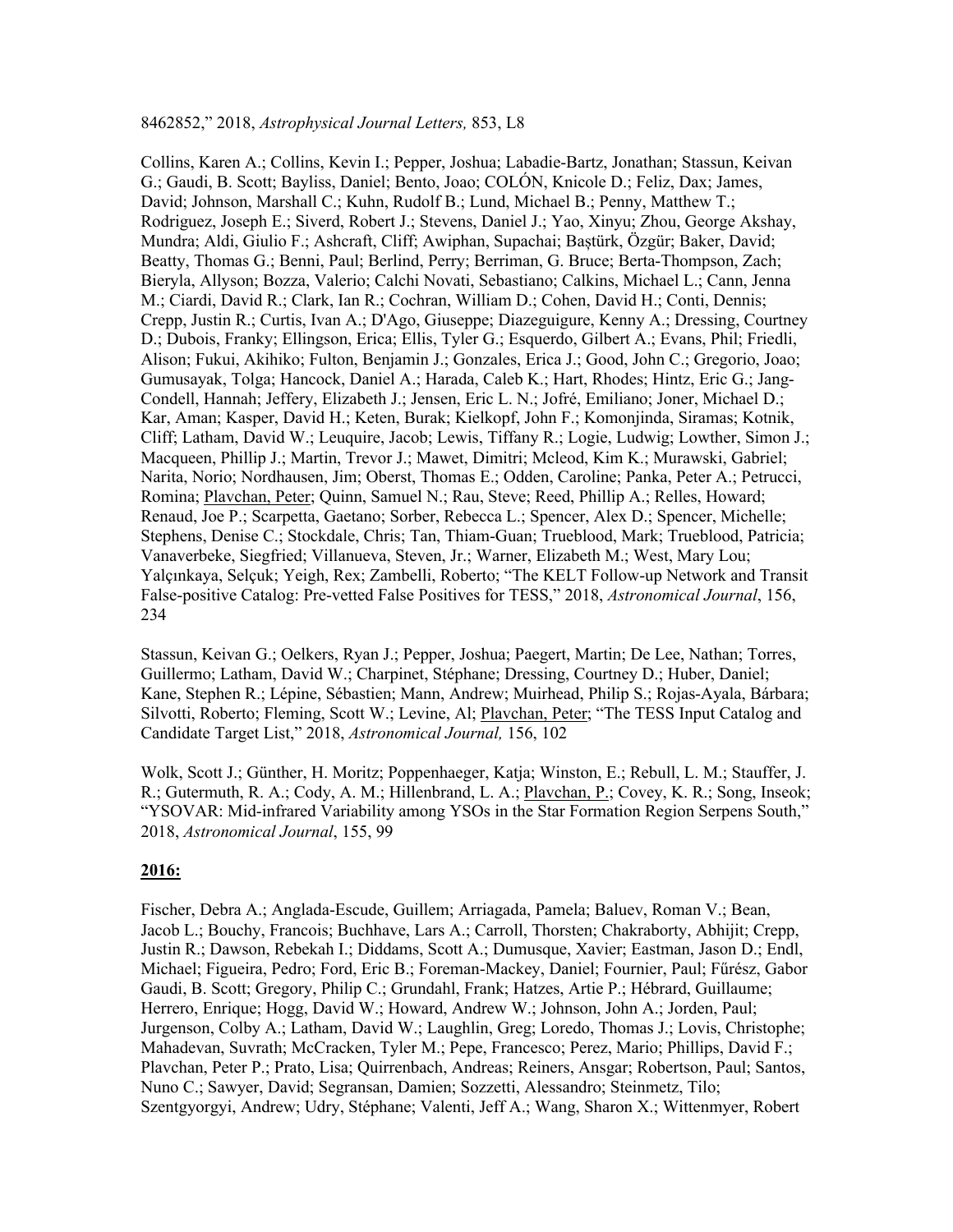8462852," 2018, *Astrophysical Journal Letters,* 853, L8

Collins, Karen A.; Collins, Kevin I.; Pepper, Joshua; Labadie-Bartz, Jonathan; Stassun, Keivan G.; Gaudi, B. Scott; Bayliss, Daniel; Bento, Joao; COLÓN, Knicole D.; Feliz, Dax; James, David; Johnson, Marshall C.; Kuhn, Rudolf B.; Lund, Michael B.; Penny, Matthew T.; Rodriguez, Joseph E.; Siverd, Robert J.; Stevens, Daniel J.; Yao, Xinyu; Zhou, George Akshay, Mundra; Aldi, Giulio F.; Ashcraft, Cliff; Awiphan, Supachai; Baştürk, Özgür; Baker, David; Beatty, Thomas G.; Benni, Paul; Berlind, Perry; Berriman, G. Bruce; Berta-Thompson, Zach; Bieryla, Allyson; Bozza, Valerio; Calchi Novati, Sebastiano; Calkins, Michael L.; Cann, Jenna M.; Ciardi, David R.; Clark, Ian R.; Cochran, William D.; Cohen, David H.; Conti, Dennis; Crepp, Justin R.; Curtis, Ivan A.; D'Ago, Giuseppe; Diazeguigure, Kenny A.; Dressing, Courtney D.; Dubois, Franky; Ellingson, Erica; Ellis, Tyler G.; Esquerdo, Gilbert A.; Evans, Phil; Friedli, Alison; Fukui, Akihiko; Fulton, Benjamin J.; Gonzales, Erica J.; Good, John C.; Gregorio, Joao; Gumusayak, Tolga; Hancock, Daniel A.; Harada, Caleb K.; Hart, Rhodes; Hintz, Eric G.; Jang-Condell, Hannah; Jeffery, Elizabeth J.; Jensen, Eric L. N.; Jofré, Emiliano; Joner, Michael D.; Kar, Aman; Kasper, David H.; Keten, Burak; Kielkopf, John F.; Komonjinda, Siramas; Kotnik, Cliff; Latham, David W.; Leuquire, Jacob; Lewis, Tiffany R.; Logie, Ludwig; Lowther, Simon J.; Macqueen, Phillip J.; Martin, Trevor J.; Mawet, Dimitri; Mcleod, Kim K.; Murawski, Gabriel; Narita, Norio; Nordhausen, Jim; Oberst, Thomas E.; Odden, Caroline; Panka, Peter A.; Petrucci, Romina; Plavchan, Peter; Quinn, Samuel N.; Rau, Steve; Reed, Phillip A.; Relles, Howard; Renaud, Joe P.; Scarpetta, Gaetano; Sorber, Rebecca L.; Spencer, Alex D.; Spencer, Michelle; Stephens, Denise C.; Stockdale, Chris; Tan, Thiam-Guan; Trueblood, Mark; Trueblood, Patricia; Vanaverbeke, Siegfried; Villanueva, Steven, Jr.; Warner, Elizabeth M.; West, Mary Lou; Yalçınkaya, Selçuk; Yeigh, Rex; Zambelli, Roberto; "The KELT Follow-up Network and Transit False-positive Catalog: Pre-vetted False Positives for TESS," 2018, *Astronomical Journal*, 156, 234

Stassun, Keivan G.; Oelkers, Ryan J.; Pepper, Joshua; Paegert, Martin; De Lee, Nathan; Torres, Guillermo; Latham, David W.; Charpinet, Stéphane; Dressing, Courtney D.; Huber, Daniel; Kane, Stephen R.; Lépine, Sébastien; Mann, Andrew; Muirhead, Philip S.; Rojas-Ayala, Bárbara; Silvotti, Roberto; Fleming, Scott W.; Levine, Al; Plavchan, Peter; "The TESS Input Catalog and Candidate Target List," 2018, *Astronomical Journal,* 156, 102

Wolk, Scott J.; Günther, H. Moritz; Poppenhaeger, Katja; Winston, E.; Rebull, L. M.; Stauffer, J. R.; Gutermuth, R. A.; Cody, A. M.; Hillenbrand, L. A.; Plavchan, P.; Covey, K. R.; Song, Inseok; "YSOVAR: Mid-infrared Variability among YSOs in the Star Formation Region Serpens South," 2018, *Astronomical Journal*, 155, 99

**2016:**

Fischer, Debra A.; Anglada-Escude, Guillem; Arriagada, Pamela; Baluev, Roman V.; Bean, Jacob L.; Bouchy, Francois; Buchhave, Lars A.; Carroll, Thorsten; Chakraborty, Abhijit; Crepp, Justin R.; Dawson, Rebekah I.; Diddams, Scott A.; Dumusque, Xavier; Eastman, Jason D.; Endl, Michael; Figueira, Pedro; Ford, Eric B.; Foreman-Mackey, Daniel; Fournier, Paul; Fűrész, Gabor Gaudi, B. Scott; Gregory, Philip C.; Grundahl, Frank; Hatzes, Artie P.; Hébrard, Guillaume; Herrero, Enrique; Hogg, David W.; Howard, Andrew W.; Johnson, John A.; Jorden, Paul; Jurgenson, Colby A.; Latham, David W.; Laughlin, Greg; Loredo, Thomas J.; Lovis, Christophe; Mahadevan, Suvrath; McCracken, Tyler M.; Pepe, Francesco; Perez, Mario; Phillips, David F.; Plavchan, Peter P.; Prato, Lisa; Quirrenbach, Andreas; Reiners, Ansgar; Robertson, Paul; Santos, Nuno C.; Sawyer, David; Segransan, Damien; Sozzetti, Alessandro; Steinmetz, Tilo; Szentgyorgyi, Andrew; Udry, Stéphane; Valenti, Jeff A.; Wang, Sharon X.; Wittenmyer, Robert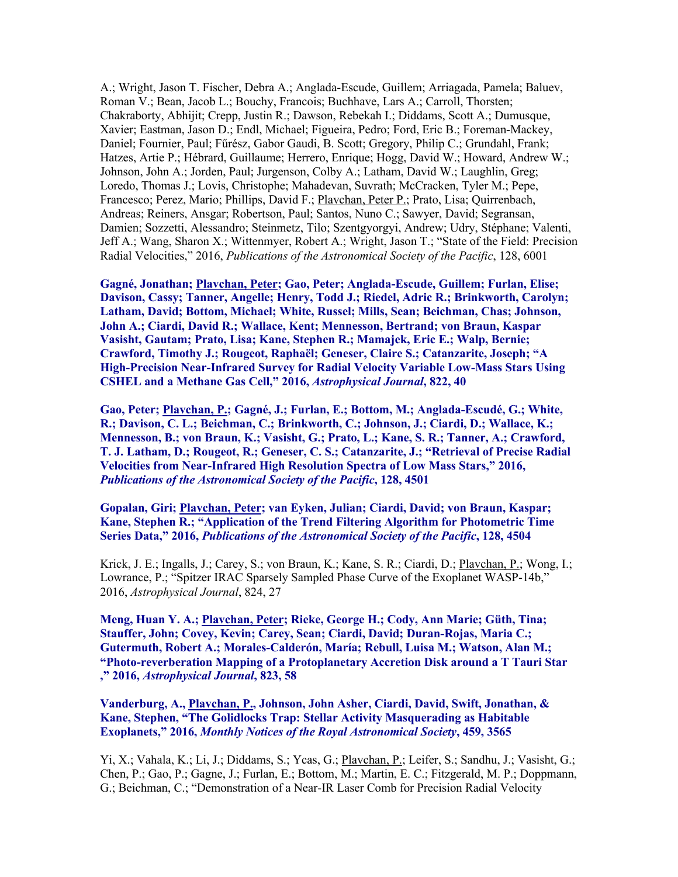A.; Wright, Jason T. Fischer, Debra A.; Anglada-Escude, Guillem; Arriagada, Pamela; Baluev, Roman V.; Bean, Jacob L.; Bouchy, Francois; Buchhave, Lars A.; Carroll, Thorsten; Chakraborty, Abhijit; Crepp, Justin R.; Dawson, Rebekah I.; Diddams, Scott A.; Dumusque, Xavier; Eastman, Jason D.; Endl, Michael; Figueira, Pedro; Ford, Eric B.; Foreman-Mackey, Daniel; Fournier, Paul; Fűrész, Gabor Gaudi, B. Scott; Gregory, Philip C.; Grundahl, Frank; Hatzes, Artie P.; Hébrard, Guillaume; Herrero, Enrique; Hogg, David W.; Howard, Andrew W.; Johnson, John A.; Jorden, Paul; Jurgenson, Colby A.; Latham, David W.; Laughlin, Greg; Loredo, Thomas J.; Lovis, Christophe; Mahadevan, Suvrath; McCracken, Tyler M.; Pepe, Francesco; Perez, Mario; Phillips, David F.; Plavchan, Peter P.; Prato, Lisa; Quirrenbach, Andreas; Reiners, Ansgar; Robertson, Paul; Santos, Nuno C.; Sawyer, David; Segransan, Damien; Sozzetti, Alessandro; Steinmetz, Tilo; Szentgyorgyi, Andrew; Udry, Stéphane; Valenti, Jeff A.; Wang, Sharon X.; Wittenmyer, Robert A.; Wright, Jason T.; "State of the Field: Precision Radial Velocities," 2016, *Publications of the Astronomical Society of the Pacific*, 128, 6001

**Gagné, Jonathan; Plavchan, Peter; Gao, Peter; Anglada-Escude, Guillem; Furlan, Elise; Davison, Cassy; Tanner, Angelle; Henry, Todd J.; Riedel, Adric R.; Brinkworth, Carolyn; Latham, David; Bottom, Michael; White, Russel; Mills, Sean; Beichman, Chas; Johnson, John A.; Ciardi, David R.; Wallace, Kent; Mennesson, Bertrand; von Braun, Kaspar Vasisht, Gautam; Prato, Lisa; Kane, Stephen R.; Mamajek, Eric E.; Walp, Bernie; Crawford, Timothy J.; Rougeot, Raphaël; Geneser, Claire S.; Catanzarite, Joseph; "A High-Precision Near-Infrared Survey for Radial Velocity Variable Low-Mass Stars Using CSHEL and a Methane Gas Cell," 2016, *Astrophysical Journal*, 822, 40**

**Gao, Peter; Plavchan, P.; Gagné, J.; Furlan, E.; Bottom, M.; Anglada-Escudé, G.; White, R.; Davison, C. L.; Beichman, C.; Brinkworth, C.; Johnson, J.; Ciardi, D.; Wallace, K.; Mennesson, B.; von Braun, K.; Vasisht, G.; Prato, L.; Kane, S. R.; Tanner, A.; Crawford, T. J. Latham, D.; Rougeot, R.; Geneser, C. S.; Catanzarite, J.; "Retrieval of Precise Radial Velocities from Near-Infrared High Resolution Spectra of Low Mass Stars," 2016, *Publications of the Astronomical Society of the Pacific*, 128, 4501**

**Gopalan, Giri; Plavchan, Peter; van Eyken, Julian; Ciardi, David; von Braun, Kaspar; Kane, Stephen R.; "Application of the Trend Filtering Algorithm for Photometric Time Series Data," 2016, *Publications of the Astronomical Society of the Pacific*, 128, 4504**

Krick, J. E.; Ingalls, J.; Carey, S.; von Braun, K.; Kane, S. R.; Ciardi, D.; Plavchan, P.; Wong, I.; Lowrance, P.; "Spitzer IRAC Sparsely Sampled Phase Curve of the Exoplanet WASP-14b," 2016, *Astrophysical Journal*, 824, 27

**Meng, Huan Y. A.; Plavchan, Peter; Rieke, George H.; Cody, Ann Marie; Güth, Tina; Stauffer, John; Covey, Kevin; Carey, Sean; Ciardi, David; Duran-Rojas, Maria C.; Gutermuth, Robert A.; Morales-Calderón, María; Rebull, Luisa M.; Watson, Alan M.; "Photo-reverberation Mapping of a Protoplanetary Accretion Disk around a T Tauri Star ," 2016, *Astrophysical Journal*, 823, 58**

**Vanderburg, A., Plavchan, P., Johnson, John Asher, Ciardi, David, Swift, Jonathan, & Kane, Stephen, "The Golidlocks Trap: Stellar Activity Masquerading as Habitable Exoplanets," 2016, *Monthly Notices of the Royal Astronomical Society*, 459, 3565**

Yi, X.; Vahala, K.; Li, J.; Diddams, S.; Ycas, G.; Plavchan, P.; Leifer, S.; Sandhu, J.; Vasisht, G.; Chen, P.; Gao, P.; Gagne, J.; Furlan, E.; Bottom, M.; Martin, E. C.; Fitzgerald, M. P.; Doppmann, G.; Beichman, C.; "Demonstration of a Near-IR Laser Comb for Precision Radial Velocity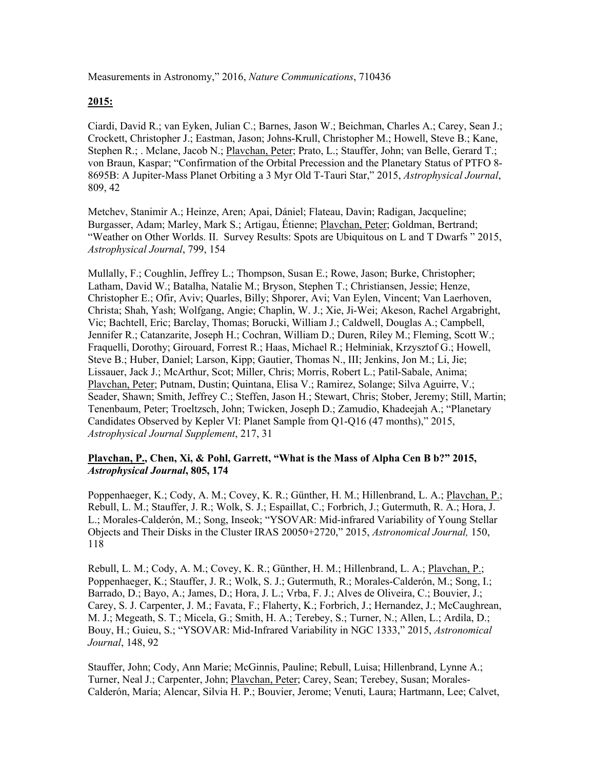Measurements in Astronomy," 2016, *Nature Communications*, 710436

**2015:**

Ciardi, David R.; van Eyken, Julian C.; Barnes, Jason W.; Beichman, Charles A.; Carey, Sean J.; Crockett, Christopher J.; Eastman, Jason; Johns-Krull, Christopher M.; Howell, Steve B.; Kane, Stephen R.; . Mclane, Jacob N.; Plavchan, Peter; Prato, L.; Stauffer, John; van Belle, Gerard T.; von Braun, Kaspar; "Confirmation of the Orbital Precession and the Planetary Status of PTFO 8-8695B: A Jupiter-Mass Planet Orbiting a 3 Myr Old T-Tauri Star," 2015, *Astrophysical Journal*, 809, 42

Metchev, Stanimir A.; Heinze, Aren; Apai, Dániel; Flateau, Davin; Radigan, Jacqueline; Burgasser, Adam; Marley, Mark S.; Artigau, Étienne; Plavchan, Peter; Goldman, Bertrand; "Weather on Other Worlds. II. Survey Results: Spots are Ubiquitous on L and T Dwarfs " 2015, *Astrophysical Journal*, 799, 154

Mullally, F.; Coughlin, Jeffrey L.; Thompson, Susan E.; Rowe, Jason; Burke, Christopher; Latham, David W.; Batalha, Natalie M.; Bryson, Stephen T.; Christiansen, Jessie; Henze, Christopher E.; Ofir, Aviv; Quarles, Billy; Shporer, Avi; Van Eylen, Vincent; Van Laerhoven, Christa; Shah, Yash; Wolfgang, Angie; Chaplin, W. J.; Xie, Ji-Wei; Akeson, Rachel Argabright, Vic; Bachtell, Eric; Barclay, Thomas; Borucki, William J.; Caldwell, Douglas A.; Campbell, Jennifer R.; Catanzarite, Joseph H.; Cochran, William D.; Duren, Riley M.; Fleming, Scott W.; Fraquelli, Dorothy; Girouard, Forrest R.; Haas, Michael R.; Hełminiak, Krzysztof G.; Howell, Steve B.; Huber, Daniel; Larson, Kipp; Gautier, Thomas N., III; Jenkins, Jon M.; Li, Jie; Lissauer, Jack J.; McArthur, Scot; Miller, Chris; Morris, Robert L.; Patil-Sabale, Anima; Plavchan, Peter; Putnam, Dustin; Quintana, Elisa V.; Ramirez, Solange; Silva Aguirre, V.; Seader, Shawn; Smith, Jeffrey C.; Steffen, Jason H.; Stewart, Chris; Stober, Jeremy; Still, Martin; Tenenbaum, Peter; Troeltzsch, John; Twicken, Joseph D.; Zamudio, Khadeejah A.; "Planetary Candidates Observed by Kepler VI: Planet Sample from Q1-Q16 (47 months)," 2015, *Astrophysical Journal Supplement*, 217, 31

**Plavchan, P., Chen, Xi, & Pohl, Garrett, "What is the Mass of Alpha Cen B b?" 2015, *Astrophysical Journal*, 805, 174**

Poppenhaeger, K.; Cody, A. M.; Covey, K. R.; Günther, H. M.; Hillenbrand, L. A.; Plavchan, P.; Rebull, L. M.; Stauffer, J. R.; Wolk, S. J.; Espaillat, C.; Forbrich, J.; Gutermuth, R. A.; Hora, J. L.; Morales-Calderón, M.; Song, Inseok; "YSOVAR: Mid-infrared Variability of Young Stellar Objects and Their Disks in the Cluster IRAS 20050+2720," 2015, *Astronomical Journal,* 150, 118

Rebull, L. M.; Cody, A. M.; Covey, K. R.; Günther, H. M.; Hillenbrand, L. A.; Plavchan, P.; Poppenhaeger, K.; Stauffer, J. R.; Wolk, S. J.; Gutermuth, R.; Morales-Calderón, M.; Song, I.; Barrado, D.; Bayo, A.; James, D.; Hora, J. L.; Vrba, F. J.; Alves de Oliveira, C.; Bouvier, J.; Carey, S. J. Carpenter, J. M.; Favata, F.; Flaherty, K.; Forbrich, J.; Hernandez, J.; McCaughrean, M. J.; Megeath, S. T.; Micela, G.; Smith, H. A.; Terebey, S.; Turner, N.; Allen, L.; Ardila, D.; Bouy, H.; Guieu, S.; "YSOVAR: Mid-Infrared Variability in NGC 1333," 2015, *Astronomical Journal*, 148, 92

Stauffer, John; Cody, Ann Marie; McGinnis, Pauline; Rebull, Luisa; Hillenbrand, Lynne A.; Turner, Neal J.; Carpenter, John; Plavchan, Peter; Carey, Sean; Terebey, Susan; Morales-Calderón, María; Alencar, Silvia H. P.; Bouvier, Jerome; Venuti, Laura; Hartmann, Lee; Calvet,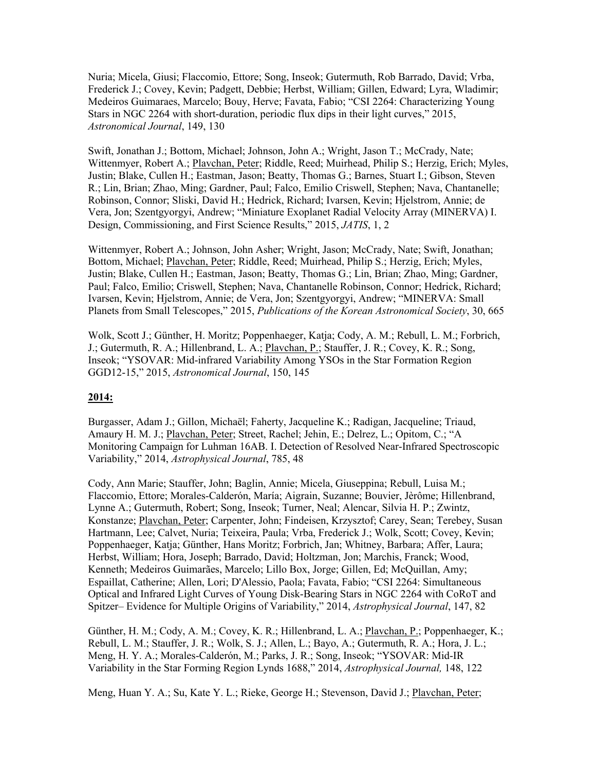Nuria; Micela, Giusi; Flaccomio, Ettore; Song, Inseok; Gutermuth, Rob Barrado, David; Vrba, Frederick J.; Covey, Kevin; Padgett, Debbie; Herbst, William; Gillen, Edward; Lyra, Wladimir; Medeiros Guimaraes, Marcelo; Bouy, Herve; Favata, Fabio; "CSI 2264: Characterizing Young Stars in NGC 2264 with short-duration, periodic flux dips in their light curves," 2015, *Astronomical Journal*, 149, 130

Swift, Jonathan J.; Bottom, Michael; Johnson, John A.; Wright, Jason T.; McCrady, Nate; Wittenmyer, Robert A.; Plavchan, Peter; Riddle, Reed; Muirhead, Philip S.; Herzig, Erich; Myles, Justin; Blake, Cullen H.; Eastman, Jason; Beatty, Thomas G.; Barnes, Stuart I.; Gibson, Steven R.; Lin, Brian; Zhao, Ming; Gardner, Paul; Falco, Emilio Criswell, Stephen; Nava, Chantanelle; Robinson, Connor; Sliski, David H.; Hedrick, Richard; Ivarsen, Kevin; Hjelstrom, Annie; de Vera, Jon; Szentgyorgyi, Andrew; "Miniature Exoplanet Radial Velocity Array (MINERVA) I. Design, Commissioning, and First Science Results," 2015, *JATIS*, 1, 2

Wittenmyer, Robert A.; Johnson, John Asher; Wright, Jason; McCrady, Nate; Swift, Jonathan; Bottom, Michael; Plavchan, Peter; Riddle, Reed; Muirhead, Philip S.; Herzig, Erich; Myles, Justin; Blake, Cullen H.; Eastman, Jason; Beatty, Thomas G.; Lin, Brian; Zhao, Ming; Gardner, Paul; Falco, Emilio; Criswell, Stephen; Nava, Chantanelle Robinson, Connor; Hedrick, Richard; Ivarsen, Kevin; Hjelstrom, Annie; de Vera, Jon; Szentgyorgyi, Andrew; "MINERVA: Small Planets from Small Telescopes," 2015, *Publications of the Korean Astronomical Society*, 30, 665

Wolk, Scott J.; Günther, H. Moritz; Poppenhaeger, Katja; Cody, A. M.; Rebull, L. M.; Forbrich, J.; Gutermuth, R. A.; Hillenbrand, L. A.; Plavchan, P.; Stauffer, J. R.; Covey, K. R.; Song, Inseok; "YSOVAR: Mid-infrared Variability Among YSOs in the Star Formation Region GGD12-15," 2015, *Astronomical Journal*, 150, 145

## 2014:

Burgasser, Adam J.; Gillon, Michaël; Faherty, Jacqueline K.; Radigan, Jacqueline; Triaud, Amaury H. M. J.; Plavchan, Peter; Street, Rachel; Jehin, E.; Delrez, L.; Opitom, C.; "A Monitoring Campaign for Luhman 16AB. I. Detection of Resolved Near-Infrared Spectroscopic Variability," 2014, *Astrophysical Journal*, 785, 48

Cody, Ann Marie; Stauffer, John; Baglin, Annie; Micela, Giuseppina; Rebull, Luisa M.; Flaccomio, Ettore; Morales-Calderón, María; Aigrain, Suzanne; Bouvier, Jèrôme; Hillenbrand, Lynne A.; Gutermuth, Robert; Song, Inseok; Turner, Neal; Alencar, Silvia H. P.; Zwintz, Konstanze; Plavchan, Peter; Carpenter, John; Findeisen, Krzysztof; Carey, Sean; Terebey, Susan Hartmann, Lee; Calvet, Nuria; Teixeira, Paula; Vrba, Frederick J.; Wolk, Scott; Covey, Kevin; Poppenhaeger, Katja; Günther, Hans Moritz; Forbrich, Jan; Whitney, Barbara; Affer, Laura; Herbst, William; Hora, Joseph; Barrado, David; Holtzman, Jon; Marchis, Franck; Wood, Kenneth; Medeiros Guimarães, Marcelo; Lillo Box, Jorge; Gillen, Ed; McQuillan, Amy; Espaillat, Catherine; Allen, Lori; D'Alessio, Paola; Favata, Fabio; "CSI 2264: Simultaneous Optical and Infrared Light Curves of Young Disk-Bearing Stars in NGC 2264 with CoRoT and Spitzer– Evidence for Multiple Origins of Variability," 2014, *Astrophysical Journal*, 147, 82

Günther, H. M.; Cody, A. M.; Covey, K. R.; Hillenbrand, L. A.; Plavchan, P.; Poppenhaeger, K.; Rebull, L. M.; Stauffer, J. R.; Wolk, S. J.; Allen, L.; Bayo, A.; Gutermuth, R. A.; Hora, J. L.; Meng, H. Y. A.; Morales-Calderón, M.; Parks, J. R.; Song, Inseok; "YSOVAR: Mid-IR Variability in the Star Forming Region Lynds 1688," 2014, *Astrophysical Journal,* 148, 122

Meng, Huan Y. A.; Su, Kate Y. L.; Rieke, George H.; Stevenson, David J.; Plavchan, Peter;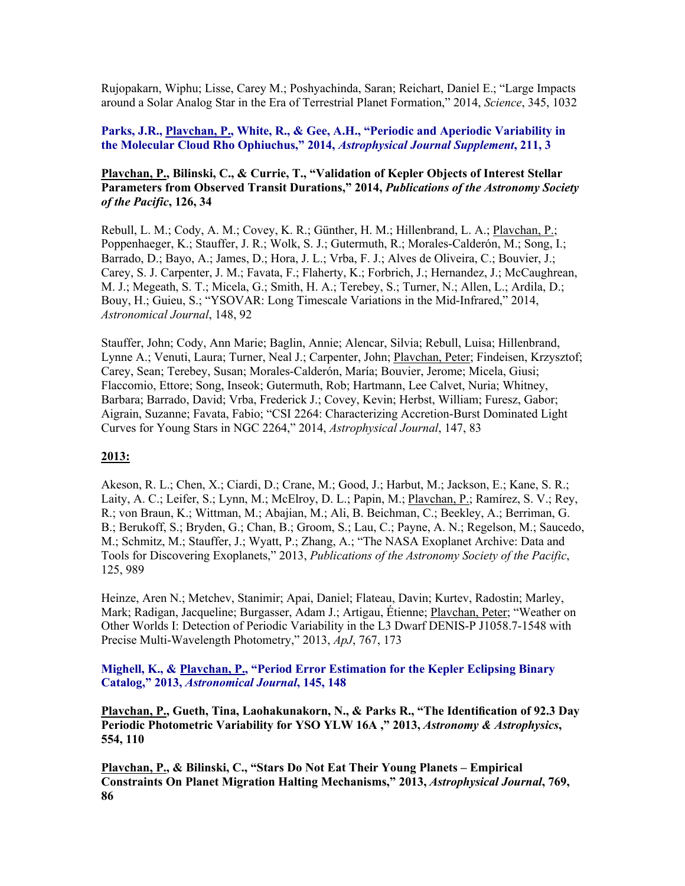Rujopakarn, Wiphu; Lisse, Carey M.; Poshyachinda, Saran; Reichart, Daniel E.; "Large Impacts around a Solar Analog Star in the Era of Terrestrial Planet Formation," 2014, *Science*, 345, 1032

**Parks, J.R., Plavchan, P., White, R., & Gee, A.H., "Periodic and Aperiodic Variability in the Molecular Cloud Rho Ophiuchus," 2014, *Astrophysical Journal Supplement*, 211, 3**

**Plavchan, P., Bilinski, C., & Currie, T., "Validation of Kepler Objects of Interest Stellar Parameters from Observed Transit Durations," 2014, *Publications of the Astronomy Society of the Pacific*, 126, 34**

Rebull, L. M.; Cody, A. M.; Covey, K. R.; Günther, H. M.; Hillenbrand, L. A.; Plavchan, P.; Poppenhaeger, K.; Stauffer, J. R.; Wolk, S. J.; Gutermuth, R.; Morales-Calderón, M.; Song, I.; Barrado, D.; Bayo, A.; James, D.; Hora, J. L.; Vrba, F. J.; Alves de Oliveira, C.; Bouvier, J.; Carey, S. J. Carpenter, J. M.; Favata, F.; Flaherty, K.; Forbrich, J.; Hernandez, J.; McCaughrean, M. J.; Megeath, S. T.; Micela, G.; Smith, H. A.; Terebey, S.; Turner, N.; Allen, L.; Ardila, D.; Bouy, H.; Guieu, S.; "YSOVAR: Long Timescale Variations in the Mid-Infrared," 2014, *Astronomical Journal*, 148, 92

Stauffer, John; Cody, Ann Marie; Baglin, Annie; Alencar, Silvia; Rebull, Luisa; Hillenbrand, Lynne A.; Venuti, Laura; Turner, Neal J.; Carpenter, John; Plavchan, Peter; Findeisen, Krzysztof; Carey, Sean; Terebey, Susan; Morales-Calderón, María; Bouvier, Jerome; Micela, Giusi; Flaccomio, Ettore; Song, Inseok; Gutermuth, Rob; Hartmann, Lee Calvet, Nuria; Whitney, Barbara; Barrado, David; Vrba, Frederick J.; Covey, Kevin; Herbst, William; Furesz, Gabor; Aigrain, Suzanne; Favata, Fabio; "CSI 2264: Characterizing Accretion-Burst Dominated Light Curves for Young Stars in NGC 2264," 2014, *Astrophysical Journal*, 147, 83

**2013:**

Akeson, R. L.; Chen, X.; Ciardi, D.; Crane, M.; Good, J.; Harbut, M.; Jackson, E.; Kane, S. R.; Laity, A. C.; Leifer, S.; Lynn, M.; McElroy, D. L.; Papin, M.; Plavchan, P.; Ramírez, S. V.; Rey, R.; von Braun, K.; Wittman, M.; Abajian, M.; Ali, B. Beichman, C.; Beekley, A.; Berriman, G. B.; Berukoff, S.; Bryden, G.; Chan, B.; Groom, S.; Lau, C.; Payne, A. N.; Regelson, M.; Saucedo, M.; Schmitz, M.; Stauffer, J.; Wyatt, P.; Zhang, A.; "The NASA Exoplanet Archive: Data and Tools for Discovering Exoplanets," 2013, *Publications of the Astronomy Society of the Pacific*, 125, 989

Heinze, Aren N.; Metchev, Stanimir; Apai, Daniel; Flateau, Davin; Kurtev, Radostin; Marley, Mark; Radigan, Jacqueline; Burgasser, Adam J.; Artigau, Étienne; Plavchan, Peter; "Weather on Other Worlds I: Detection of Periodic Variability in the L3 Dwarf DENIS-P J1058.7-1548 with Precise Multi-Wavelength Photometry," 2013, *ApJ*, 767, 173

**Mighell, K., & Plavchan, P., "Period Error Estimation for the Kepler Eclipsing Binary Catalog," 2013, *Astronomical Journal*, 145, 148**

**Plavchan, P., Gueth, Tina, Laohakunakorn, N., & Parks R., "The Identification of 92.3 Day Periodic Photometric Variability for YSO YLW 16A ," 2013, *Astronomy & Astrophysics*, 554, 110**

**Plavchan, P., & Bilinski, C., "Stars Do Not Eat Their Young Planets – Empirical Constraints On Planet Migration Halting Mechanisms," 2013, *Astrophysical Journal*, 769, 86**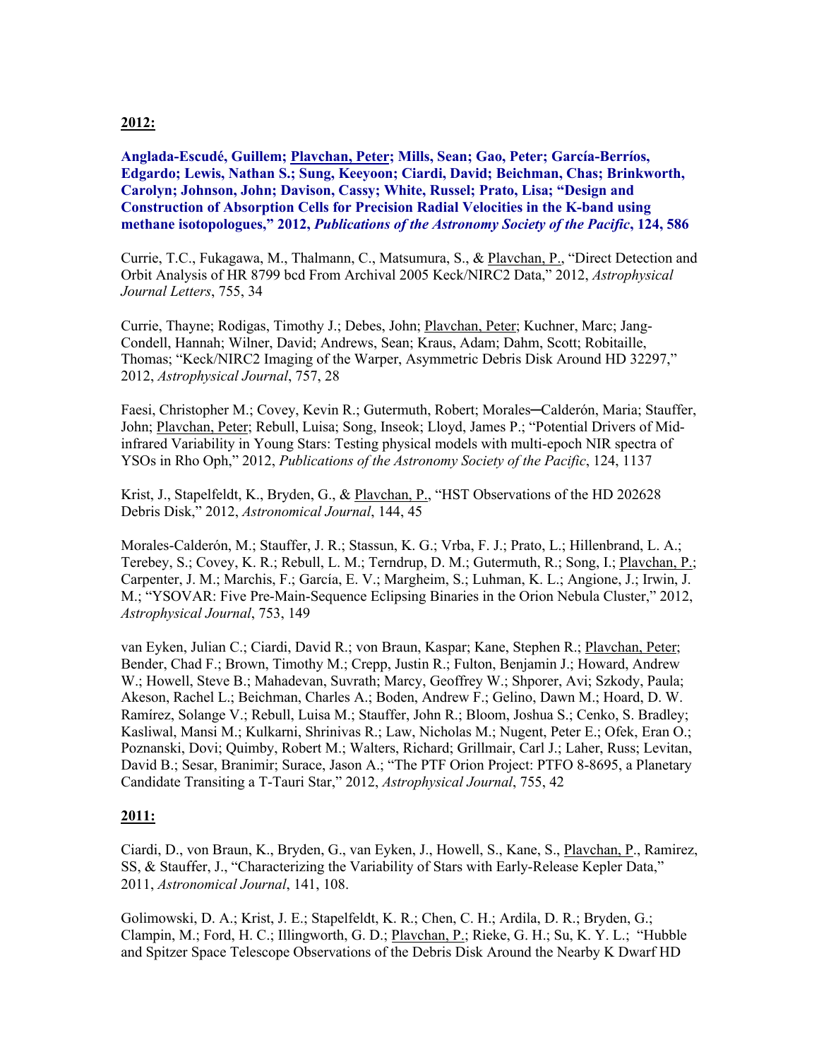**2012:**

**Anglada-Escudé, Guillem; <u>Plavchan, Peter</u>; Mills, Sean; Gao, Peter; García-Berríos, Edgardo; Lewis, Nathan S.; Sung, Keeyoon; Ciardi, David; Beichman, Chas; Brinkworth, Carolyn; Johnson, John; Davison, Cassy; White, Russel; Prato, Lisa; "Design and Construction of Absorption Cells for Precision Radial Velocities in the K-band using methane isotopologues," 2012, *Publications of the Astronomy Society of the Pacific*, 124, 586**

Currie, T.C., Fukagawa, M., Thalmann, C., Matsumura, S., & <u>Plavchan, P.</u>, "Direct Detection and Orbit Analysis of HR 8799 bcd From Archival 2005 Keck/NIRC2 Data," 2012, *Astrophysical Journal Letters*, 755, 34

Currie, Thayne; Rodigas, Timothy J.; Debes, John; <u>Plavchan, Peter</u>; Kuchner, Marc; Jang-Condell, Hannah; Wilner, David; Andrews, Sean; Kraus, Adam; Dahm, Scott; Robitaille, Thomas; "Keck/NIRC2 Imaging of the Warper, Asymmetric Debris Disk Around HD 32297," 2012, *Astrophysical Journal*, 757, 28

Faesi, Christopher M.; Covey, Kevin R.; Gutermuth, Robert; Morales─Calderón, Maria; Stauffer, John; <u>Plavchan, Peter</u>; Rebull, Luisa; Song, Inseok; Lloyd, James P.; "Potential Drivers of Mid-infrared Variability in Young Stars: Testing physical models with multi-epoch NIR spectra of YSOs in Rho Oph," 2012, *Publications of the Astronomy Society of the Pacific*, 124, 1137

Krist, J., Stapelfeldt, K., Bryden, G., & <u>Plavchan, P.</u>, "HST Observations of the HD 202628 Debris Disk," 2012, *Astronomical Journal*, 144, 45

Morales-Calderón, M.; Stauffer, J. R.; Stassun, K. G.; Vrba, F. J.; Prato, L.; Hillenbrand, L. A.; Terebey, S.; Covey, K. R.; Rebull, L. M.; Terndrup, D. M.; Gutermuth, R.; Song, I.; <u>Plavchan, P.</u>; Carpenter, J. M.; Marchis, F.; García, E. V.; Margheim, S.; Luhman, K. L.; Angione, J.; Irwin, J. M.; "YSOVAR: Five Pre-Main-Sequence Eclipsing Binaries in the Orion Nebula Cluster," 2012, *Astrophysical Journal*, 753, 149

van Eyken, Julian C.; Ciardi, David R.; von Braun, Kaspar; Kane, Stephen R.; <u>Plavchan, Peter</u>; Bender, Chad F.; Brown, Timothy M.; Crepp, Justin R.; Fulton, Benjamin J.; Howard, Andrew W.; Howell, Steve B.; Mahadevan, Suvrath; Marcy, Geoffrey W.; Shporer, Avi; Szkody, Paula; Akeson, Rachel L.; Beichman, Charles A.; Boden, Andrew F.; Gelino, Dawn M.; Hoard, D. W. Ramírez, Solange V.; Rebull, Luisa M.; Stauffer, John R.; Bloom, Joshua S.; Cenko, S. Bradley; Kasliwal, Mansi M.; Kulkarni, Shrinivas R.; Law, Nicholas M.; Nugent, Peter E.; Ofek, Eran O.; Poznanski, Dovi; Quimby, Robert M.; Walters, Richard; Grillmair, Carl J.; Laher, Russ; Levitan, David B.; Sesar, Branimir; Surace, Jason A.; "The PTF Orion Project: PTFO 8-8695, a Planetary Candidate Transiting a T-Tauri Star," 2012, *Astrophysical Journal*, 755, 42

**2011:**

Ciardi, D., von Braun, K., Bryden, G., van Eyken, J., Howell, S., Kane, S., <u>Plavchan, P</u>., Ramirez, SS, & Stauffer, J., "Characterizing the Variability of Stars with Early-Release Kepler Data," 2011, *Astronomical Journal*, 141, 108.

Golimowski, D. A.; Krist, J. E.; Stapelfeldt, K. R.; Chen, C. H.; Ardila, D. R.; Bryden, G.; Clampin, M.; Ford, H. C.; Illingworth, G. D.; <u>Plavchan, P.</u>; Rieke, G. H.; Su, K. Y. L.; "Hubble and Spitzer Space Telescope Observations of the Debris Disk Around the Nearby K Dwarf HD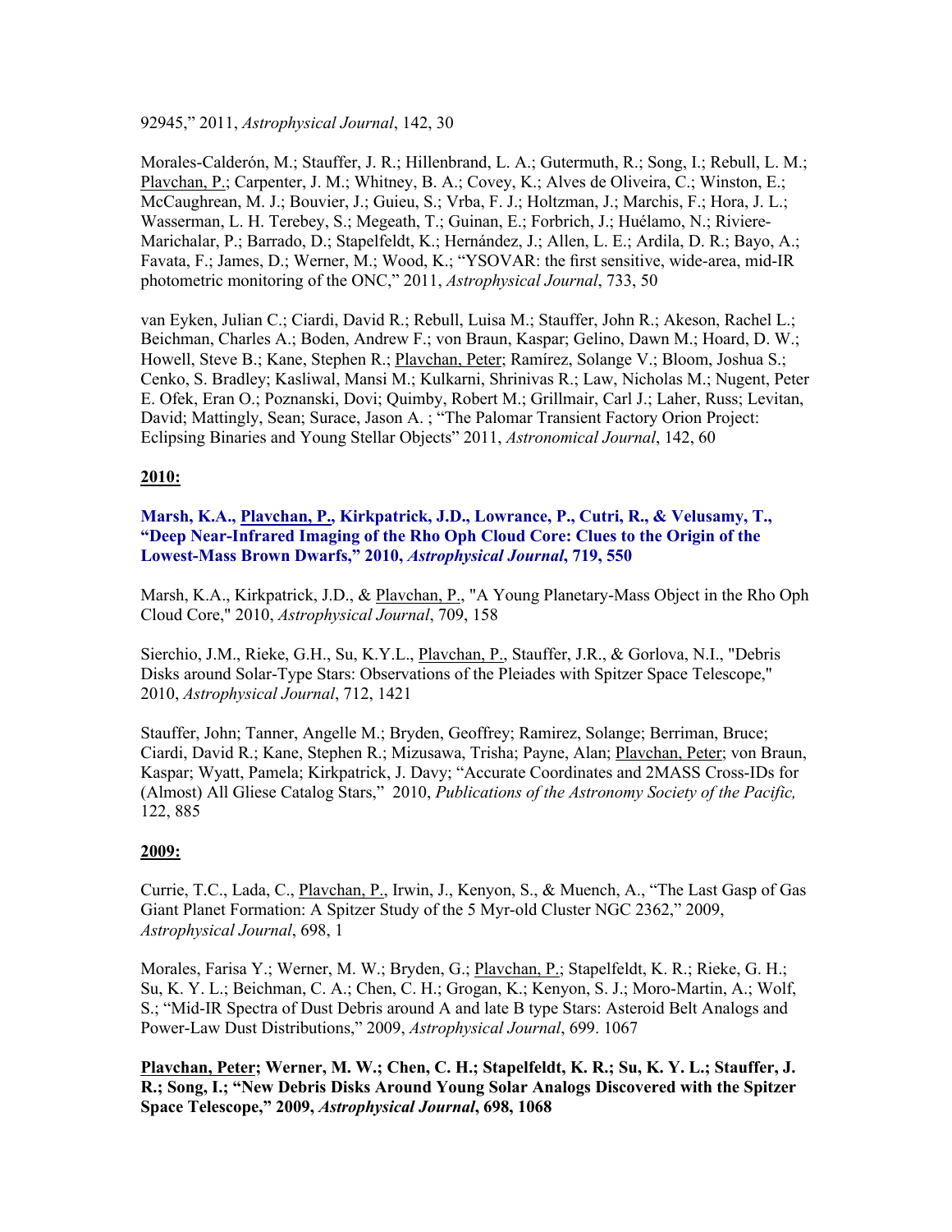92945," 2011, *Astrophysical Journal*, 142, 30

Morales-Calderón, M.; Stauffer, J. R.; Hillenbrand, L. A.; Gutermuth, R.; Song, I.; Rebull, L. M.; Plavchan, P.; Carpenter, J. M.; Whitney, B. A.; Covey, K.; Alves de Oliveira, C.; Winston, E.; McCaughrean, M. J.; Bouvier, J.; Guieu, S.; Vrba, F. J.; Holtzman, J.; Marchis, F.; Hora, J. L.; Wasserman, L. H. Terebey, S.; Megeath, T.; Guinan, E.; Forbrich, J.; Huélamo, N.; Riviere-Marichalar, P.; Barrado, D.; Stapelfeldt, K.; Hernández, J.; Allen, L. E.; Ardila, D. R.; Bayo, A.; Favata, F.; James, D.; Werner, M.; Wood, K.; "YSOVAR: the first sensitive, wide-area, mid-IR photometric monitoring of the ONC," 2011, *Astrophysical Journal*, 733, 50

van Eyken, Julian C.; Ciardi, David R.; Rebull, Luisa M.; Stauffer, John R.; Akeson, Rachel L.; Beichman, Charles A.; Boden, Andrew F.; von Braun, Kaspar; Gelino, Dawn M.; Hoard, D. W.; Howell, Steve B.; Kane, Stephen R.; Plavchan, Peter; Ramírez, Solange V.; Bloom, Joshua S.; Cenko, S. Bradley; Kasliwal, Mansi M.; Kulkarni, Shrinivas R.; Law, Nicholas M.; Nugent, Peter E. Ofek, Eran O.; Poznanski, Dovi; Quimby, Robert M.; Grillmair, Carl J.; Laher, Russ; Levitan, David; Mattingly, Sean; Surace, Jason A. ; "The Palomar Transient Factory Orion Project: Eclipsing Binaries and Young Stellar Objects" 2011, *Astronomical Journal*, 142, 60

## 2010:

**Marsh, K.A., Plavchan, P., Kirkpatrick, J.D., Lowrance, P., Cutri, R., & Velusamy, T., "Deep Near-Infrared Imaging of the Rho Oph Cloud Core: Clues to the Origin of the Lowest-Mass Brown Dwarfs," 2010, *Astrophysical Journal*, 719, 550**

Marsh, K.A., Kirkpatrick, J.D., & Plavchan, P., "A Young Planetary-Mass Object in the Rho Oph Cloud Core," 2010, *Astrophysical Journal*, 709, 158

Sierchio, J.M., Rieke, G.H., Su, K.Y.L., Plavchan, P., Stauffer, J.R., & Gorlova, N.I., "Debris Disks around Solar-Type Stars: Observations of the Pleiades with Spitzer Space Telescope," 2010, *Astrophysical Journal*, 712, 1421

Stauffer, John; Tanner, Angelle M.; Bryden, Geoffrey; Ramirez, Solange; Berriman, Bruce; Ciardi, David R.; Kane, Stephen R.; Mizusawa, Trisha; Payne, Alan; Plavchan, Peter; von Braun, Kaspar; Wyatt, Pamela; Kirkpatrick, J. Davy; "Accurate Coordinates and 2MASS Cross-IDs for (Almost) All Gliese Catalog Stars," 2010, *Publications of the Astronomy Society of the Pacific,* 122, 885

## 2009:

Currie, T.C., Lada, C., Plavchan, P., Irwin, J., Kenyon, S., & Muench, A., "The Last Gasp of Gas Giant Planet Formation: A Spitzer Study of the 5 Myr-old Cluster NGC 2362," 2009, *Astrophysical Journal*, 698, 1

Morales, Farisa Y.; Werner, M. W.; Bryden, G.; Plavchan, P.; Stapelfeldt, K. R.; Rieke, G. H.; Su, K. Y. L.; Beichman, C. A.; Chen, C. H.; Grogan, K.; Kenyon, S. J.; Moro-Martin, A.; Wolf, S.; "Mid-IR Spectra of Dust Debris around A and late B type Stars: Asteroid Belt Analogs and Power-Law Dust Distributions," 2009, *Astrophysical Journal*, 699. 1067

**Plavchan, Peter; Werner, M. W.; Chen, C. H.; Stapelfeldt, K. R.; Su, K. Y. L.; Stauffer, J. R.; Song, I.; "New Debris Disks Around Young Solar Analogs Discovered with the Spitzer Space Telescope," 2009, *Astrophysical Journal*, 698, 1068**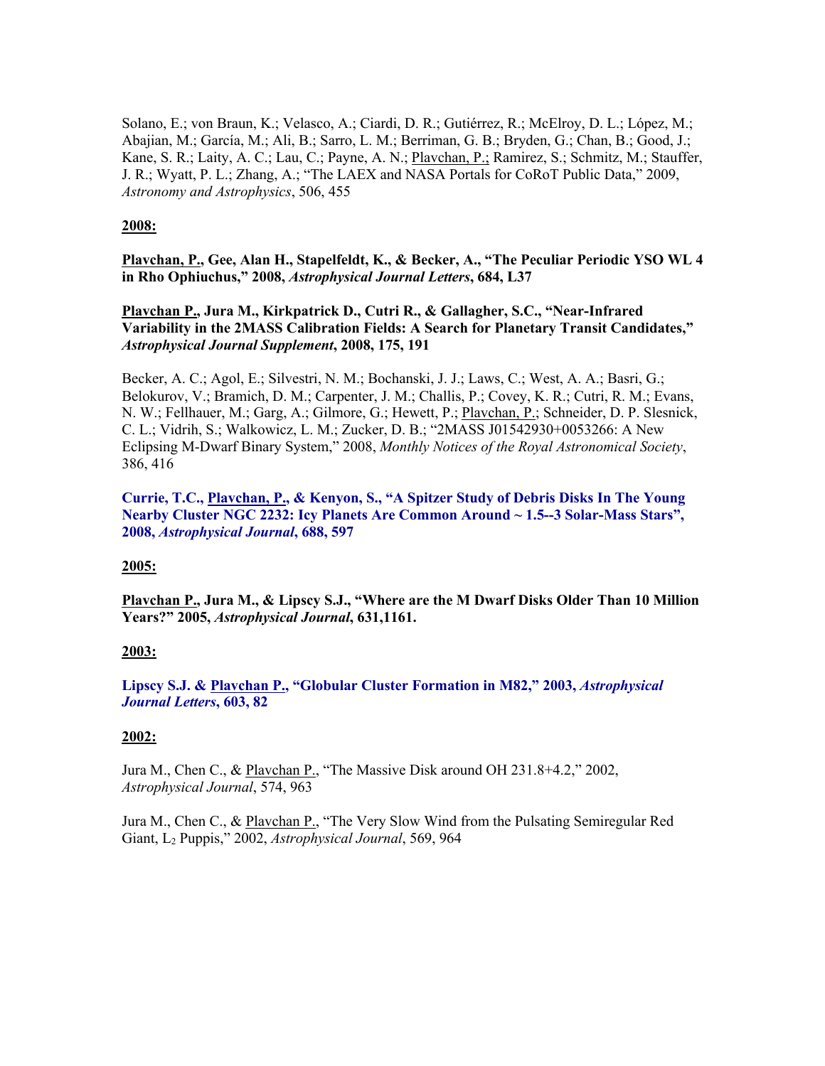Solano, E.; von Braun, K.; Velasco, A.; Ciardi, D. R.; Gutiérrez, R.; McElroy, D. L.; López, M.; Abajian, M.; García, M.; Ali, B.; Sarro, L. M.; Berriman, G. B.; Bryden, G.; Chan, B.; Good, J.; Kane, S. R.; Laity, A. C.; Lau, C.; Payne, A. N.; Plavchan, P.; Ramirez, S.; Schmitz, M.; Stauffer, J. R.; Wyatt, P. L.; Zhang, A.; "The LAEX and NASA Portals for CoRoT Public Data," 2009, *Astronomy and Astrophysics*, 506, 455

**2008:**

**Plavchan, P., Gee, Alan H., Stapelfeldt, K., & Becker, A., "The Peculiar Periodic YSO WL 4 in Rho Ophiuchus," 2008, *Astrophysical Journal Letters*, 684, L37**

**Plavchan P., Jura M., Kirkpatrick D., Cutri R., & Gallagher, S.C., "Near-Infrared Variability in the 2MASS Calibration Fields: A Search for Planetary Transit Candidates," *Astrophysical Journal Supplement*, 2008, 175, 191**

Becker, A. C.; Agol, E.; Silvestri, N. M.; Bochanski, J. J.; Laws, C.; West, A. A.; Basri, G.; Belokurov, V.; Bramich, D. M.; Carpenter, J. M.; Challis, P.; Covey, K. R.; Cutri, R. M.; Evans, N. W.; Fellhauer, M.; Garg, A.; Gilmore, G.; Hewett, P.; Plavchan, P.; Schneider, D. P. Slesnick, C. L.; Vidrih, S.; Walkowicz, L. M.; Zucker, D. B.; "2MASS J01542930+0053266: A New Eclipsing M-Dwarf Binary System," 2008, *Monthly Notices of the Royal Astronomical Society*, 386, 416

**Currie, T.C., Plavchan, P., & Kenyon, S., "A Spitzer Study of Debris Disks In The Young Nearby Cluster NGC 2232: Icy Planets Are Common Around ~ 1.5--3 Solar-Mass Stars", 2008, *Astrophysical Journal*, 688, 597**

**2005:**

**Plavchan P., Jura M., & Lipscy S.J., "Where are the M Dwarf Disks Older Than 10 Million Years?" 2005, *Astrophysical Journal*, 631,1161.**

**2003:**

**Lipscy S.J. & Plavchan P., "Globular Cluster Formation in M82," 2003, *Astrophysical Journal Letters*, 603, 82**

**2002:**

Jura M., Chen C., & Plavchan P., "The Massive Disk around OH 231.8+4.2," 2002, *Astrophysical Journal*, 574, 963

Jura M., Chen C., & Plavchan P., "The Very Slow Wind from the Pulsating Semiregular Red Giant, $L_2$ Puppis," 2002, *Astrophysical Journal*, 569, 964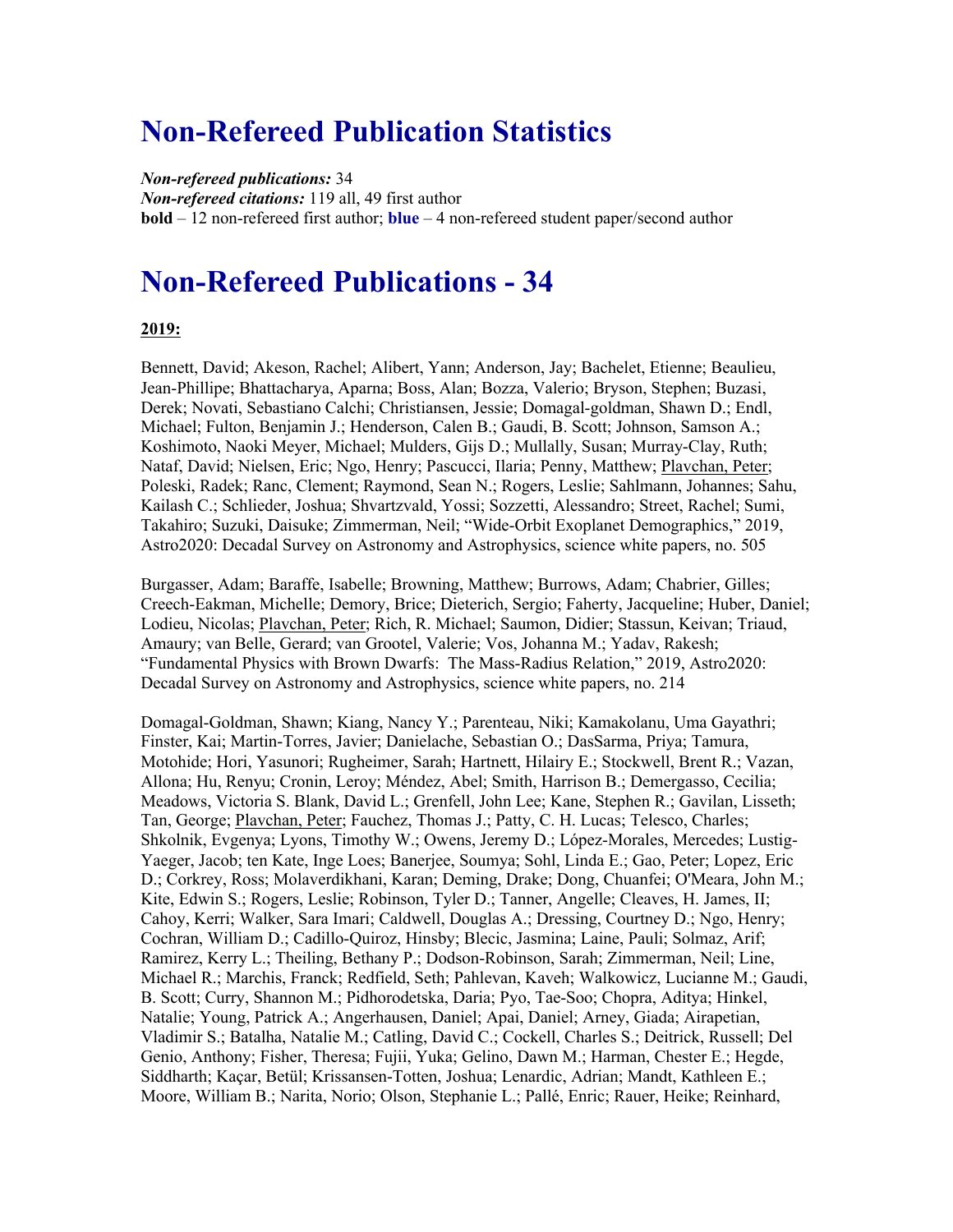# Non-Refereed Publication Statistics

***Non-refereed publications:*** 34
***Non-refereed citations:*** 119 all, 49 first author
**bold** – 12 non-refereed first author; **blue** – 4 non-refereed student paper/second author

# Non-Refereed Publications - 34

**2019:**

Bennett, David; Akeson, Rachel; Alibert, Yann; Anderson, Jay; Bachelet, Etienne; Beaulieu, Jean-Phillipe; Bhattacharya, Aparna; Boss, Alan; Bozza, Valerio; Bryson, Stephen; Buzasi, Derek; Novati, Sebastiano Calchi; Christiansen, Jessie; Domagal-goldman, Shawn D.; Endl, Michael; Fulton, Benjamin J.; Henderson, Calen B.; Gaudi, B. Scott; Johnson, Samson A.; Koshimoto, Naoki Meyer, Michael; Mulders, Gijs D.; Mullally, Susan; Murray-Clay, Ruth; Nataf, David; Nielsen, Eric; Ngo, Henry; Pascucci, Ilaria; Penny, Matthew; Plavchan, Peter; Poleski, Radek; Ranc, Clement; Raymond, Sean N.; Rogers, Leslie; Sahlmann, Johannes; Sahu, Kailash C.; Schlieder, Joshua; Shvartzvald, Yossi; Sozzetti, Alessandro; Street, Rachel; Sumi, Takahiro; Suzuki, Daisuke; Zimmerman, Neil; "Wide-Orbit Exoplanet Demographics," 2019, Astro2020: Decadal Survey on Astronomy and Astrophysics, science white papers, no. 505

Burgasser, Adam; Baraffe, Isabelle; Browning, Matthew; Burrows, Adam; Chabrier, Gilles; Creech-Eakman, Michelle; Demory, Brice; Dieterich, Sergio; Faherty, Jacqueline; Huber, Daniel; Lodieu, Nicolas; Plavchan, Peter; Rich, R. Michael; Saumon, Didier; Stassun, Keivan; Triaud, Amaury; van Belle, Gerard; van Grootel, Valerie; Vos, Johanna M.; Yadav, Rakesh; "Fundamental Physics with Brown Dwarfs: The Mass-Radius Relation," 2019, Astro2020: Decadal Survey on Astronomy and Astrophysics, science white papers, no. 214

Domagal-Goldman, Shawn; Kiang, Nancy Y.; Parenteau, Niki; Kamakolanu, Uma Gayathri; Finster, Kai; Martin-Torres, Javier; Danielache, Sebastian O.; DasSarma, Priya; Tamura, Motohide; Hori, Yasunori; Rugheimer, Sarah; Hartnett, Hilairy E.; Stockwell, Brent R.; Vazan, Allona; Hu, Renyu; Cronin, Leroy; Méndez, Abel; Smith, Harrison B.; Demergasso, Cecilia; Meadows, Victoria S. Blank, David L.; Grenfell, John Lee; Kane, Stephen R.; Gavilan, Lisseth; Tan, George; Plavchan, Peter; Fauchez, Thomas J.; Patty, C. H. Lucas; Telesco, Charles; Shkolnik, Evgenya; Lyons, Timothy W.; Owens, Jeremy D.; López-Morales, Mercedes; Lustig-Yaeger, Jacob; ten Kate, Inge Loes; Banerjee, Soumya; Sohl, Linda E.; Gao, Peter; Lopez, Eric D.; Corkrey, Ross; Molaverdikhani, Karan; Deming, Drake; Dong, Chuanfei; O'Meara, John M.; Kite, Edwin S.; Rogers, Leslie; Robinson, Tyler D.; Tanner, Angelle; Cleaves, H. James, II; Cahoy, Kerri; Walker, Sara Imari; Caldwell, Douglas A.; Dressing, Courtney D.; Ngo, Henry; Cochran, William D.; Cadillo-Quiroz, Hinsby; Blecic, Jasmina; Laine, Pauli; Solmaz, Arif; Ramirez, Kerry L.; Theiling, Bethany P.; Dodson-Robinson, Sarah; Zimmerman, Neil; Line, Michael R.; Marchis, Franck; Redfield, Seth; Pahlevan, Kaveh; Walkowicz, Lucianne M.; Gaudi, B. Scott; Curry, Shannon M.; Pidhorodetska, Daria; Pyo, Tae-Soo; Chopra, Aditya; Hinkel, Natalie; Young, Patrick A.; Angerhausen, Daniel; Apai, Daniel; Arney, Giada; Airapetian, Vladimir S.; Batalha, Natalie M.; Catling, David C.; Cockell, Charles S.; Deitrick, Russell; Del Genio, Anthony; Fisher, Theresa; Fujii, Yuka; Gelino, Dawn M.; Harman, Chester E.; Hegde, Siddharth; Kaçar, Betül; Krissansen-Totten, Joshua; Lenardic, Adrian; Mandt, Kathleen E.; Moore, William B.; Narita, Norio; Olson, Stephanie L.; Pallé, Enric; Rauer, Heike; Reinhard,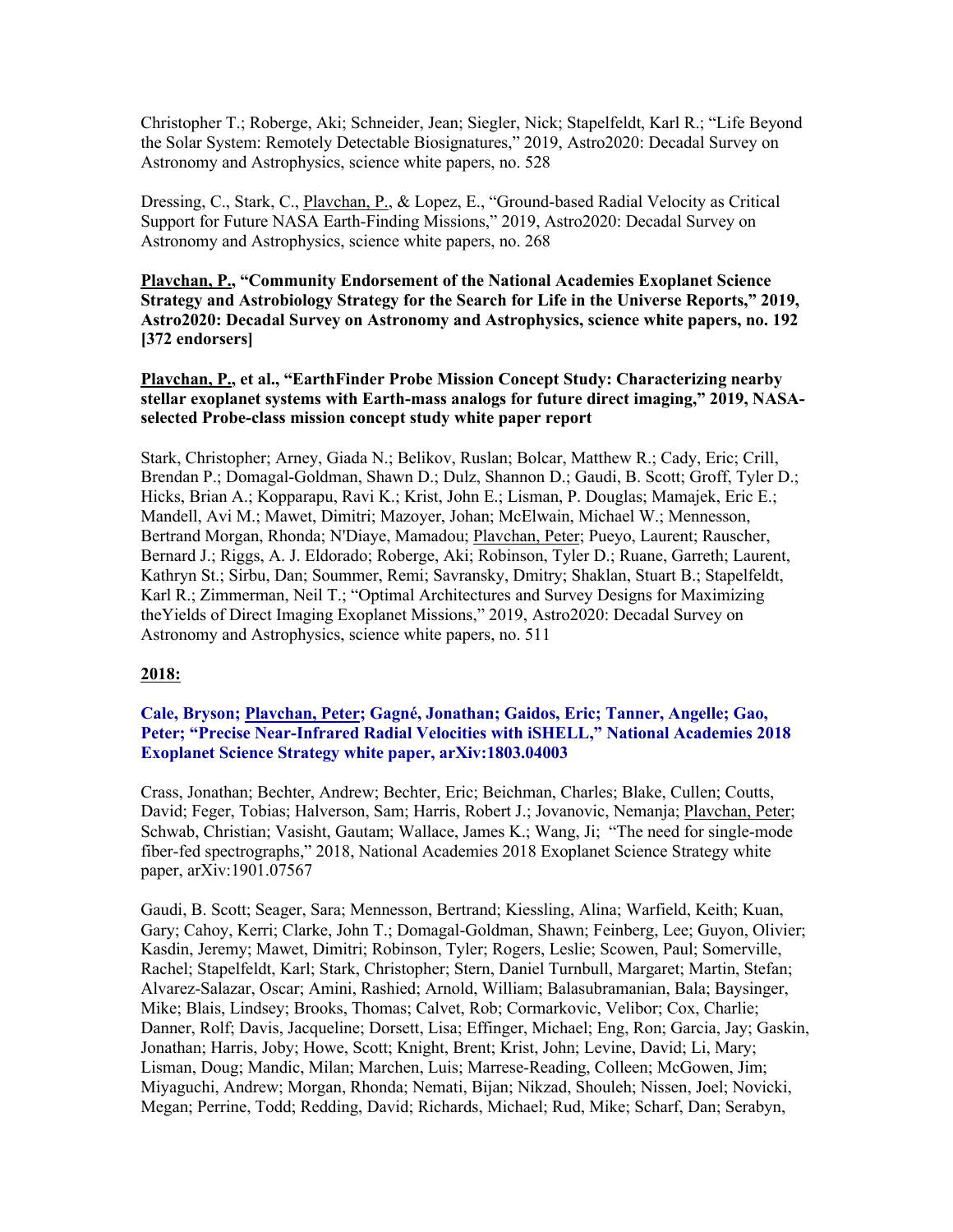Christopher T.; Roberge, Aki; Schneider, Jean; Siegler, Nick; Stapelfeldt, Karl R.; "Life Beyond the Solar System: Remotely Detectable Biosignatures," 2019, Astro2020: Decadal Survey on Astronomy and Astrophysics, science white papers, no. 528

Dressing, C., Stark, C., Plavchan, P., & Lopez, E., "Ground-based Radial Velocity as Critical Support for Future NASA Earth-Finding Missions," 2019, Astro2020: Decadal Survey on Astronomy and Astrophysics, science white papers, no. 268

**Plavchan, P., "Community Endorsement of the National Academies Exoplanet Science Strategy and Astrobiology Strategy for the Search for Life in the Universe Reports," 2019, Astro2020: Decadal Survey on Astronomy and Astrophysics, science white papers, no. 192 [372 endorsers]**

**Plavchan, P., et al., "EarthFinder Probe Mission Concept Study: Characterizing nearby stellar exoplanet systems with Earth-mass analogs for future direct imaging," 2019, NASA-selected Probe-class mission concept study white paper report**

Stark, Christopher; Arney, Giada N.; Belikov, Ruslan; Bolcar, Matthew R.; Cady, Eric; Crill, Brendan P.; Domagal-Goldman, Shawn D.; Dulz, Shannon D.; Gaudi, B. Scott; Groff, Tyler D.; Hicks, Brian A.; Kopparapu, Ravi K.; Krist, John E.; Lisman, P. Douglas; Mamajek, Eric E.; Mandell, Avi M.; Mawet, Dimitri; Mazoyer, Johan; McElwain, Michael W.; Mennesson, Bertrand Morgan, Rhonda; N'Diaye, Mamadou; Plavchan, Peter; Pueyo, Laurent; Rauscher, Bernard J.; Riggs, A. J. Eldorado; Roberge, Aki; Robinson, Tyler D.; Ruane, Garreth; Laurent, Kathryn St.; Sirbu, Dan; Soummer, Remi; Savransky, Dmitry; Shaklan, Stuart B.; Stapelfeldt, Karl R.; Zimmerman, Neil T.; "Optimal Architectures and Survey Designs for Maximizing theYields of Direct Imaging Exoplanet Missions," 2019, Astro2020: Decadal Survey on Astronomy and Astrophysics, science white papers, no. 511

**2018:**

**Cale, Bryson; Plavchan, Peter; Gagné, Jonathan; Gaidos, Eric; Tanner, Angelle; Gao, Peter; "Precise Near-Infrared Radial Velocities with iSHELL," National Academies 2018 Exoplanet Science Strategy white paper, arXiv:1803.04003**

Crass, Jonathan; Bechter, Andrew; Bechter, Eric; Beichman, Charles; Blake, Cullen; Coutts, David; Feger, Tobias; Halverson, Sam; Harris, Robert J.; Jovanovic, Nemanja; Plavchan, Peter; Schwab, Christian; Vasisht, Gautam; Wallace, James K.; Wang, Ji; "The need for single-mode fiber-fed spectrographs," 2018, National Academies 2018 Exoplanet Science Strategy white paper, arXiv:1901.07567

Gaudi, B. Scott; Seager, Sara; Mennesson, Bertrand; Kiessling, Alina; Warfield, Keith; Kuan, Gary; Cahoy, Kerri; Clarke, John T.; Domagal-Goldman, Shawn; Feinberg, Lee; Guyon, Olivier; Kasdin, Jeremy; Mawet, Dimitri; Robinson, Tyler; Rogers, Leslie; Scowen, Paul; Somerville, Rachel; Stapelfeldt, Karl; Stark, Christopher; Stern, Daniel Turnbull, Margaret; Martin, Stefan; Alvarez-Salazar, Oscar; Amini, Rashied; Arnold, William; Balasubramanian, Bala; Baysinger, Mike; Blais, Lindsey; Brooks, Thomas; Calvet, Rob; Cormarkovic, Velibor; Cox, Charlie; Danner, Rolf; Davis, Jacqueline; Dorsett, Lisa; Effinger, Michael; Eng, Ron; Garcia, Jay; Gaskin, Jonathan; Harris, Joby; Howe, Scott; Knight, Brent; Krist, John; Levine, David; Li, Mary; Lisman, Doug; Mandic, Milan; Marchen, Luis; Marrese-Reading, Colleen; McGowen, Jim; Miyaguchi, Andrew; Morgan, Rhonda; Nemati, Bijan; Nikzad, Shouleh; Nissen, Joel; Novicki, Megan; Perrine, Todd; Redding, David; Richards, Michael; Rud, Mike; Scharf, Dan; Serabyn,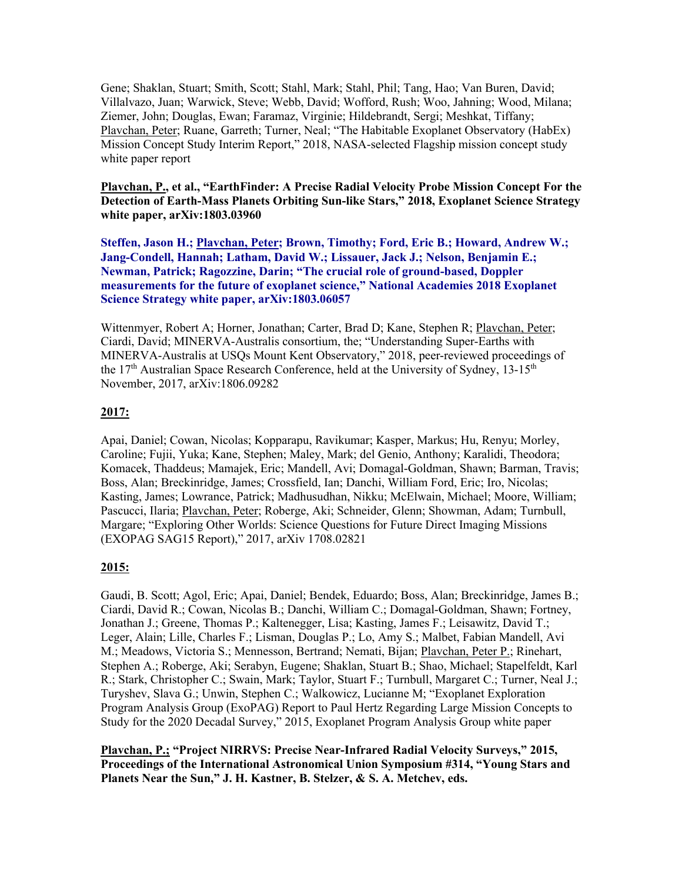Gene; Shaklan, Stuart; Smith, Scott; Stahl, Mark; Stahl, Phil; Tang, Hao; Van Buren, David; Villalvazo, Juan; Warwick, Steve; Webb, David; Wofford, Rush; Woo, Jahning; Wood, Milana; Ziemer, John; Douglas, Ewan; Faramaz, Virginie; Hildebrandt, Sergi; Meshkat, Tiffany; Plavchan, Peter; Ruane, Garreth; Turner, Neal; "The Habitable Exoplanet Observatory (HabEx) Mission Concept Study Interim Report," 2018, NASA-selected Flagship mission concept study white paper report

**Plavchan, P., et al., "EarthFinder: A Precise Radial Velocity Probe Mission Concept For the Detection of Earth-Mass Planets Orbiting Sun-like Stars," 2018, Exoplanet Science Strategy white paper, arXiv:1803.03960**

**Steffen, Jason H.; Plavchan, Peter; Brown, Timothy; Ford, Eric B.; Howard, Andrew W.; Jang-Condell, Hannah; Latham, David W.; Lissauer, Jack J.; Nelson, Benjamin E.; Newman, Patrick; Ragozzine, Darin; "The crucial role of ground-based, Doppler measurements for the future of exoplanet science," National Academies 2018 Exoplanet Science Strategy white paper, arXiv:1803.06057**

Wittenmyer, Robert A; Horner, Jonathan; Carter, Brad D; Kane, Stephen R; Plavchan, Peter; Ciardi, David; MINERVA-Australis consortium, the; "Understanding Super-Earths with MINERVA-Australis at USQs Mount Kent Observatory," 2018, peer-reviewed proceedings of the 17th Australian Space Research Conference, held at the University of Sydney, 13-15th November, 2017, arXiv:1806.09282

## 2017:

Apai, Daniel; Cowan, Nicolas; Kopparapu, Ravikumar; Kasper, Markus; Hu, Renyu; Morley, Caroline; Fujii, Yuka; Kane, Stephen; Maley, Mark; del Genio, Anthony; Karalidi, Theodora; Komacek, Thaddeus; Mamajek, Eric; Mandell, Avi; Domagal-Goldman, Shawn; Barman, Travis; Boss, Alan; Breckinridge, James; Crossfield, Ian; Danchi, William Ford, Eric; Iro, Nicolas; Kasting, James; Lowrance, Patrick; Madhusudhan, Nikku; McElwain, Michael; Moore, William; Pascucci, Ilaria; Plavchan, Peter; Roberge, Aki; Schneider, Glenn; Showman, Adam; Turnbull, Margare; "Exploring Other Worlds: Science Questions for Future Direct Imaging Missions (EXOPAG SAG15 Report)," 2017, arXiv 1708.02821

## 2015:

Gaudi, B. Scott; Agol, Eric; Apai, Daniel; Bendek, Eduardo; Boss, Alan; Breckinridge, James B.; Ciardi, David R.; Cowan, Nicolas B.; Danchi, William C.; Domagal-Goldman, Shawn; Fortney, Jonathan J.; Greene, Thomas P.; Kaltenegger, Lisa; Kasting, James F.; Leisawitz, David T.; Leger, Alain; Lille, Charles F.; Lisman, Douglas P.; Lo, Amy S.; Malbet, Fabian Mandell, Avi M.; Meadows, Victoria S.; Mennesson, Bertrand; Nemati, Bijan; Plavchan, Peter P.; Rinehart, Stephen A.; Roberge, Aki; Serabyn, Eugene; Shaklan, Stuart B.; Shao, Michael; Stapelfeldt, Karl R.; Stark, Christopher C.; Swain, Mark; Taylor, Stuart F.; Turnbull, Margaret C.; Turner, Neal J.; Turyshev, Slava G.; Unwin, Stephen C.; Walkowicz, Lucianne M; "Exoplanet Exploration Program Analysis Group (ExoPAG) Report to Paul Hertz Regarding Large Mission Concepts to Study for the 2020 Decadal Survey," 2015, Exoplanet Program Analysis Group white paper

**Plavchan, P.; "Project NIRRVS: Precise Near-Infrared Radial Velocity Surveys," 2015, Proceedings of the International Astronomical Union Symposium #314, "Young Stars and Planets Near the Sun," J. H. Kastner, B. Stelzer, & S. A. Metchev, eds.**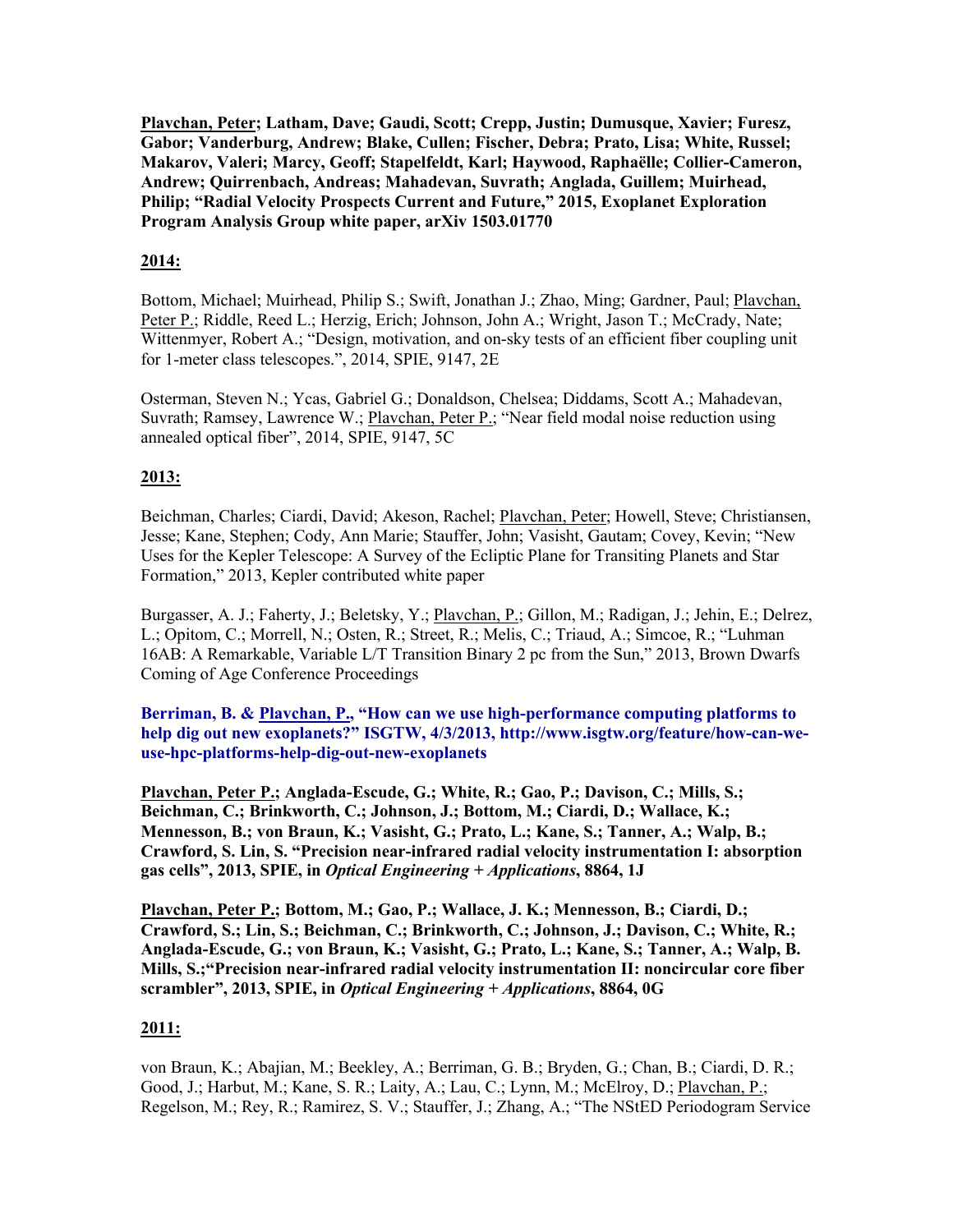**<u>Plavchan, Peter</u>; Latham, Dave; Gaudi, Scott; Crepp, Justin; Dumusque, Xavier; Furesz, Gabor; Vanderburg, Andrew; Blake, Cullen; Fischer, Debra; Prato, Lisa; White, Russel; Makarov, Valeri; Marcy, Geoff; Stapelfeldt, Karl; Haywood, Raphaëlle; Collier-Cameron, Andrew; Quirrenbach, Andreas; Mahadevan, Suvrath; Anglada, Guillem; Muirhead, Philip; "Radial Velocity Prospects Current and Future," 2015, Exoplanet Exploration Program Analysis Group white paper, arXiv 1503.01770**

## 2014:

Bottom, Michael; Muirhead, Philip S.; Swift, Jonathan J.; Zhao, Ming; Gardner, Paul; <u>Plavchan, Peter P.</u>; Riddle, Reed L.; Herzig, Erich; Johnson, John A.; Wright, Jason T.; McCrady, Nate; Wittenmyer, Robert A.; "Design, motivation, and on-sky tests of an efficient fiber coupling unit for 1-meter class telescopes.", 2014, SPIE, 9147, 2E

Osterman, Steven N.; Ycas, Gabriel G.; Donaldson, Chelsea; Diddams, Scott A.; Mahadevan, Suvrath; Ramsey, Lawrence W.; <u>Plavchan, Peter P.</u>; "Near field modal noise reduction using annealed optical fiber", 2014, SPIE, 9147, 5C

## 2013:

Beichman, Charles; Ciardi, David; Akeson, Rachel; <u>Plavchan, Peter</u>; Howell, Steve; Christiansen, Jesse; Kane, Stephen; Cody, Ann Marie; Stauffer, John; Vasisht, Gautam; Covey, Kevin; "New Uses for the Kepler Telescope: A Survey of the Ecliptic Plane for Transiting Planets and Star Formation," 2013, Kepler contributed white paper

Burgasser, A. J.; Faherty, J.; Beletsky, Y.; <u>Plavchan, P.</u>; Gillon, M.; Radigan, J.; Jehin, E.; Delrez, L.; Opitom, C.; Morrell, N.; Osten, R.; Street, R.; Melis, C.; Triaud, A.; Simcoe, R.; "Luhman 16AB: A Remarkable, Variable L/T Transition Binary 2 pc from the Sun," 2013, Brown Dwarfs Coming of Age Conference Proceedings

**Berriman, B. & <u>Plavchan, P.</u>, "How can we use high-performance computing platforms to help dig out new exoplanets?" ISGTW, 4/3/2013, http://www.isgtw.org/feature/how-can-we-use-hpc-platforms-help-dig-out-new-exoplanets**

**<u>Plavchan, Peter P.</u>; Anglada-Escude, G.; White, R.; Gao, P.; Davison, C.; Mills, S.; Beichman, C.; Brinkworth, C.; Johnson, J.; Bottom, M.; Ciardi, D.; Wallace, K.; Mennesson, B.; von Braun, K.; Vasisht, G.; Prato, L.; Kane, S.; Tanner, A.; Walp, B.; Crawford, S. Lin, S. "Precision near-infrared radial velocity instrumentation I: absorption gas cells", 2013, SPIE, in *Optical Engineering + Applications*, 8864, 1J**

**<u>Plavchan, Peter P.</u>; Bottom, M.; Gao, P.; Wallace, J. K.; Mennesson, B.; Ciardi, D.; Crawford, S.; Lin, S.; Beichman, C.; Brinkworth, C.; Johnson, J.; Davison, C.; White, R.; Anglada-Escude, G.; von Braun, K.; Vasisht, G.; Prato, L.; Kane, S.; Tanner, A.; Walp, B. Mills, S.;"Precision near-infrared radial velocity instrumentation II: noncircular core fiber scrambler", 2013, SPIE, in *Optical Engineering + Applications*, 8864, 0G**

## 2011:

von Braun, K.; Abajian, M.; Beekley, A.; Berriman, G. B.; Bryden, G.; Chan, B.; Ciardi, D. R.; Good, J.; Harbut, M.; Kane, S. R.; Laity, A.; Lau, C.; Lynn, M.; McElroy, D.; <u>Plavchan, P.</u>; Regelson, M.; Rey, R.; Ramirez, S. V.; Stauffer, J.; Zhang, A.; "The NStED Periodogram Service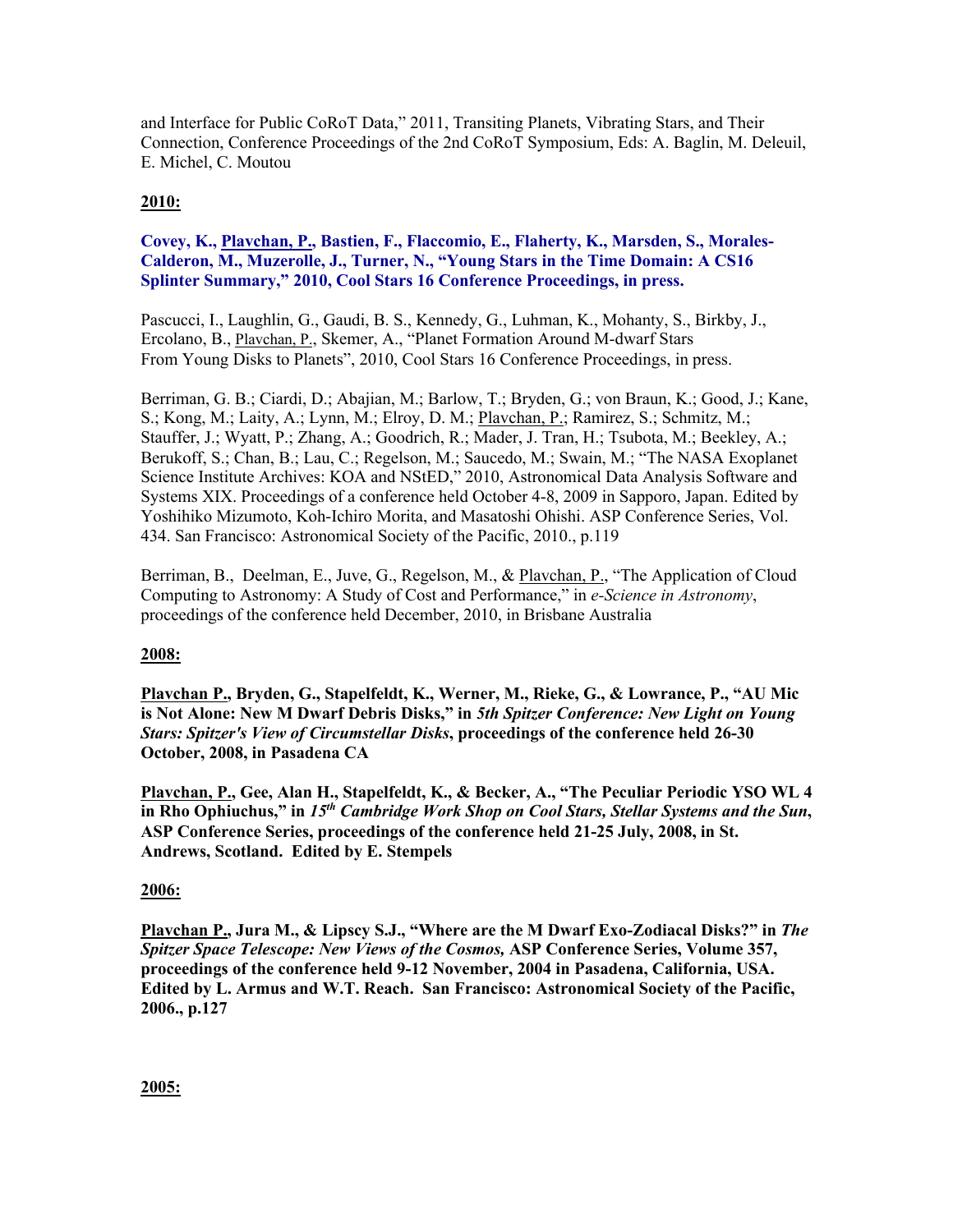and Interface for Public CoRoT Data," 2011, Transiting Planets, Vibrating Stars, and Their Connection, Conference Proceedings of the 2nd CoRoT Symposium, Eds: A. Baglin, M. Deleuil, E. Michel, C. Moutou

**2010:**

**Covey, K., Plavchan, P., Bastien, F., Flaccomio, E., Flaherty, K., Marsden, S., Morales-Calderon, M., Muzerolle, J., Turner, N., "Young Stars in the Time Domain: A CS16 Splinter Summary," 2010, Cool Stars 16 Conference Proceedings, in press.**

Pascucci, I., Laughlin, G., Gaudi, B. S., Kennedy, G., Luhman, K., Mohanty, S., Birkby, J., Ercolano, B., Plavchan, P., Skemer, A., "Planet Formation Around M-dwarf Stars From Young Disks to Planets", 2010, Cool Stars 16 Conference Proceedings, in press.

Berriman, G. B.; Ciardi, D.; Abajian, M.; Barlow, T.; Bryden, G.; von Braun, K.; Good, J.; Kane, S.; Kong, M.; Laity, A.; Lynn, M.; Elroy, D. M.; Plavchan, P.; Ramirez, S.; Schmitz, M.; Stauffer, J.; Wyatt, P.; Zhang, A.; Goodrich, R.; Mader, J. Tran, H.; Tsubota, M.; Beekley, A.; Berukoff, S.; Chan, B.; Lau, C.; Regelson, M.; Saucedo, M.; Swain, M.; "The NASA Exoplanet Science Institute Archives: KOA and NStED," 2010, Astronomical Data Analysis Software and Systems XIX. Proceedings of a conference held October 4-8, 2009 in Sapporo, Japan. Edited by Yoshihiko Mizumoto, Koh-Ichiro Morita, and Masatoshi Ohishi. ASP Conference Series, Vol. 434. San Francisco: Astronomical Society of the Pacific, 2010., p.119

Berriman, B., Deelman, E., Juve, G., Regelson, M., & Plavchan, P., "The Application of Cloud Computing to Astronomy: A Study of Cost and Performance," in *e-Science in Astronomy*, proceedings of the conference held December, 2010, in Brisbane Australia

**2008:**

**Plavchan P., Bryden, G., Stapelfeldt, K., Werner, M., Rieke, G., & Lowrance, P., "AU Mic is Not Alone: New M Dwarf Debris Disks," in *5th Spitzer Conference: New Light on Young Stars: Spitzer's View of Circumstellar Disks*, proceedings of the conference held 26-30 October, 2008, in Pasadena CA**

**Plavchan, P., Gee, Alan H., Stapelfeldt, K., & Becker, A., "The Peculiar Periodic YSO WL 4 in Rho Ophiuchus," in *15th Cambridge Work Shop on Cool Stars, Stellar Systems and the Sun*, ASP Conference Series, proceedings of the conference held 21-25 July, 2008, in St. Andrews, Scotland. Edited by E. Stempels**

**2006:**

**Plavchan P., Jura M., & Lipscy S.J., "Where are the M Dwarf Exo-Zodiacal Disks?" in *The Spitzer Space Telescope: New Views of the Cosmos,* ASP Conference Series, Volume 357, proceedings of the conference held 9-12 November, 2004 in Pasadena, California, USA. Edited by L. Armus and W.T. Reach. San Francisco: Astronomical Society of the Pacific, 2006., p.127**

**2005:**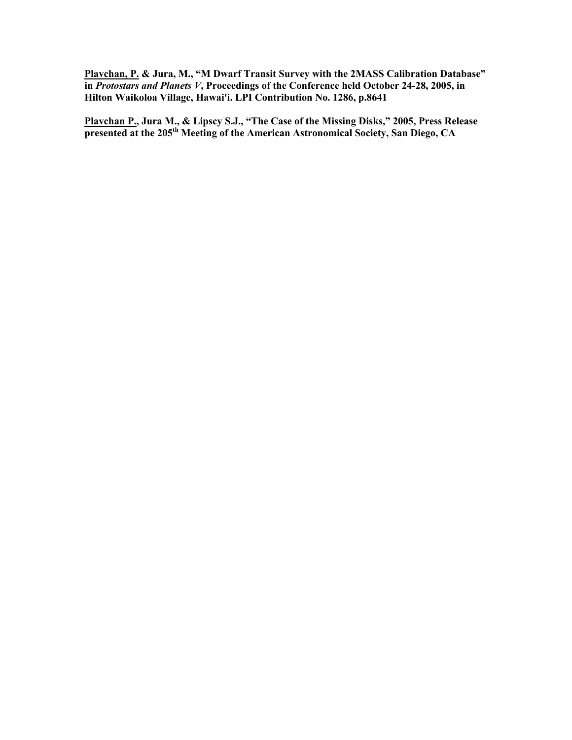**<u>Plavchan, P.</u> & Jura, M., "M Dwarf Transit Survey with the 2MASS Calibration Database" in *Protostars and Planets V*, Proceedings of the Conference held October 24-28, 2005, in Hilton Waikoloa Village, Hawai'i. LPI Contribution No. 1286, p.8641**

**<u>Plavchan P.</u>, Jura M., & Lipscy S.J., "The Case of the Missing Disks," 2005, Press Release presented at the 205th Meeting of the American Astronomical Society, San Diego, CA**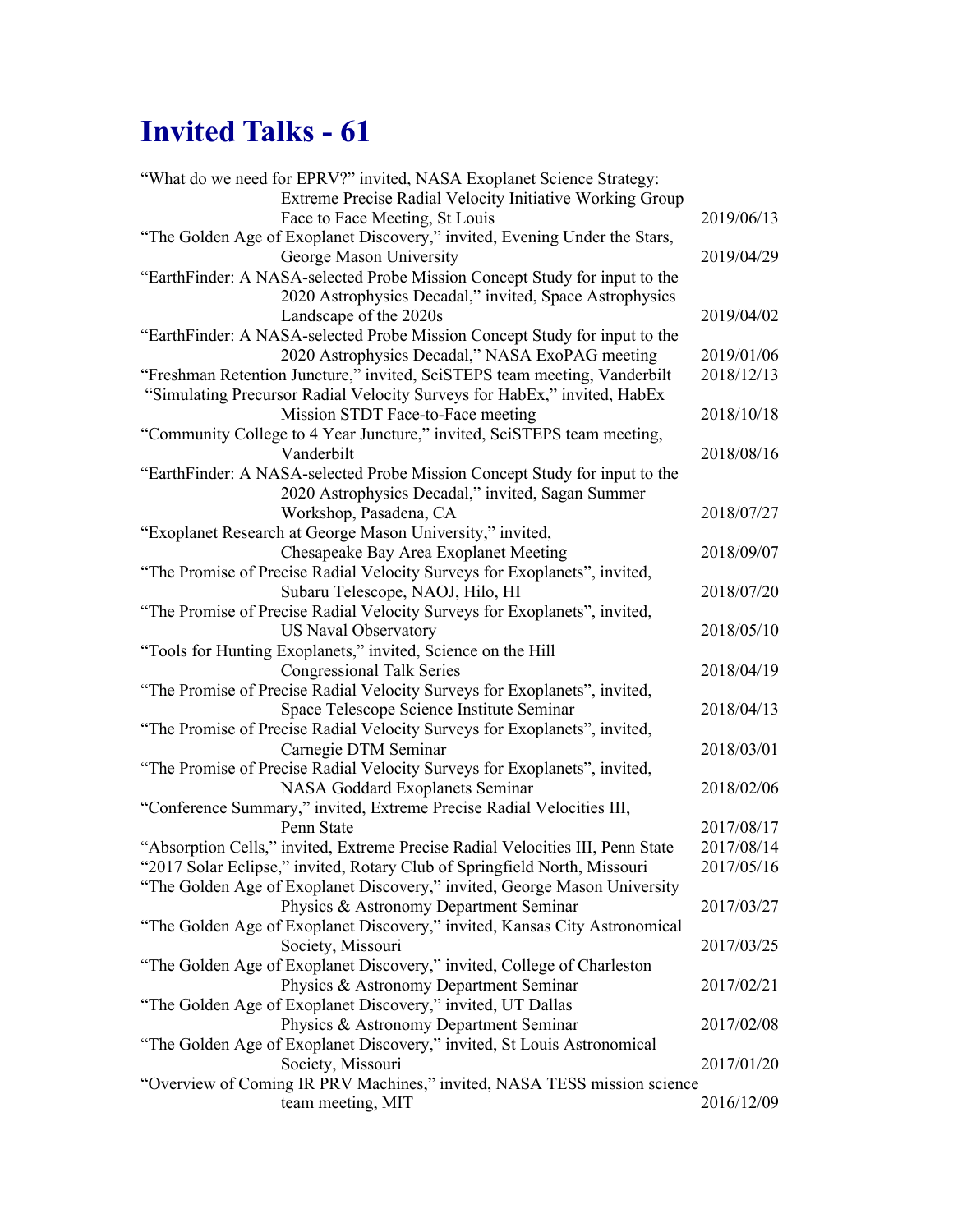# Invited Talks - 61

| | |
|---|---|
| "What do we need for EPRV?" invited, NASA Exoplanet Science Strategy: Extreme Precise Radial Velocity Initiative Working Group Face to Face Meeting, St Louis | 2019/06/13 |
| "The Golden Age of Exoplanet Discovery," invited, Evening Under the Stars, George Mason University | 2019/04/29 |
| "EarthFinder: A NASA-selected Probe Mission Concept Study for input to the 2020 Astrophysics Decadal," invited, Space Astrophysics Landscape of the 2020s | 2019/04/02 |
| "EarthFinder: A NASA-selected Probe Mission Concept Study for input to the 2020 Astrophysics Decadal," NASA ExoPAG meeting | 2019/01/06 |
| "Freshman Retention Juncture," invited, SciSTEPS team meeting, Vanderbilt | 2018/12/13 |
| "Simulating Precursor Radial Velocity Surveys for HabEx," invited, HabEx Mission STDT Face-to-Face meeting | 2018/10/18 |
| "Community College to 4 Year Juncture," invited, SciSTEPS team meeting, Vanderbilt | 2018/08/16 |
| "EarthFinder: A NASA-selected Probe Mission Concept Study for input to the 2020 Astrophysics Decadal," invited, Sagan Summer Workshop, Pasadena, CA | 2018/07/27 |
| "Exoplanet Research at George Mason University," invited, Chesapeake Bay Area Exoplanet Meeting | 2018/09/07 |
| "The Promise of Precise Radial Velocity Surveys for Exoplanets", invited, Subaru Telescope, NAOJ, Hilo, HI | 2018/07/20 |
| "The Promise of Precise Radial Velocity Surveys for Exoplanets", invited, US Naval Observatory | 2018/05/10 |
| "Tools for Hunting Exoplanets," invited, Science on the Hill Congressional Talk Series | 2018/04/19 |
| "The Promise of Precise Radial Velocity Surveys for Exoplanets", invited, Space Telescope Science Institute Seminar | 2018/04/13 |
| "The Promise of Precise Radial Velocity Surveys for Exoplanets", invited, Carnegie DTM Seminar | 2018/03/01 |
| "The Promise of Precise Radial Velocity Surveys for Exoplanets", invited, NASA Goddard Exoplanets Seminar | 2018/02/06 |
| "Conference Summary," invited, Extreme Precise Radial Velocities III, Penn State | 2017/08/17 |
| "Absorption Cells," invited, Extreme Precise Radial Velocities III, Penn State | 2017/08/14 |
| "2017 Solar Eclipse," invited, Rotary Club of Springfield North, Missouri | 2017/05/16 |
| "The Golden Age of Exoplanet Discovery," invited, George Mason University Physics & Astronomy Department Seminar | 2017/03/27 |
| "The Golden Age of Exoplanet Discovery," invited, Kansas City Astronomical Society, Missouri | 2017/03/25 |
| "The Golden Age of Exoplanet Discovery," invited, College of Charleston Physics & Astronomy Department Seminar | 2017/02/21 |
| "The Golden Age of Exoplanet Discovery," invited, UT Dallas Physics & Astronomy Department Seminar | 2017/02/08 |
| "The Golden Age of Exoplanet Discovery," invited, St Louis Astronomical Society, Missouri | 2017/01/20 |
| "Overview of Coming IR PRV Machines," invited, NASA TESS mission science team meeting, MIT | 2016/12/09 |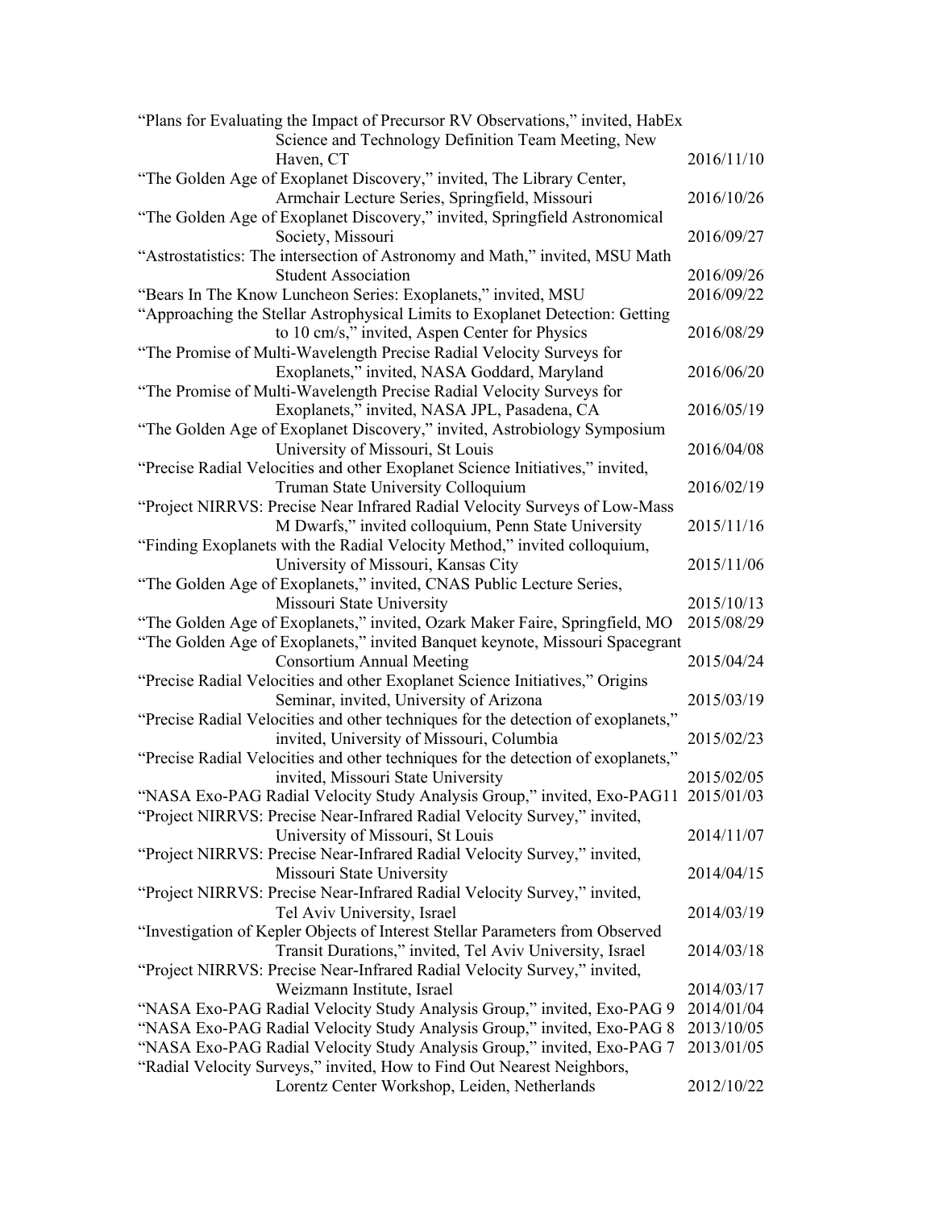"Plans for Evaluating the Impact of Precursor RV Observations," invited, HabEx Science and Technology Definition Team Meeting, New Haven, CT 2016/11/10

"The Golden Age of Exoplanet Discovery," invited, The Library Center, Armchair Lecture Series, Springfield, Missouri 2016/10/26

"The Golden Age of Exoplanet Discovery," invited, Springfield Astronomical Society, Missouri 2016/09/27

"Astrostatistics: The intersection of Astronomy and Math," invited, MSU Math Student Association 2016/09/26

"Bears In The Know Luncheon Series: Exoplanets," invited, MSU 2016/09/22

"Approaching the Stellar Astrophysical Limits to Exoplanet Detection: Getting to 10 cm/s," invited, Aspen Center for Physics 2016/08/29

"The Promise of Multi-Wavelength Precise Radial Velocity Surveys for Exoplanets," invited, NASA Goddard, Maryland 2016/06/20

"The Promise of Multi-Wavelength Precise Radial Velocity Surveys for Exoplanets," invited, NASA JPL, Pasadena, CA 2016/05/19

"The Golden Age of Exoplanet Discovery," invited, Astrobiology Symposium University of Missouri, St Louis 2016/04/08

"Precise Radial Velocities and other Exoplanet Science Initiatives," invited, Truman State University Colloquium 2016/02/19

"Project NIRRVS: Precise Near Infrared Radial Velocity Surveys of Low-Mass M Dwarfs," invited colloquium, Penn State University 2015/11/16

"Finding Exoplanets with the Radial Velocity Method," invited colloquium, University of Missouri, Kansas City 2015/11/06

"The Golden Age of Exoplanets," invited, CNAS Public Lecture Series, Missouri State University 2015/10/13

"The Golden Age of Exoplanets," invited, Ozark Maker Faire, Springfield, MO 2015/08/29

"The Golden Age of Exoplanets," invited Banquet keynote, Missouri Spacegrant Consortium Annual Meeting 2015/04/24

"Precise Radial Velocities and other Exoplanet Science Initiatives," Origins Seminar, invited, University of Arizona 2015/03/19

"Precise Radial Velocities and other techniques for the detection of exoplanets," invited, University of Missouri, Columbia 2015/02/23

"Precise Radial Velocities and other techniques for the detection of exoplanets," invited, Missouri State University 2015/02/05

"NASA Exo-PAG Radial Velocity Study Analysis Group," invited, Exo-PAG11 2015/01/03

"Project NIRRVS: Precise Near-Infrared Radial Velocity Survey," invited, University of Missouri, St Louis 2014/11/07

"Project NIRRVS: Precise Near-Infrared Radial Velocity Survey," invited, Missouri State University 2014/04/15

"Project NIRRVS: Precise Near-Infrared Radial Velocity Survey," invited, Tel Aviv University, Israel 2014/03/19

"Investigation of Kepler Objects of Interest Stellar Parameters from Observed Transit Durations," invited, Tel Aviv University, Israel 2014/03/18

"Project NIRRVS: Precise Near-Infrared Radial Velocity Survey," invited, Weizmann Institute, Israel 2014/03/17

"NASA Exo-PAG Radial Velocity Study Analysis Group," invited, Exo-PAG 9 2014/01/04

"NASA Exo-PAG Radial Velocity Study Analysis Group," invited, Exo-PAG 8 2013/10/05

"NASA Exo-PAG Radial Velocity Study Analysis Group," invited, Exo-PAG 7 2013/01/05

"Radial Velocity Surveys," invited, How to Find Out Nearest Neighbors, Lorentz Center Workshop, Leiden, Netherlands 2012/10/22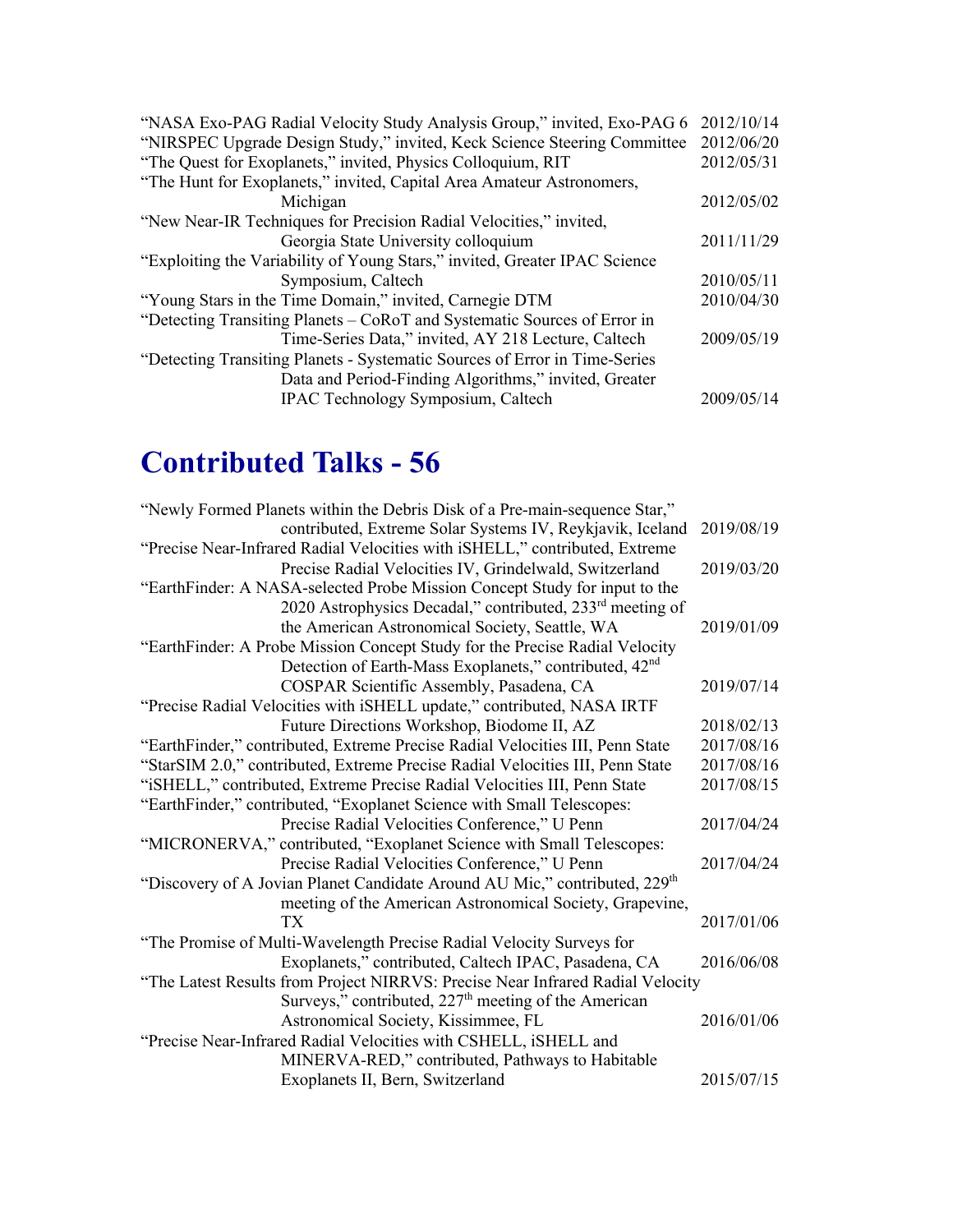"NASA Exo-PAG Radial Velocity Study Analysis Group," invited, Exo-PAG 6 2012/10/14

"NIRSPEC Upgrade Design Study," invited, Keck Science Steering Committee 2012/06/20

"The Quest for Exoplanets," invited, Physics Colloquium, RIT 2012/05/31

"The Hunt for Exoplanets," invited, Capital Area Amateur Astronomers, Michigan 2012/05/02

"New Near-IR Techniques for Precision Radial Velocities," invited, Georgia State University colloquium 2011/11/29

"Exploiting the Variability of Young Stars," invited, Greater IPAC Science Symposium, Caltech 2010/05/11

"Young Stars in the Time Domain," invited, Carnegie DTM 2010/04/30

"Detecting Transiting Planets – CoRoT and Systematic Sources of Error in Time-Series Data," invited, AY 218 Lecture, Caltech 2009/05/19

"Detecting Transiting Planets - Systematic Sources of Error in Time-Series Data and Period-Finding Algorithms," invited, Greater IPAC Technology Symposium, Caltech 2009/05/14

## Contributed Talks - 56

"Newly Formed Planets within the Debris Disk of a Pre-main-sequence Star," contributed, Extreme Solar Systems IV, Reykjavik, Iceland 2019/08/19

"Precise Near-Infrared Radial Velocities with iSHELL," contributed, Extreme Precise Radial Velocities IV, Grindelwald, Switzerland 2019/03/20

"EarthFinder: A NASA-selected Probe Mission Concept Study for input to the 2020 Astrophysics Decadal," contributed, 233rd meeting of the American Astronomical Society, Seattle, WA 2019/01/09

"EarthFinder: A Probe Mission Concept Study for the Precise Radial Velocity Detection of Earth-Mass Exoplanets," contributed, 42nd COSPAR Scientific Assembly, Pasadena, CA 2019/07/14

"Precise Radial Velocities with iSHELL update," contributed, NASA IRTF Future Directions Workshop, Biodome II, AZ 2018/02/13

"EarthFinder," contributed, Extreme Precise Radial Velocities III, Penn State 2017/08/16

"StarSIM 2.0," contributed, Extreme Precise Radial Velocities III, Penn State 2017/08/16

"iSHELL," contributed, Extreme Precise Radial Velocities III, Penn State 2017/08/15

"EarthFinder," contributed, "Exoplanet Science with Small Telescopes: Precise Radial Velocities Conference," U Penn 2017/04/24

"MICRONERVA," contributed, "Exoplanet Science with Small Telescopes: Precise Radial Velocities Conference," U Penn 2017/04/24

"Discovery of A Jovian Planet Candidate Around AU Mic," contributed, 229th meeting of the American Astronomical Society, Grapevine, TX 2017/01/06

"The Promise of Multi-Wavelength Precise Radial Velocity Surveys for Exoplanets," contributed, Caltech IPAC, Pasadena, CA 2016/06/08

"The Latest Results from Project NIRRVS: Precise Near Infrared Radial Velocity Surveys," contributed, 227th meeting of the American Astronomical Society, Kissimmee, FL 2016/01/06

"Precise Near-Infrared Radial Velocities with CSHELL, iSHELL and MINERVA-RED," contributed, Pathways to Habitable Exoplanets II, Bern, Switzerland 2015/07/15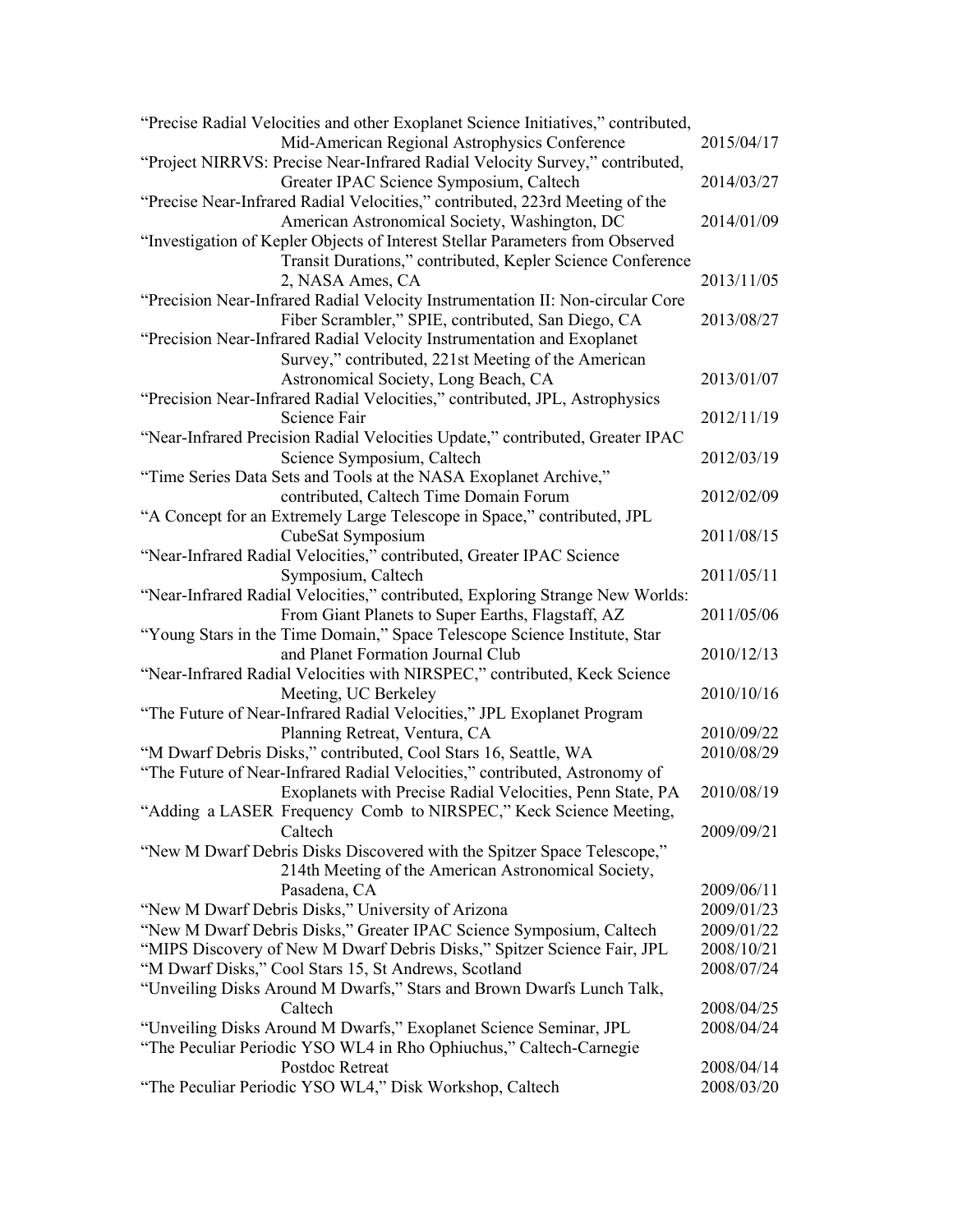| | |
|---|---|
| "Precise Radial Velocities and other Exoplanet Science Initiatives," contributed, Mid-American Regional Astrophysics Conference | 2015/04/17 |
| "Project NIRRVS: Precise Near-Infrared Radial Velocity Survey," contributed, Greater IPAC Science Symposium, Caltech | 2014/03/27 |
| "Precise Near-Infrared Radial Velocities," contributed, 223rd Meeting of the American Astronomical Society, Washington, DC | 2014/01/09 |
| "Investigation of Kepler Objects of Interest Stellar Parameters from Observed Transit Durations," contributed, Kepler Science Conference 2, NASA Ames, CA | 2013/11/05 |
| "Precision Near-Infrared Radial Velocity Instrumentation II: Non-circular Core Fiber Scrambler," SPIE, contributed, San Diego, CA | 2013/08/27 |
| "Precision Near-Infrared Radial Velocity Instrumentation and Exoplanet Survey," contributed, 221st Meeting of the American Astronomical Society, Long Beach, CA | 2013/01/07 |
| "Precision Near-Infrared Radial Velocities," contributed, JPL, Astrophysics Science Fair | 2012/11/19 |
| "Near-Infrared Precision Radial Velocities Update," contributed, Greater IPAC Science Symposium, Caltech | 2012/03/19 |
| "Time Series Data Sets and Tools at the NASA Exoplanet Archive," contributed, Caltech Time Domain Forum | 2012/02/09 |
| "A Concept for an Extremely Large Telescope in Space," contributed, JPL CubeSat Symposium | 2011/08/15 |
| "Near-Infrared Radial Velocities," contributed, Greater IPAC Science Symposium, Caltech | 2011/05/11 |
| "Near-Infrared Radial Velocities," contributed, Exploring Strange New Worlds: From Giant Planets to Super Earths, Flagstaff, AZ | 2011/05/06 |
| "Young Stars in the Time Domain," Space Telescope Science Institute, Star and Planet Formation Journal Club | 2010/12/13 |
| "Near-Infrared Radial Velocities with NIRSPEC," contributed, Keck Science Meeting, UC Berkeley | 2010/10/16 |
| "The Future of Near-Infrared Radial Velocities," JPL Exoplanet Program Planning Retreat, Ventura, CA | 2010/09/22 |
| "M Dwarf Debris Disks," contributed, Cool Stars 16, Seattle, WA | 2010/08/29 |
| "The Future of Near-Infrared Radial Velocities," contributed, Astronomy of Exoplanets with Precise Radial Velocities, Penn State, PA | 2010/08/19 |
| "Adding a LASER Frequency Comb to NIRSPEC," Keck Science Meeting, Caltech | 2009/09/21 |
| "New M Dwarf Debris Disks Discovered with the Spitzer Space Telescope," 214th Meeting of the American Astronomical Society, Pasadena, CA | 2009/06/11 |
| "New M Dwarf Debris Disks," University of Arizona | 2009/01/23 |
| "New M Dwarf Debris Disks," Greater IPAC Science Symposium, Caltech | 2009/01/22 |
| "MIPS Discovery of New M Dwarf Debris Disks," Spitzer Science Fair, JPL | 2008/10/21 |
| "M Dwarf Disks," Cool Stars 15, St Andrews, Scotland | 2008/07/24 |
| "Unveiling Disks Around M Dwarfs," Stars and Brown Dwarfs Lunch Talk, Caltech | 2008/04/25 |
| "Unveiling Disks Around M Dwarfs," Exoplanet Science Seminar, JPL | 2008/04/24 |
| "The Peculiar Periodic YSO WL4 in Rho Ophiuchus," Caltech-Carnegie Postdoc Retreat | 2008/04/14 |
| "The Peculiar Periodic YSO WL4," Disk Workshop, Caltech | 2008/03/20 |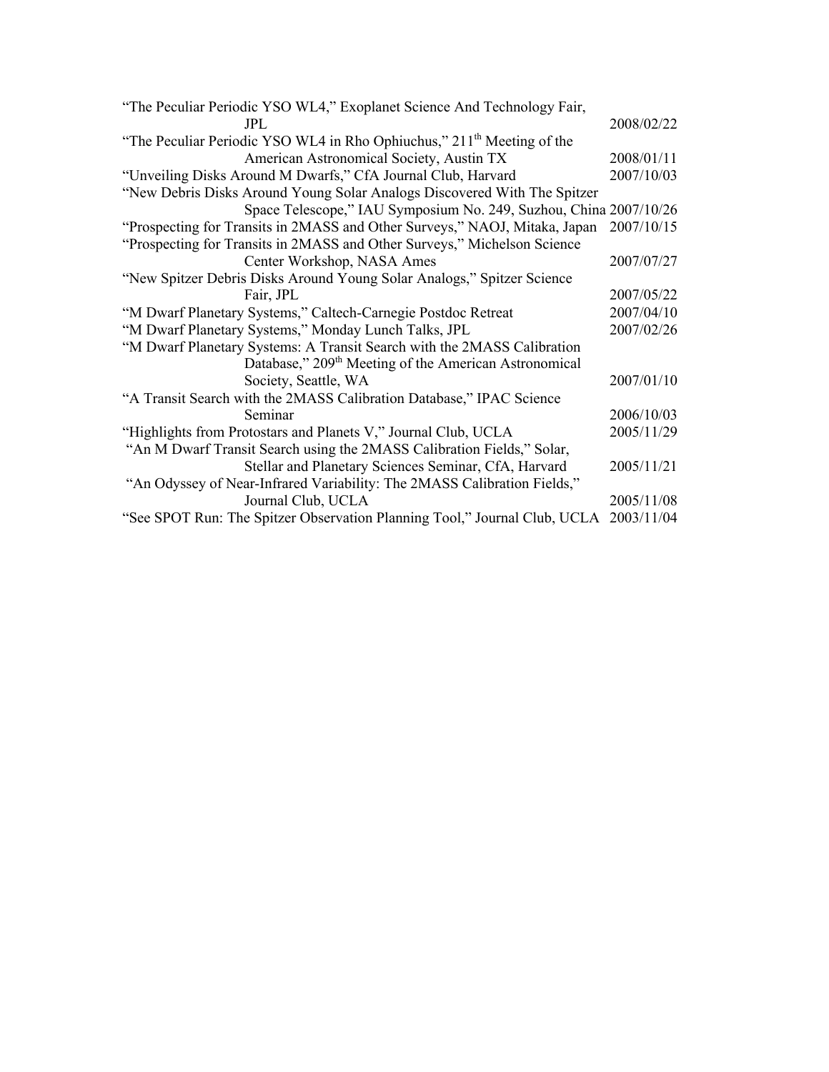| | |
|---|---|
| "The Peculiar Periodic YSO WL4," Exoplanet Science And Technology Fair, JPL | 2008/02/22 |
| "The Peculiar Periodic YSO WL4 in Rho Ophiuchus," 211th Meeting of the American Astronomical Society, Austin TX | 2008/01/11 |
| "Unveiling Disks Around M Dwarfs," CfA Journal Club, Harvard | 2007/10/03 |
| "New Debris Disks Around Young Solar Analogs Discovered With The Spitzer Space Telescope," IAU Symposium No. 249, Suzhou, China | 2007/10/26 |
| "Prospecting for Transits in 2MASS and Other Surveys," NAOJ, Mitaka, Japan | 2007/10/15 |
| "Prospecting for Transits in 2MASS and Other Surveys," Michelson Science Center Workshop, NASA Ames | 2007/07/27 |
| "New Spitzer Debris Disks Around Young Solar Analogs," Spitzer Science Fair, JPL | 2007/05/22 |
| "M Dwarf Planetary Systems," Caltech-Carnegie Postdoc Retreat | 2007/04/10 |
| "M Dwarf Planetary Systems," Monday Lunch Talks, JPL | 2007/02/26 |
| "M Dwarf Planetary Systems: A Transit Search with the 2MASS Calibration Database," 209th Meeting of the American Astronomical Society, Seattle, WA | 2007/01/10 |
| "A Transit Search with the 2MASS Calibration Database," IPAC Science Seminar | 2006/10/03 |
| "Highlights from Protostars and Planets V," Journal Club, UCLA | 2005/11/29 |
| "An M Dwarf Transit Search using the 2MASS Calibration Fields," Solar, Stellar and Planetary Sciences Seminar, CfA, Harvard | 2005/11/21 |
| "An Odyssey of Near-Infrared Variability: The 2MASS Calibration Fields," Journal Club, UCLA | 2005/11/08 |
| "See SPOT Run: The Spitzer Observation Planning Tool," Journal Club, UCLA | 2003/11/04 |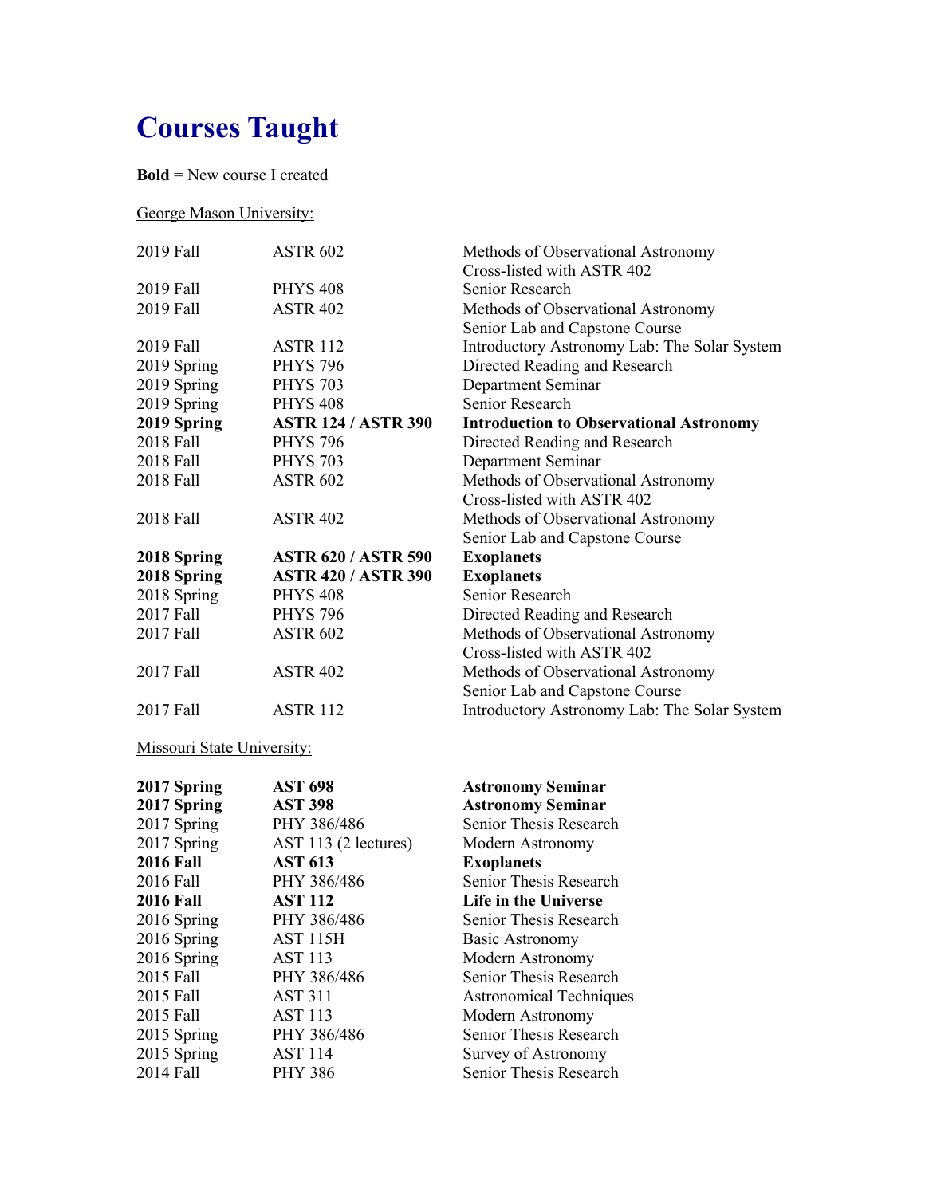# Courses Taught

**Bold** = New course I created

George Mason University:

| | | |
|---|---|---|
| 2019 Fall | ASTR 602 | Methods of Observational Astronomy<br>Cross-listed with ASTR 402 |
| 2019 Fall | PHYS 408 | Senior Research |
| 2019 Fall | ASTR 402 | Methods of Observational Astronomy<br>Senior Lab and Capstone Course |
| 2019 Fall | ASTR 112 | Introductory Astronomy Lab: The Solar System |
| 2019 Spring | PHYS 796 | Directed Reading and Research |
| 2019 Spring | PHYS 703 | Department Seminar |
| 2019 Spring | PHYS 408 | Senior Research |
| **2019 Spring** | **ASTR 124 / ASTR 390** | **Introduction to Observational Astronomy** |
| 2018 Fall | PHYS 796 | Directed Reading and Research |
| 2018 Fall | PHYS 703 | Department Seminar |
| 2018 Fall | ASTR 602 | Methods of Observational Astronomy<br>Cross-listed with ASTR 402 |
| 2018 Fall | ASTR 402 | Methods of Observational Astronomy<br>Senior Lab and Capstone Course |
| **2018 Spring** | **ASTR 620 / ASTR 590** | **Exoplanets** |
| **2018 Spring** | **ASTR 420 / ASTR 390** | **Exoplanets** |
| 2018 Spring | PHYS 408 | Senior Research |
| 2017 Fall | PHYS 796 | Directed Reading and Research |
| 2017 Fall | ASTR 602 | Methods of Observational Astronomy<br>Cross-listed with ASTR 402 |
| 2017 Fall | ASTR 402 | Methods of Observational Astronomy<br>Senior Lab and Capstone Course |
| 2017 Fall | ASTR 112 | Introductory Astronomy Lab: The Solar System |

Missouri State University:

| | | |
|---|---|---|
| **2017 Spring** | **AST 698** | **Astronomy Seminar** |
| **2017 Spring** | **AST 398** | **Astronomy Seminar** |
| 2017 Spring | PHY 386/486 | Senior Thesis Research |
| 2017 Spring | AST 113 (2 lectures) | Modern Astronomy |
| **2016 Fall** | **AST 613** | **Exoplanets** |
| 2016 Fall | PHY 386/486 | Senior Thesis Research |
| **2016 Fall** | **AST 112** | **Life in the Universe** |
| 2016 Spring | PHY 386/486 | Senior Thesis Research |
| 2016 Spring | AST 115H | Basic Astronomy |
| 2016 Spring | AST 113 | Modern Astronomy |
| 2015 Fall | PHY 386/486 | Senior Thesis Research |
| 2015 Fall | AST 311 | Astronomical Techniques |
| 2015 Fall | AST 113 | Modern Astronomy |
| 2015 Spring | PHY 386/486 | Senior Thesis Research |
| 2015 Spring | AST 114 | Survey of Astronomy |
| 2014 Fall | PHY 386 | Senior Thesis Research |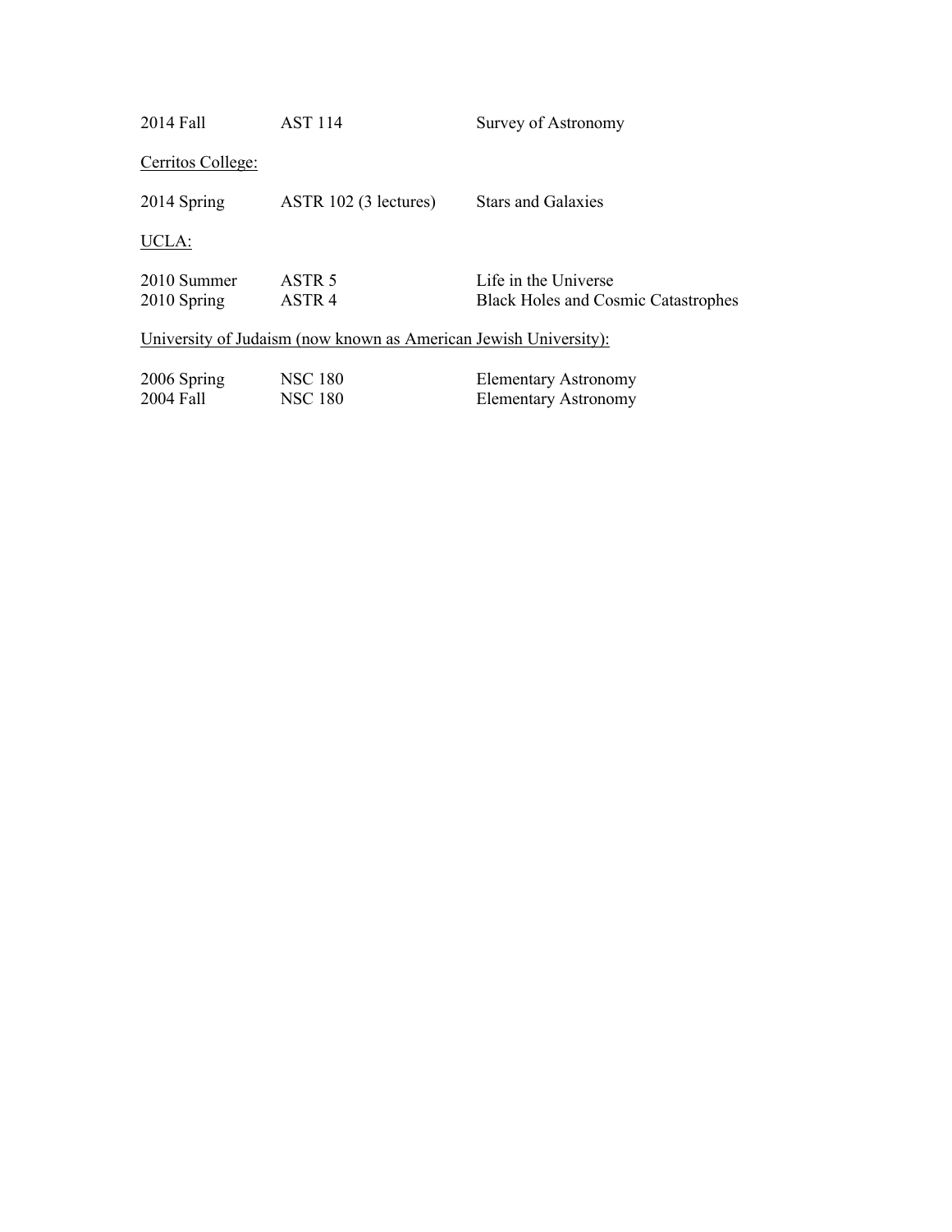| | | |
|---|---|---|
| 2014 Fall | AST 114 | Survey of Astronomy |

Cerritos College:

| | | |
|---|---|---|
| 2014 Spring | ASTR 102 (3 lectures) | Stars and Galaxies |

UCLA:

| | | |
|---|---|---|
| 2010 Summer | ASTR 5 | Life in the Universe |
| 2010 Spring | ASTR 4 | Black Holes and Cosmic Catastrophes |

University of Judaism (now known as American Jewish University):

| | | |
|---|---|---|
| 2006 Spring | NSC 180 | Elementary Astronomy |
| 2004 Fall | NSC 180 | Elementary Astronomy |